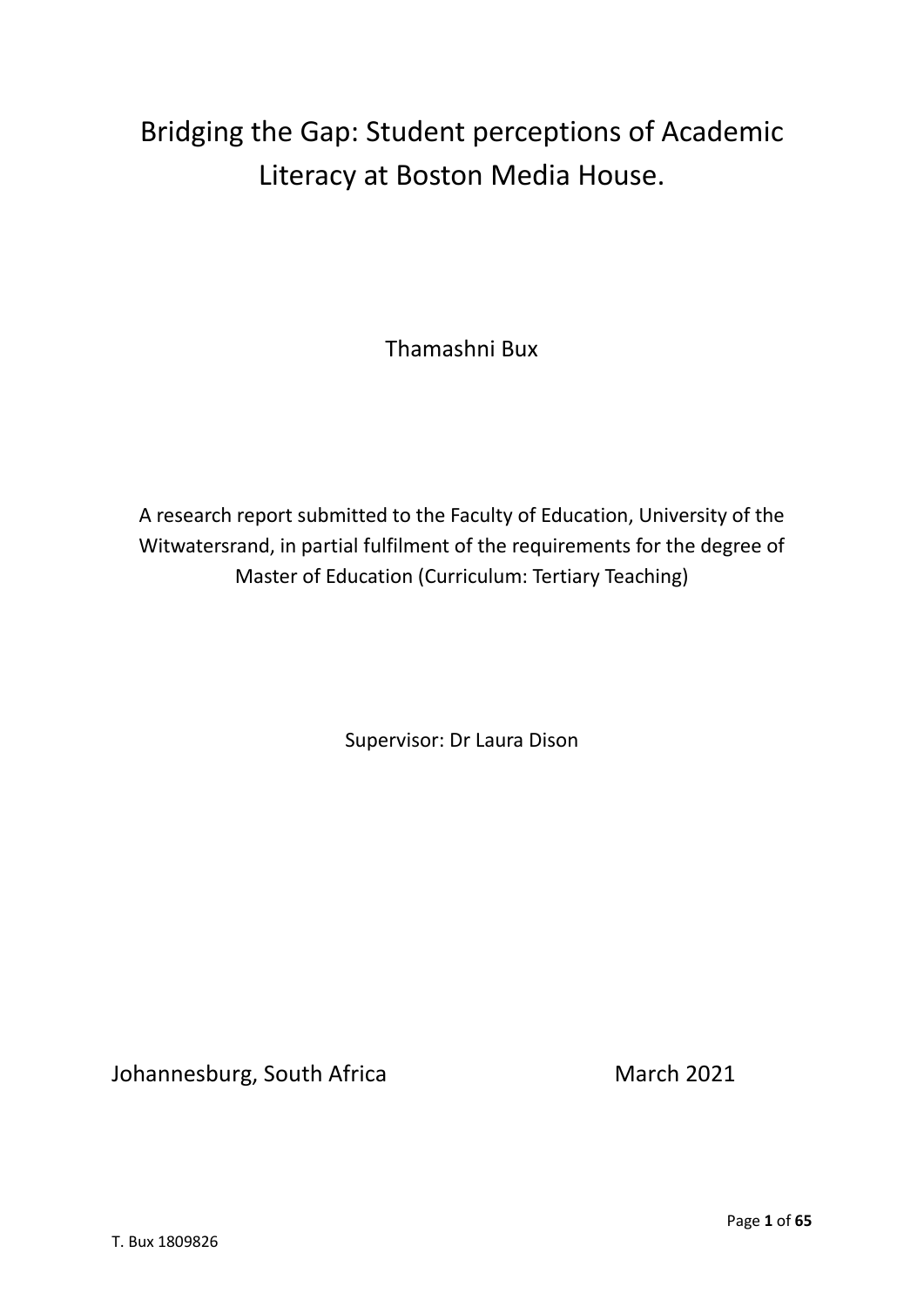# Bridging the Gap: Student perceptions of Academic Literacy at Boston Media House.

Thamashni Bux

A research report submitted to the Faculty of Education, University of the Witwatersrand, in partial fulfilment of the requirements for the degree of Master of Education (Curriculum: Tertiary Teaching)

Supervisor: Dr Laura Dison

Johannesburg, South Africa March 2021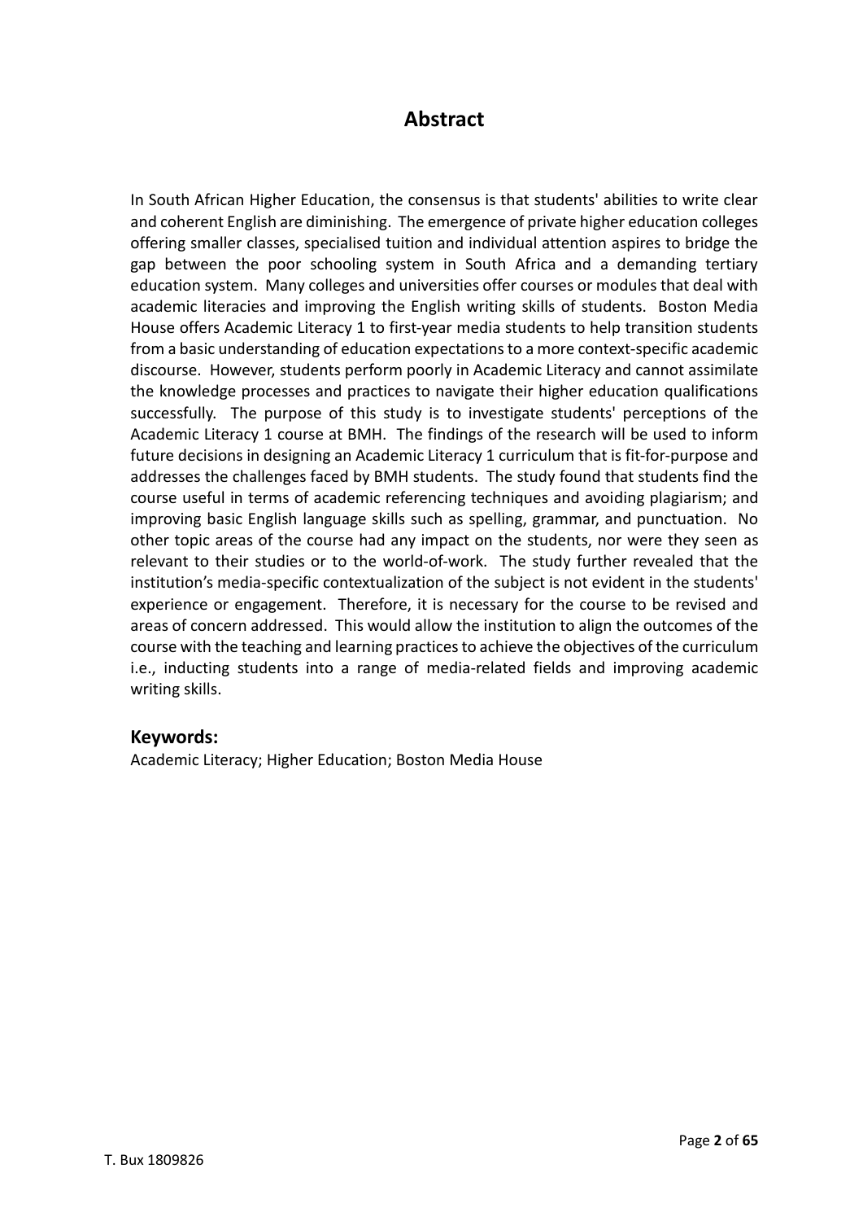# Abstract

In South African Higher Education, the consensus is that students' abilities to write clear and coherent English are diminishing. The emergence of private higher education colleges offering smaller classes, specialised tuition and individual attention aspires to bridge the gap between the poor schooling system in South Africa and a demanding tertiary education system. Many colleges and universities offer courses or modules that deal with academic literacies and improving the English writing skills of students. Boston Media House offers Academic Literacy 1 to first-year media students to help transition students from a basic understanding of education expectations to a more context-specific academic discourse. However, students perform poorly in Academic Literacy and cannot assimilate the knowledge processes and practices to navigate their higher education qualifications successfully. The purpose of this study is to investigate students' perceptions of the Academic Literacy 1 course at BMH. The findings of the research will be used to inform future decisions in designing an Academic Literacy 1 curriculum that is fit-for-purpose and addresses the challenges faced by BMH students. The study found that students find the course useful in terms of academic referencing techniques and avoiding plagiarism; and improving basic English language skills such as spelling, grammar, and punctuation. No other topic areas of the course had any impact on the students, nor were they seen as relevant to their studies or to the world-of-work. The study further revealed that the institution's media-specific contextualization of the subject is not evident in the students' experience or engagement. Therefore, it is necessary for the course to be revised and areas of concern addressed. This would allow the institution to align the outcomes of the course with the teaching and learning practices to achieve the objectives of the curriculum i.e., inducting students into a range of media-related fields and improving academic writing skills.

## Keywords:

Academic Literacy; Higher Education; Boston Media House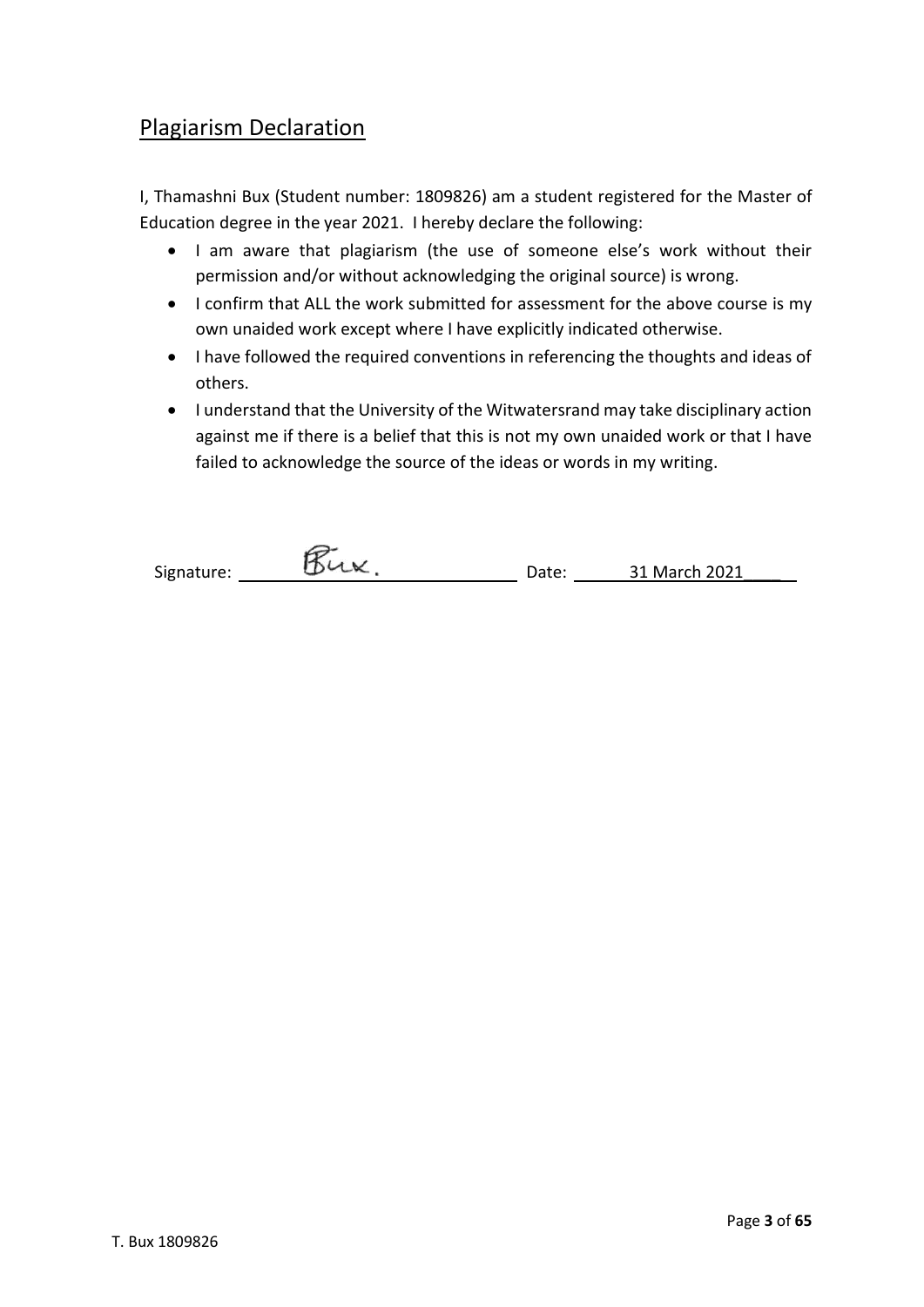## Plagiarism Declaration

I, Thamashni Bux (Student number: 1809826) am a student registered for the Master of Education degree in the year 2021. I hereby declare the following:

- I am aware that plagiarism (the use of someone else's work without their permission and/or without acknowledging the original source) is wrong.
- I confirm that ALL the work submitted for assessment for the above course is my own unaided work except where I have explicitly indicated otherwise.
- I have followed the required conventions in referencing the thoughts and ideas of others.
- I understand that the University of the Witwatersrand may take disciplinary action against me if there is a belief that this is not my own unaided work or that I have failed to acknowledge the source of the ideas or words in my writing.

Signature: Bux. Date: 31 March 2021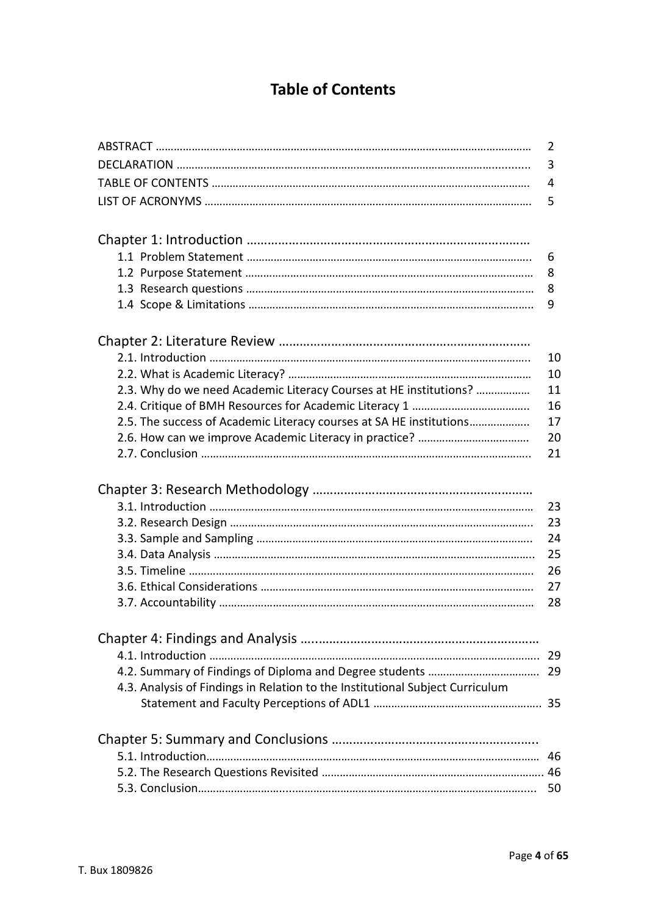# Table of Contents

| | |
|---|---|
| ABSTRACT | 2 |
| DECLARATION | 3 |
| TABLE OF CONTENTS | 4 |
| LIST OF ACRONYMS | 5 |

## Chapter 1: Introduction

| | |
|---|---|
| 1.1 Problem Statement | 6 |
| 1.2 Purpose Statement | 8 |
| 1.3 Research questions | 8 |
| 1.4 Scope & Limitations | 9 |

## Chapter 2: Literature Review

| | |
|---|---|
| 2.1. Introduction | 10 |
| 2.2. What is Academic Literacy? | 10 |
| 2.3. Why do we need Academic Literacy Courses at HE institutions? | 11 |
| 2.4. Critique of BMH Resources for Academic Literacy 1 | 16 |
| 2.5. The success of Academic Literacy courses at SA HE institutions | 17 |
| 2.6. How can we improve Academic Literacy in practice? | 20 |
| 2.7. Conclusion | 21 |

## Chapter 3: Research Methodology

| | |
|---|---|
| 3.1. Introduction | 23 |
| 3.2. Research Design | 23 |
| 3.3. Sample and Sampling | 24 |
| 3.4. Data Analysis | 25 |
| 3.5. Timeline | 26 |
| 3.6. Ethical Considerations | 27 |
| 3.7. Accountability | 28 |

## Chapter 4: Findings and Analysis

| | |
|---|---|
| 4.1. Introduction | 29 |
| 4.2. Summary of Findings of Diploma and Degree students | 29 |
| 4.3. Analysis of Findings in Relation to the Institutional Subject Curriculum Statement and Faculty Perceptions of ADL1 | 35 |

## Chapter 5: Summary and Conclusions

| | |
|---|---|
| 5.1. Introduction | 46 |
| 5.2. The Research Questions Revisited | 46 |
| 5.3. Conclusion | 50 |

T. Bux 1809826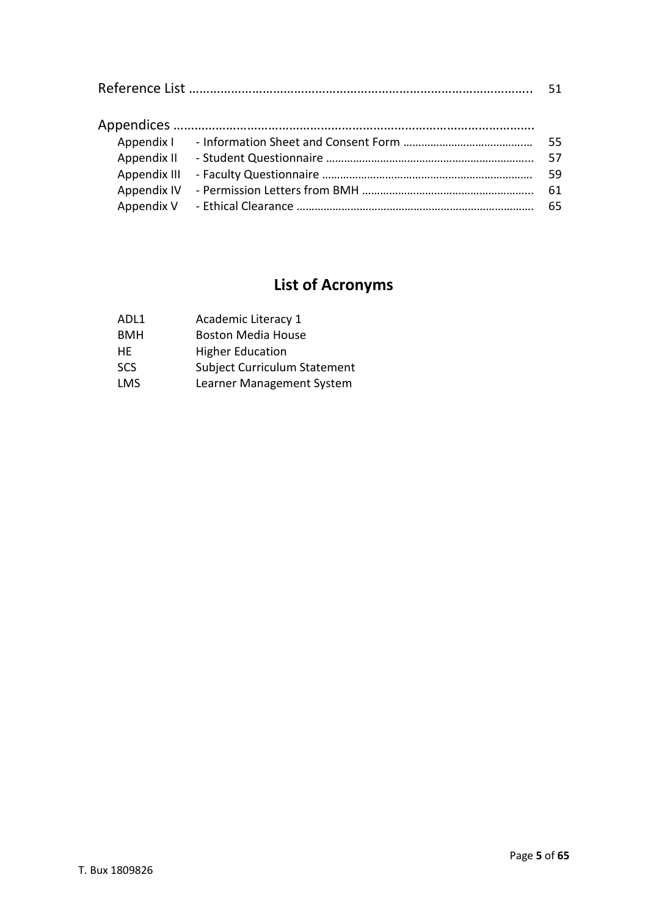Reference List .................................................................................................. 51

Appendices ......................................................................................................

| | | |
|---|---|---|
| Appendix I | - Information Sheet and Consent Form ............................................ | 55 |
| Appendix II | - Student Questionnaire ....................................................................... | 57 |
| Appendix III | - Faculty Questionnaire ....................................................................... | 59 |
| Appendix IV | - Permission Letters from BMH .......................................................... | 61 |
| Appendix V | - Ethical Clearance ............................................................................... | 65 |

## List of Acronyms

| | |
|---|---|
| ADL1 | Academic Literacy 1 |
| BMH | Boston Media House |
| HE | Higher Education |
| SCS | Subject Curriculum Statement |
| LMS | Learner Management System |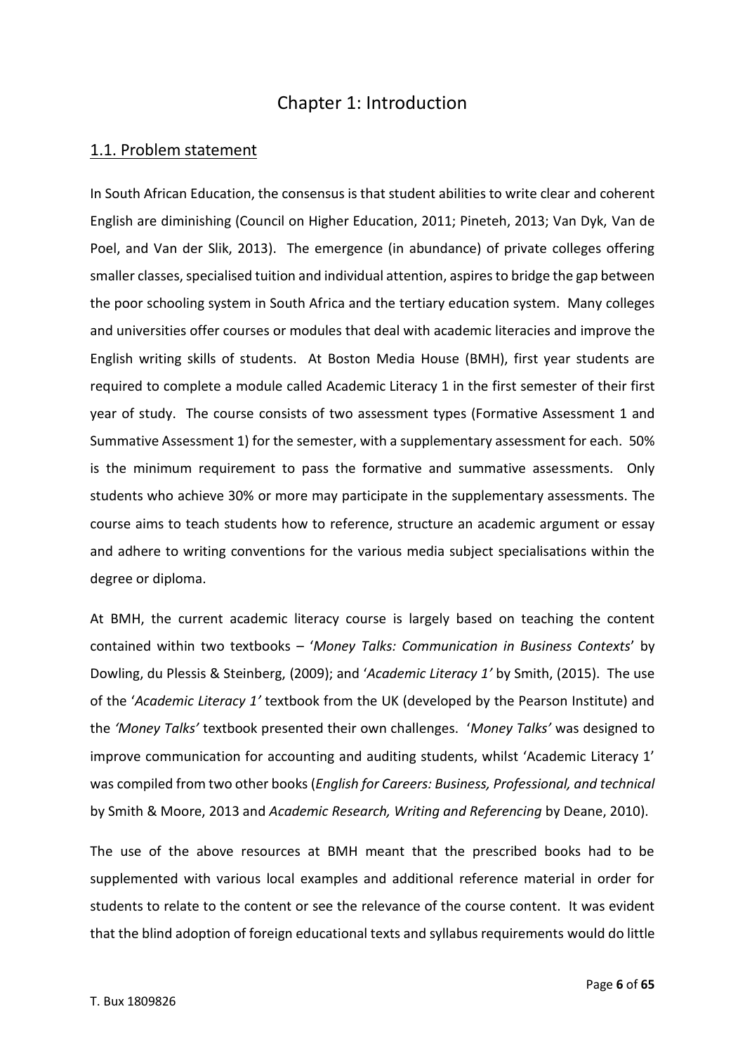# Chapter 1: Introduction

## 1.1. Problem statement

In South African Education, the consensus is that student abilities to write clear and coherent English are diminishing (Council on Higher Education, 2011; Pineteh, 2013; Van Dyk, Van de Poel, and Van der Slik, 2013). The emergence (in abundance) of private colleges offering smaller classes, specialised tuition and individual attention, aspires to bridge the gap between the poor schooling system in South Africa and the tertiary education system. Many colleges and universities offer courses or modules that deal with academic literacies and improve the English writing skills of students. At Boston Media House (BMH), first year students are required to complete a module called Academic Literacy 1 in the first semester of their first year of study. The course consists of two assessment types (Formative Assessment 1 and Summative Assessment 1) for the semester, with a supplementary assessment for each. 50% is the minimum requirement to pass the formative and summative assessments. Only students who achieve 30% or more may participate in the supplementary assessments. The course aims to teach students how to reference, structure an academic argument or essay and adhere to writing conventions for the various media subject specialisations within the degree or diploma.

At BMH, the current academic literacy course is largely based on teaching the content contained within two textbooks – '*Money Talks: Communication in Business Contexts*' by Dowling, du Plessis & Steinberg, (2009); and '*Academic Literacy 1'* by Smith, (2015). The use of the '*Academic Literacy 1'* textbook from the UK (developed by the Pearson Institute) and the *'Money Talks'* textbook presented their own challenges. '*Money Talks'* was designed to improve communication for accounting and auditing students, whilst 'Academic Literacy 1' was compiled from two other books (*English for Careers: Business, Professional, and technical* by Smith & Moore, 2013 and *Academic Research, Writing and Referencing* by Deane, 2010).

The use of the above resources at BMH meant that the prescribed books had to be supplemented with various local examples and additional reference material in order for students to relate to the content or see the relevance of the course content. It was evident that the blind adoption of foreign educational texts and syllabus requirements would do little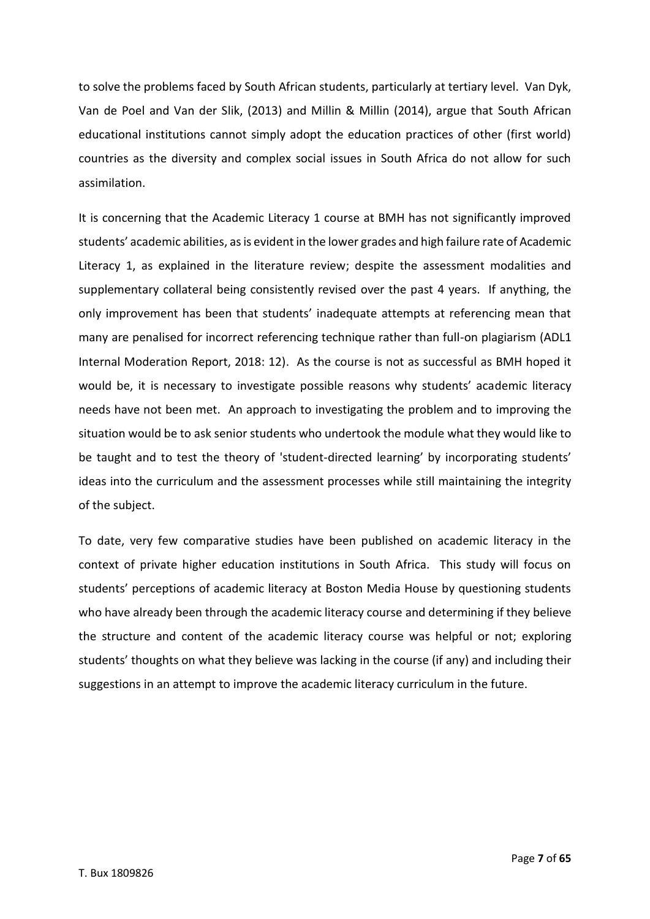to solve the problems faced by South African students, particularly at tertiary level. Van Dyk, Van de Poel and Van der Slik, (2013) and Millin & Millin (2014), argue that South African educational institutions cannot simply adopt the education practices of other (first world) countries as the diversity and complex social issues in South Africa do not allow for such assimilation.

It is concerning that the Academic Literacy 1 course at BMH has not significantly improved students' academic abilities, as is evident in the lower grades and high failure rate of Academic Literacy 1, as explained in the literature review; despite the assessment modalities and supplementary collateral being consistently revised over the past 4 years. If anything, the only improvement has been that students' inadequate attempts at referencing mean that many are penalised for incorrect referencing technique rather than full-on plagiarism (ADL1 Internal Moderation Report, 2018: 12). As the course is not as successful as BMH hoped it would be, it is necessary to investigate possible reasons why students' academic literacy needs have not been met. An approach to investigating the problem and to improving the situation would be to ask senior students who undertook the module what they would like to be taught and to test the theory of 'student-directed learning' by incorporating students' ideas into the curriculum and the assessment processes while still maintaining the integrity of the subject.

To date, very few comparative studies have been published on academic literacy in the context of private higher education institutions in South Africa. This study will focus on students' perceptions of academic literacy at Boston Media House by questioning students who have already been through the academic literacy course and determining if they believe the structure and content of the academic literacy course was helpful or not; exploring students' thoughts on what they believe was lacking in the course (if any) and including their suggestions in an attempt to improve the academic literacy curriculum in the future.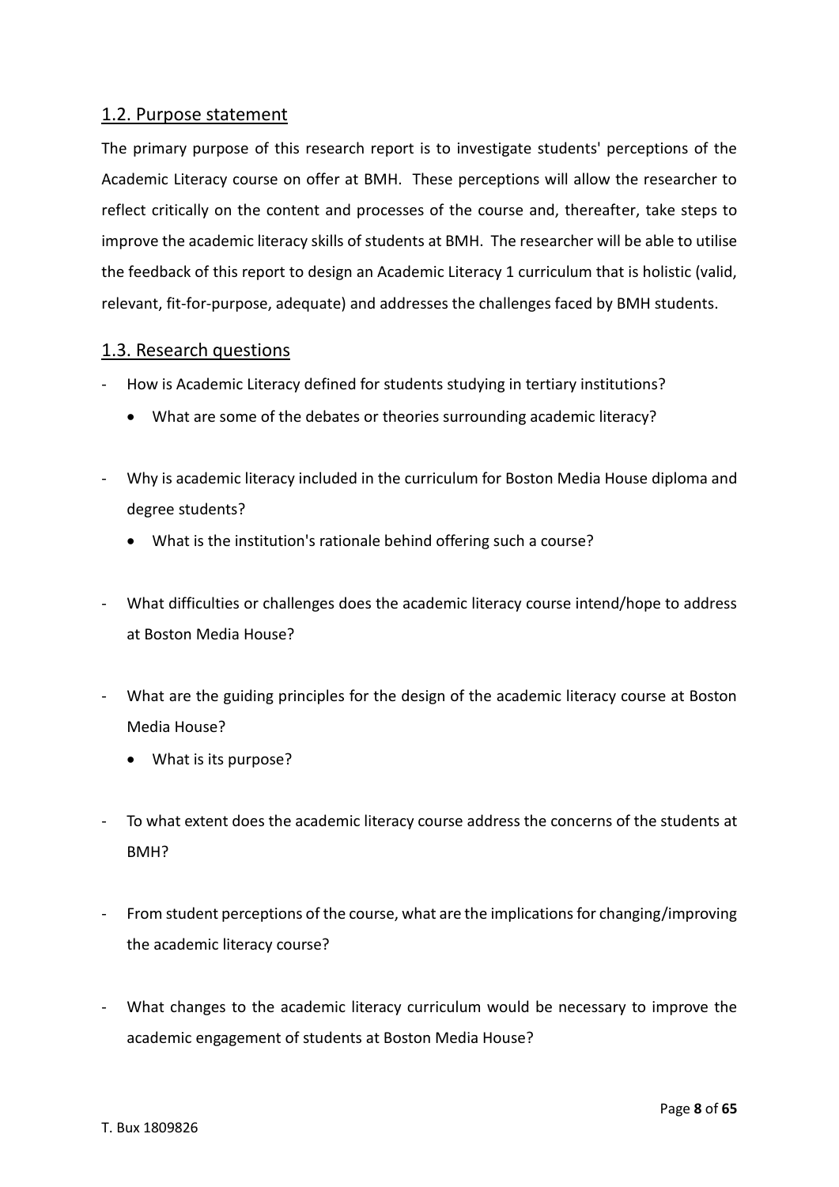## 1.2. Purpose statement

The primary purpose of this research report is to investigate students' perceptions of the Academic Literacy course on offer at BMH. These perceptions will allow the researcher to reflect critically on the content and processes of the course and, thereafter, take steps to improve the academic literacy skills of students at BMH. The researcher will be able to utilise the feedback of this report to design an Academic Literacy 1 curriculum that is holistic (valid, relevant, fit-for-purpose, adequate) and addresses the challenges faced by BMH students.

## 1.3. Research questions

- How is Academic Literacy defined for students studying in tertiary institutions?
  - What are some of the debates or theories surrounding academic literacy?
- Why is academic literacy included in the curriculum for Boston Media House diploma and degree students?
  - What is the institution's rationale behind offering such a course?
- What difficulties or challenges does the academic literacy course intend/hope to address at Boston Media House?
- What are the guiding principles for the design of the academic literacy course at Boston Media House?
  - What is its purpose?
- To what extent does the academic literacy course address the concerns of the students at BMH?
- From student perceptions of the course, what are the implications for changing/improving the academic literacy course?
- What changes to the academic literacy curriculum would be necessary to improve the academic engagement of students at Boston Media House?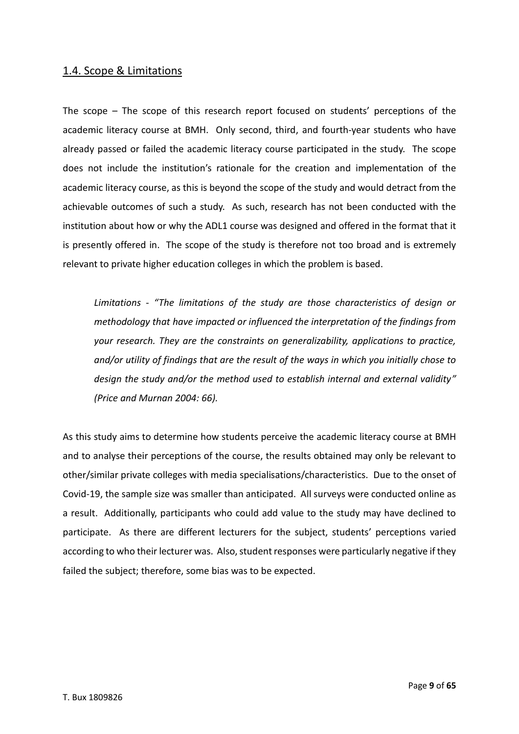## 1.4. Scope & Limitations

The scope – The scope of this research report focused on students' perceptions of the academic literacy course at BMH. Only second, third, and fourth-year students who have already passed or failed the academic literacy course participated in the study. The scope does not include the institution's rationale for the creation and implementation of the academic literacy course, as this is beyond the scope of the study and would detract from the achievable outcomes of such a study. As such, research has not been conducted with the institution about how or why the ADL1 course was designed and offered in the format that it is presently offered in. The scope of the study is therefore not too broad and is extremely relevant to private higher education colleges in which the problem is based.

> *Limitations - "The limitations of the study are those characteristics of design or methodology that have impacted or influenced the interpretation of the findings from your research. They are the constraints on generalizability, applications to practice, and/or utility of findings that are the result of the ways in which you initially chose to design the study and/or the method used to establish internal and external validity" (Price and Murnan 2004: 66).*

As this study aims to determine how students perceive the academic literacy course at BMH and to analyse their perceptions of the course, the results obtained may only be relevant to other/similar private colleges with media specialisations/characteristics. Due to the onset of Covid-19, the sample size was smaller than anticipated. All surveys were conducted online as a result. Additionally, participants who could add value to the study may have declined to participate. As there are different lecturers for the subject, students' perceptions varied according to who their lecturer was. Also, student responses were particularly negative if they failed the subject; therefore, some bias was to be expected.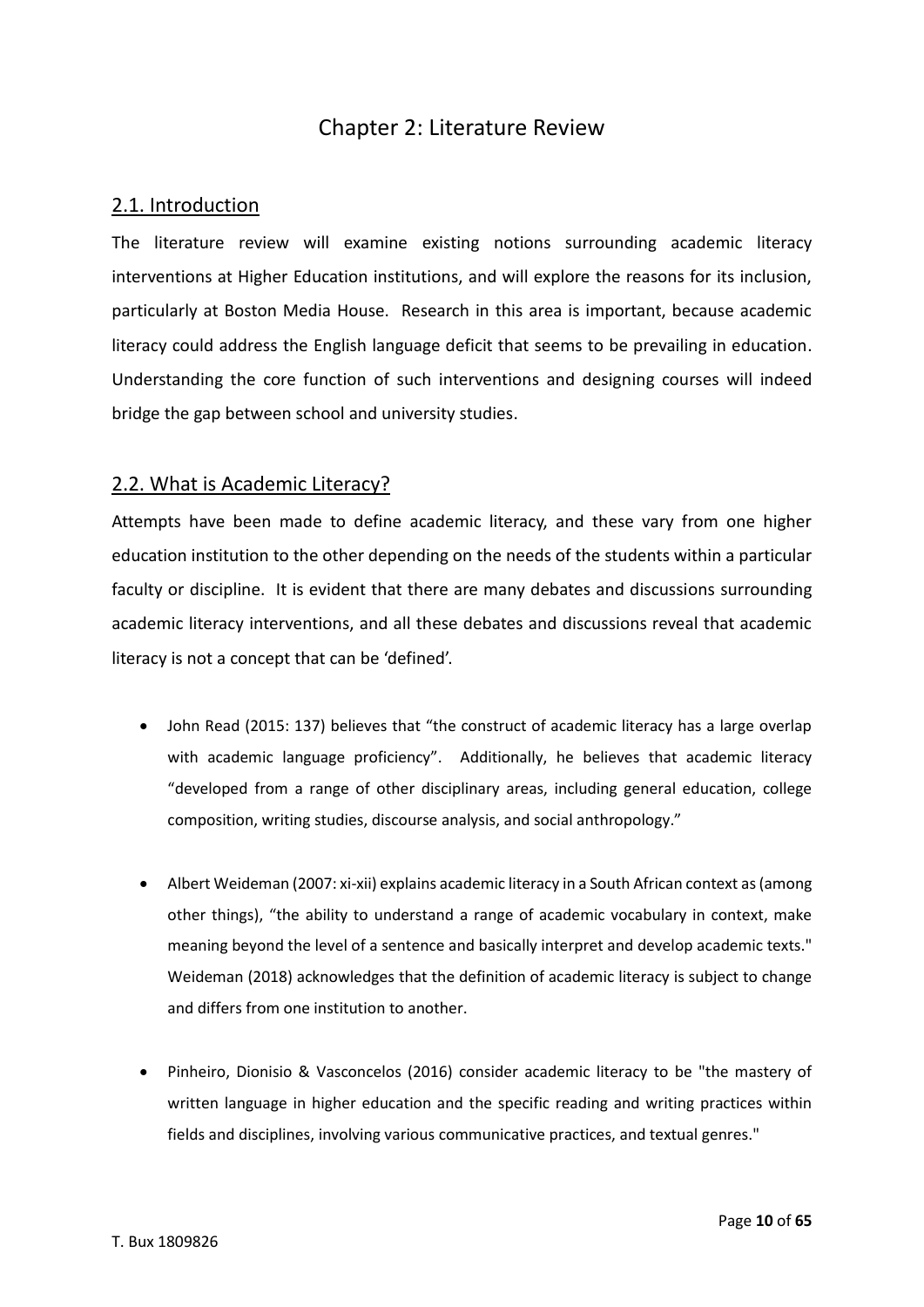# Chapter 2: Literature Review

## 2.1. Introduction

The literature review will examine existing notions surrounding academic literacy interventions at Higher Education institutions, and will explore the reasons for its inclusion, particularly at Boston Media House. Research in this area is important, because academic literacy could address the English language deficit that seems to be prevailing in education. Understanding the core function of such interventions and designing courses will indeed bridge the gap between school and university studies.

## 2.2. What is Academic Literacy?

Attempts have been made to define academic literacy, and these vary from one higher education institution to the other depending on the needs of the students within a particular faculty or discipline. It is evident that there are many debates and discussions surrounding academic literacy interventions, and all these debates and discussions reveal that academic literacy is not a concept that can be 'defined'.

- John Read (2015: 137) believes that "the construct of academic literacy has a large overlap with academic language proficiency". Additionally, he believes that academic literacy "developed from a range of other disciplinary areas, including general education, college composition, writing studies, discourse analysis, and social anthropology."

- Albert Weideman (2007: xi-xii) explains academic literacy in a South African context as (among other things), "the ability to understand a range of academic vocabulary in context, make meaning beyond the level of a sentence and basically interpret and develop academic texts." Weideman (2018) acknowledges that the definition of academic literacy is subject to change and differs from one institution to another.

- Pinheiro, Dionisio & Vasconcelos (2016) consider academic literacy to be "the mastery of written language in higher education and the specific reading and writing practices within fields and disciplines, involving various communicative practices, and textual genres."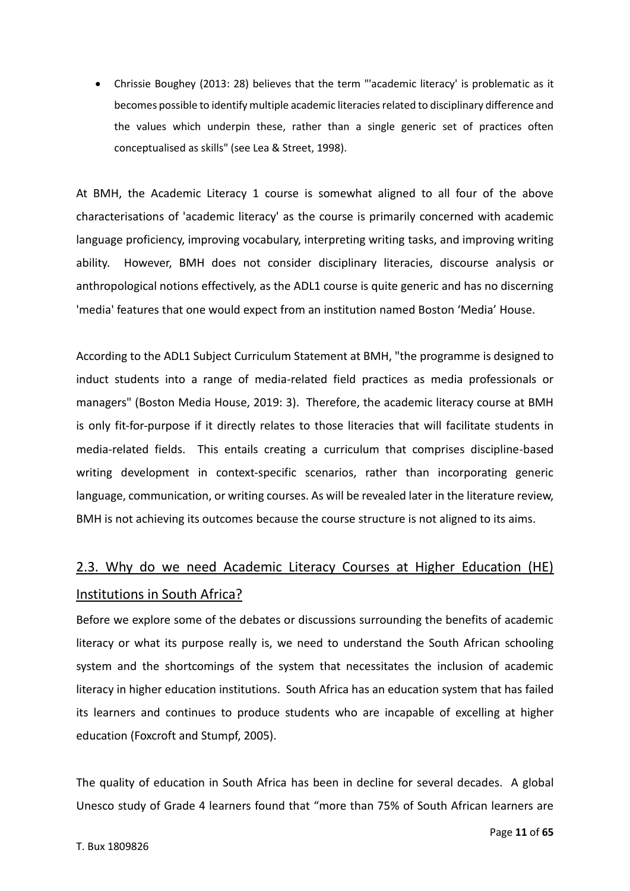- Chrissie Boughey (2013: 28) believes that the term "'academic literacy' is problematic as it becomes possible to identify multiple academic literacies related to disciplinary difference and the values which underpin these, rather than a single generic set of practices often conceptualised as skills" (see Lea & Street, 1998).

At BMH, the Academic Literacy 1 course is somewhat aligned to all four of the above characterisations of 'academic literacy' as the course is primarily concerned with academic language proficiency, improving vocabulary, interpreting writing tasks, and improving writing ability. However, BMH does not consider disciplinary literacies, discourse analysis or anthropological notions effectively, as the ADL1 course is quite generic and has no discerning 'media' features that one would expect from an institution named Boston 'Media' House.

According to the ADL1 Subject Curriculum Statement at BMH, "the programme is designed to induct students into a range of media-related field practices as media professionals or managers" (Boston Media House, 2019: 3). Therefore, the academic literacy course at BMH is only fit-for-purpose if it directly relates to those literacies that will facilitate students in media-related fields. This entails creating a curriculum that comprises discipline-based writing development in context-specific scenarios, rather than incorporating generic language, communication, or writing courses. As will be revealed later in the literature review, BMH is not achieving its outcomes because the course structure is not aligned to its aims.

## 2.3. Why do we need Academic Literacy Courses at Higher Education (HE) Institutions in South Africa?

Before we explore some of the debates or discussions surrounding the benefits of academic literacy or what its purpose really is, we need to understand the South African schooling system and the shortcomings of the system that necessitates the inclusion of academic literacy in higher education institutions. South Africa has an education system that has failed its learners and continues to produce students who are incapable of excelling at higher education (Foxcroft and Stumpf, 2005).

The quality of education in South Africa has been in decline for several decades. A global Unesco study of Grade 4 learners found that "more than 75% of South African learners are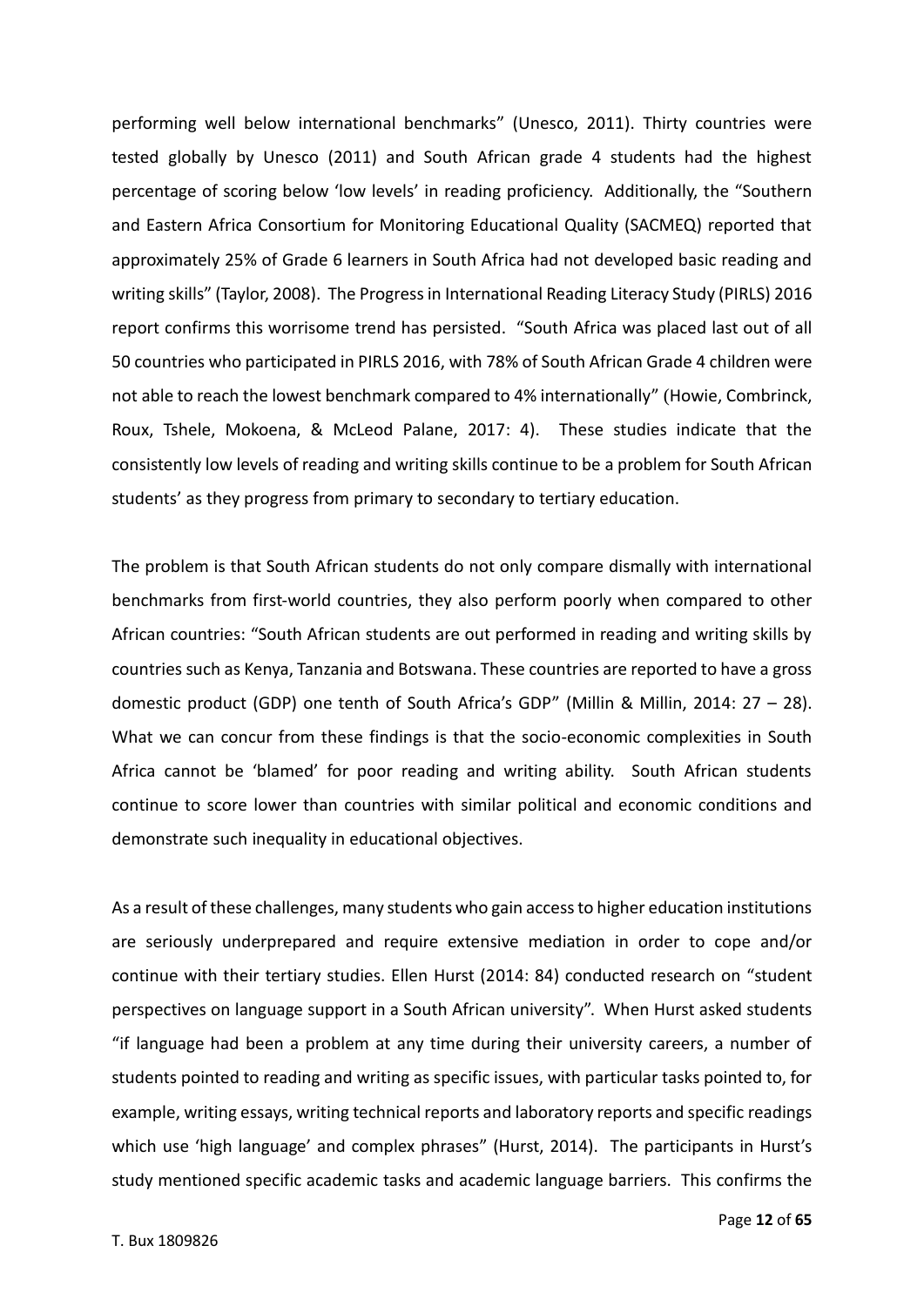performing well below international benchmarks" (Unesco, 2011). Thirty countries were tested globally by Unesco (2011) and South African grade 4 students had the highest percentage of scoring below 'low levels' in reading proficiency. Additionally, the "Southern and Eastern Africa Consortium for Monitoring Educational Quality (SACMEQ) reported that approximately 25% of Grade 6 learners in South Africa had not developed basic reading and writing skills" (Taylor, 2008). The Progress in International Reading Literacy Study (PIRLS) 2016 report confirms this worrisome trend has persisted. "South Africa was placed last out of all 50 countries who participated in PIRLS 2016, with 78% of South African Grade 4 children were not able to reach the lowest benchmark compared to 4% internationally" (Howie, Combrinck, Roux, Tshele, Mokoena, & McLeod Palane, 2017: 4). These studies indicate that the consistently low levels of reading and writing skills continue to be a problem for South African students' as they progress from primary to secondary to tertiary education.

The problem is that South African students do not only compare dismally with international benchmarks from first-world countries, they also perform poorly when compared to other African countries: "South African students are out performed in reading and writing skills by countries such as Kenya, Tanzania and Botswana. These countries are reported to have a gross domestic product (GDP) one tenth of South Africa's GDP" (Millin & Millin, 2014: 27 – 28). What we can concur from these findings is that the socio-economic complexities in South Africa cannot be 'blamed' for poor reading and writing ability. South African students continue to score lower than countries with similar political and economic conditions and demonstrate such inequality in educational objectives.

As a result of these challenges, many students who gain access to higher education institutions are seriously underprepared and require extensive mediation in order to cope and/or continue with their tertiary studies. Ellen Hurst (2014: 84) conducted research on "student perspectives on language support in a South African university". When Hurst asked students "if language had been a problem at any time during their university careers, a number of students pointed to reading and writing as specific issues, with particular tasks pointed to, for example, writing essays, writing technical reports and laboratory reports and specific readings which use 'high language' and complex phrases" (Hurst, 2014). The participants in Hurst's study mentioned specific academic tasks and academic language barriers. This confirms the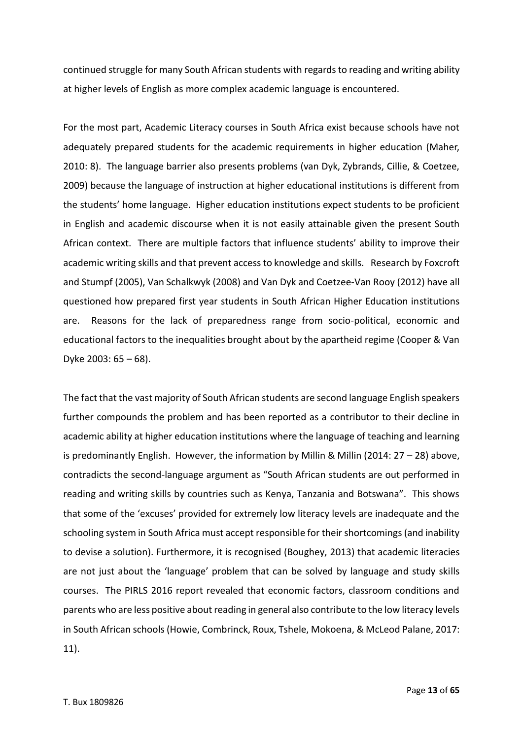continued struggle for many South African students with regards to reading and writing ability at higher levels of English as more complex academic language is encountered.

For the most part, Academic Literacy courses in South Africa exist because schools have not adequately prepared students for the academic requirements in higher education (Maher, 2010: 8). The language barrier also presents problems (van Dyk, Zybrands, Cillie, & Coetzee, 2009) because the language of instruction at higher educational institutions is different from the students' home language. Higher education institutions expect students to be proficient in English and academic discourse when it is not easily attainable given the present South African context. There are multiple factors that influence students' ability to improve their academic writing skills and that prevent access to knowledge and skills. Research by Foxcroft and Stumpf (2005), Van Schalkwyk (2008) and Van Dyk and Coetzee-Van Rooy (2012) have all questioned how prepared first year students in South African Higher Education institutions are. Reasons for the lack of preparedness range from socio-political, economic and educational factors to the inequalities brought about by the apartheid regime (Cooper & Van Dyke 2003: 65 – 68).

The fact that the vast majority of South African students are second language English speakers further compounds the problem and has been reported as a contributor to their decline in academic ability at higher education institutions where the language of teaching and learning is predominantly English. However, the information by Millin & Millin (2014: 27 – 28) above, contradicts the second-language argument as "South African students are out performed in reading and writing skills by countries such as Kenya, Tanzania and Botswana". This shows that some of the 'excuses' provided for extremely low literacy levels are inadequate and the schooling system in South Africa must accept responsible for their shortcomings (and inability to devise a solution). Furthermore, it is recognised (Boughey, 2013) that academic literacies are not just about the 'language' problem that can be solved by language and study skills courses. The PIRLS 2016 report revealed that economic factors, classroom conditions and parents who are less positive about reading in general also contribute to the low literacy levels in South African schools (Howie, Combrinck, Roux, Tshele, Mokoena, & McLeod Palane, 2017: 11).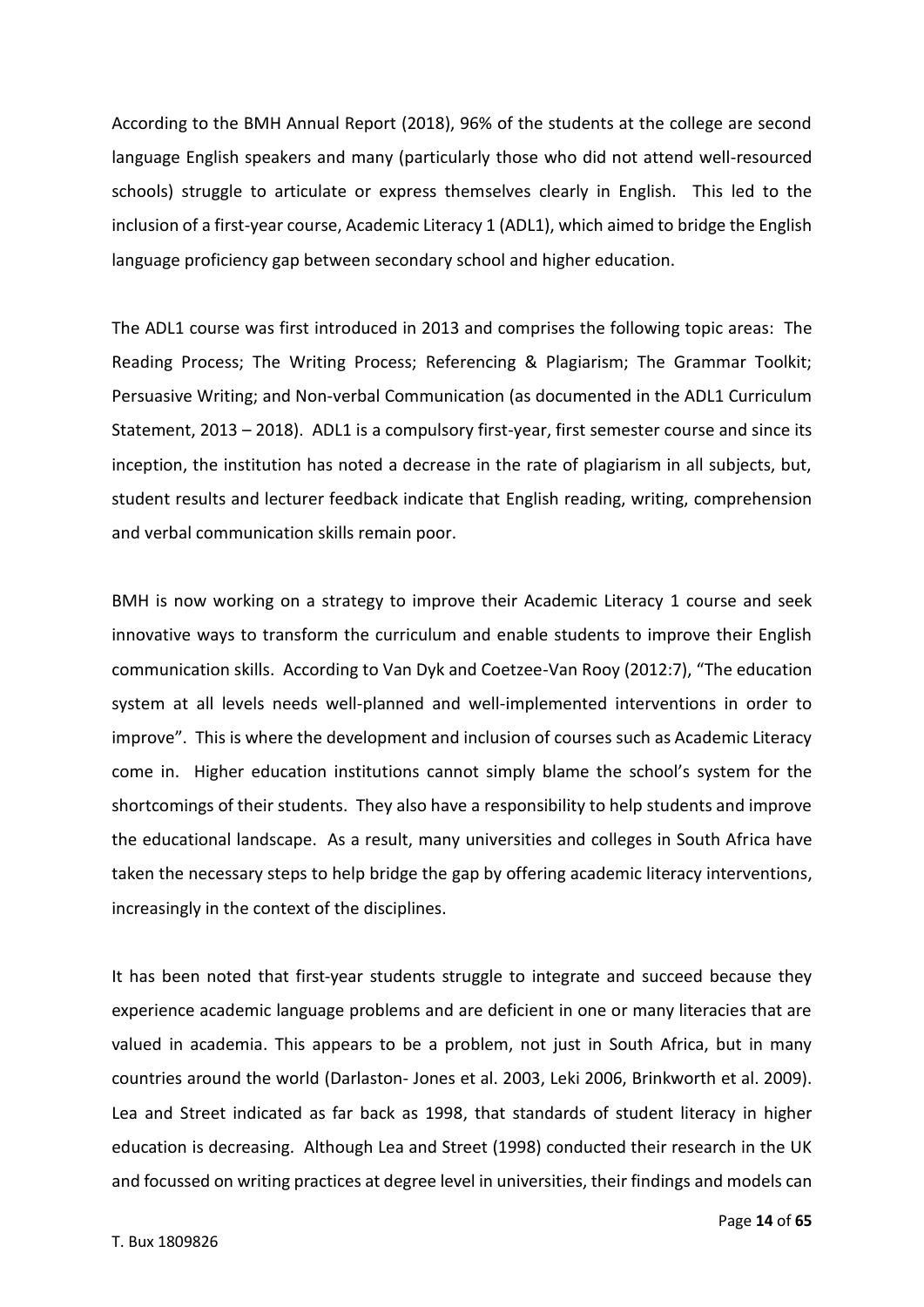According to the BMH Annual Report (2018), 96% of the students at the college are second language English speakers and many (particularly those who did not attend well-resourced schools) struggle to articulate or express themselves clearly in English. This led to the inclusion of a first-year course, Academic Literacy 1 (ADL1), which aimed to bridge the English language proficiency gap between secondary school and higher education.

The ADL1 course was first introduced in 2013 and comprises the following topic areas: The Reading Process; The Writing Process; Referencing & Plagiarism; The Grammar Toolkit; Persuasive Writing; and Non-verbal Communication (as documented in the ADL1 Curriculum Statement, 2013 – 2018). ADL1 is a compulsory first-year, first semester course and since its inception, the institution has noted a decrease in the rate of plagiarism in all subjects, but, student results and lecturer feedback indicate that English reading, writing, comprehension and verbal communication skills remain poor.

BMH is now working on a strategy to improve their Academic Literacy 1 course and seek innovative ways to transform the curriculum and enable students to improve their English communication skills. According to Van Dyk and Coetzee-Van Rooy (2012:7), "The education system at all levels needs well-planned and well-implemented interventions in order to improve". This is where the development and inclusion of courses such as Academic Literacy come in. Higher education institutions cannot simply blame the school's system for the shortcomings of their students. They also have a responsibility to help students and improve the educational landscape. As a result, many universities and colleges in South Africa have taken the necessary steps to help bridge the gap by offering academic literacy interventions, increasingly in the context of the disciplines.

It has been noted that first-year students struggle to integrate and succeed because they experience academic language problems and are deficient in one or many literacies that are valued in academia. This appears to be a problem, not just in South Africa, but in many countries around the world (Darlaston- Jones et al. 2003, Leki 2006, Brinkworth et al. 2009). Lea and Street indicated as far back as 1998, that standards of student literacy in higher education is decreasing. Although Lea and Street (1998) conducted their research in the UK and focussed on writing practices at degree level in universities, their findings and models can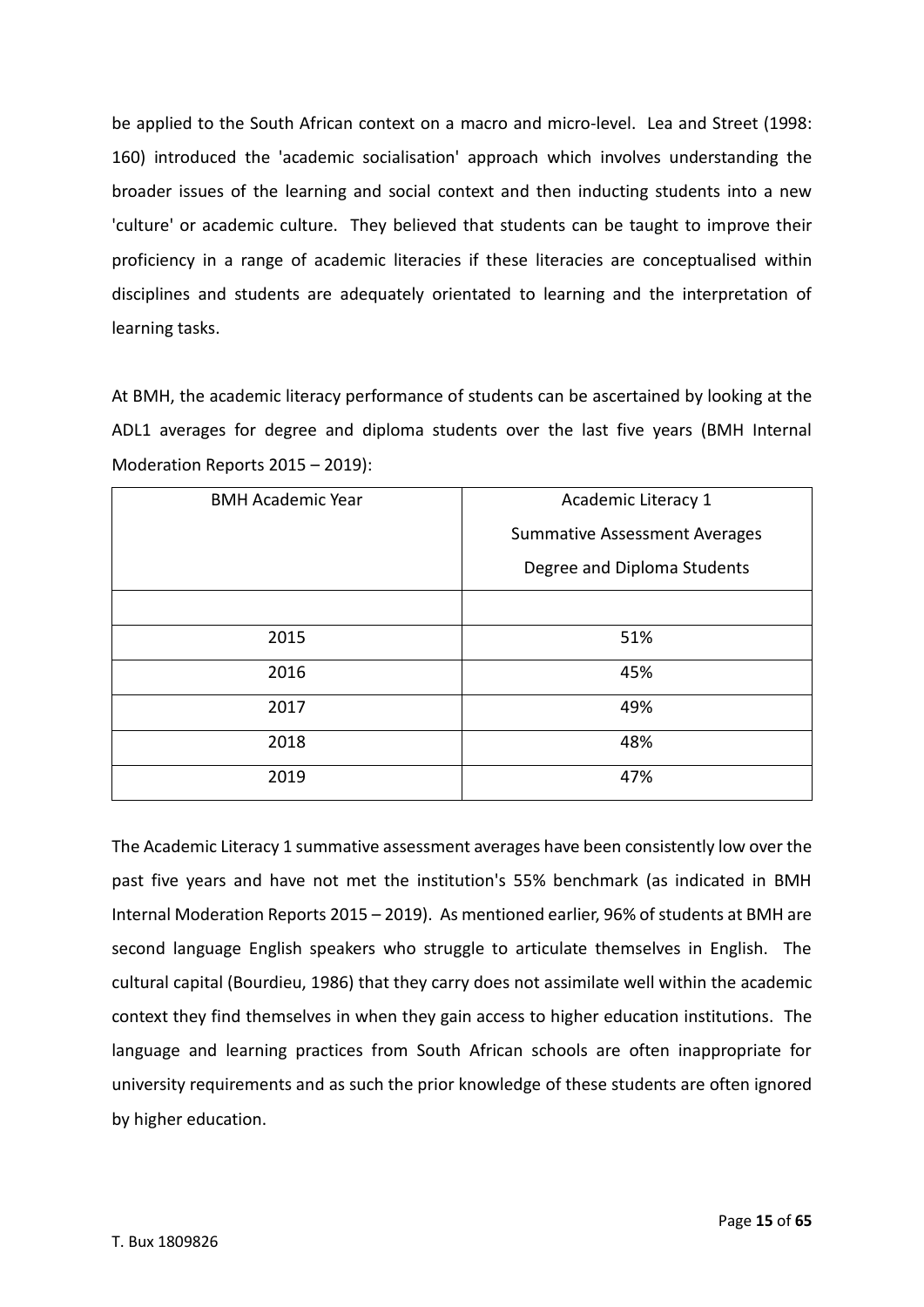be applied to the South African context on a macro and micro-level. Lea and Street (1998: 160) introduced the 'academic socialisation' approach which involves understanding the broader issues of the learning and social context and then inducting students into a new 'culture' or academic culture. They believed that students can be taught to improve their proficiency in a range of academic literacies if these literacies are conceptualised within disciplines and students are adequately orientated to learning and the interpretation of learning tasks.

At BMH, the academic literacy performance of students can be ascertained by looking at the ADL1 averages for degree and diploma students over the last five years (BMH Internal Moderation Reports 2015 – 2019):

| BMH Academic Year | Academic Literacy 1<br>Summative Assessment Averages<br>Degree and Diploma Students |
|---|---|
| | |
| 2015 | 51% |
| 2016 | 45% |
| 2017 | 49% |
| 2018 | 48% |
| 2019 | 47% |

The Academic Literacy 1 summative assessment averages have been consistently low over the past five years and have not met the institution's 55% benchmark (as indicated in BMH Internal Moderation Reports 2015 – 2019). As mentioned earlier, 96% of students at BMH are second language English speakers who struggle to articulate themselves in English. The cultural capital (Bourdieu, 1986) that they carry does not assimilate well within the academic context they find themselves in when they gain access to higher education institutions. The language and learning practices from South African schools are often inappropriate for university requirements and as such the prior knowledge of these students are often ignored by higher education.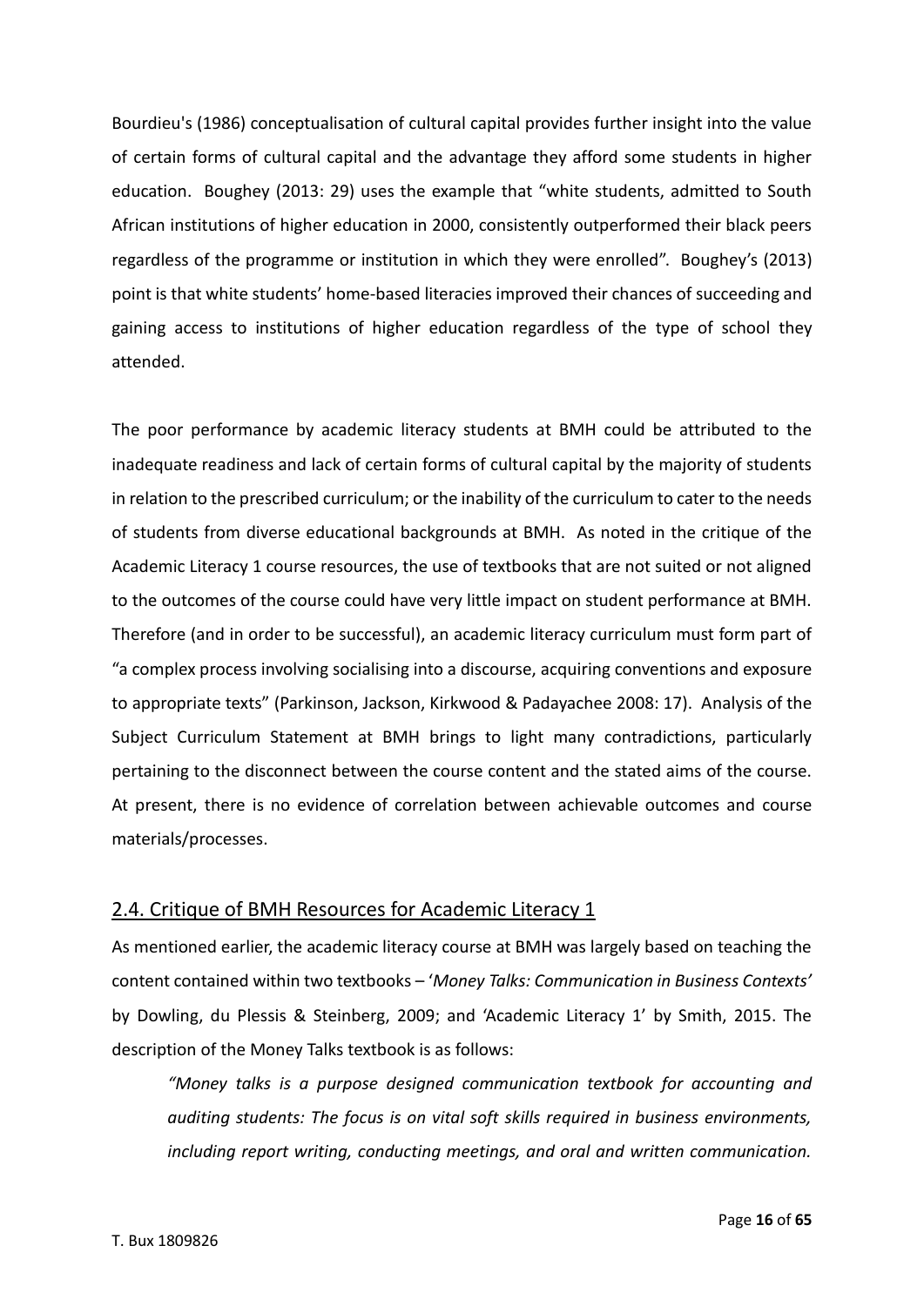Bourdieu's (1986) conceptualisation of cultural capital provides further insight into the value of certain forms of cultural capital and the advantage they afford some students in higher education. Boughey (2013: 29) uses the example that "white students, admitted to South African institutions of higher education in 2000, consistently outperformed their black peers regardless of the programme or institution in which they were enrolled". Boughey's (2013) point is that white students' home-based literacies improved their chances of succeeding and gaining access to institutions of higher education regardless of the type of school they attended.

The poor performance by academic literacy students at BMH could be attributed to the inadequate readiness and lack of certain forms of cultural capital by the majority of students in relation to the prescribed curriculum; or the inability of the curriculum to cater to the needs of students from diverse educational backgrounds at BMH. As noted in the critique of the Academic Literacy 1 course resources, the use of textbooks that are not suited or not aligned to the outcomes of the course could have very little impact on student performance at BMH. Therefore (and in order to be successful), an academic literacy curriculum must form part of "a complex process involving socialising into a discourse, acquiring conventions and exposure to appropriate texts" (Parkinson, Jackson, Kirkwood & Padayachee 2008: 17). Analysis of the Subject Curriculum Statement at BMH brings to light many contradictions, particularly pertaining to the disconnect between the course content and the stated aims of the course. At present, there is no evidence of correlation between achievable outcomes and course materials/processes.

## 2.4. Critique of BMH Resources for Academic Literacy 1

As mentioned earlier, the academic literacy course at BMH was largely based on teaching the content contained within two textbooks – '*Money Talks: Communication in Business Contexts'* by Dowling, du Plessis & Steinberg, 2009; and 'Academic Literacy 1' by Smith, 2015. The description of the Money Talks textbook is as follows:

> *"Money talks is a purpose designed communication textbook for accounting and auditing students: The focus is on vital soft skills required in business environments, including report writing, conducting meetings, and oral and written communication.*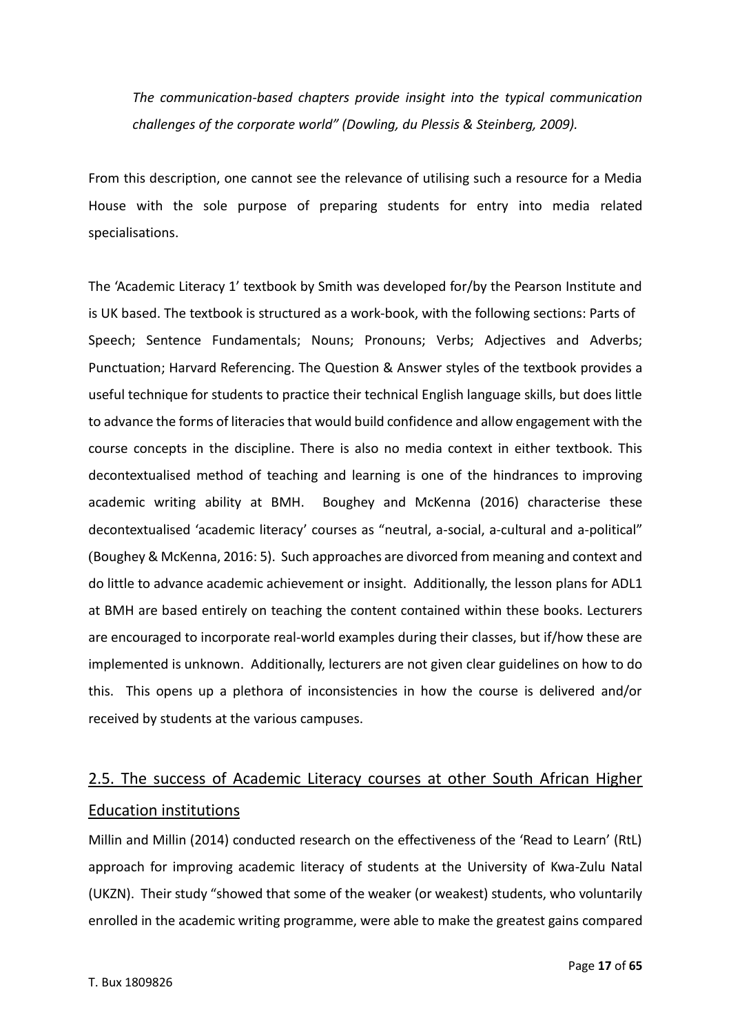*The communication-based chapters provide insight into the typical communication challenges of the corporate world" (Dowling, du Plessis & Steinberg, 2009).*

From this description, one cannot see the relevance of utilising such a resource for a Media House with the sole purpose of preparing students for entry into media related specialisations.

The 'Academic Literacy 1' textbook by Smith was developed for/by the Pearson Institute and is UK based. The textbook is structured as a work-book, with the following sections: Parts of Speech; Sentence Fundamentals; Nouns; Pronouns; Verbs; Adjectives and Adverbs; Punctuation; Harvard Referencing. The Question & Answer styles of the textbook provides a useful technique for students to practice their technical English language skills, but does little to advance the forms of literacies that would build confidence and allow engagement with the course concepts in the discipline. There is also no media context in either textbook. This decontextualised method of teaching and learning is one of the hindrances to improving academic writing ability at BMH. Boughey and McKenna (2016) characterise these decontextualised 'academic literacy' courses as "neutral, a-social, a-cultural and a-political" (Boughey & McKenna, 2016: 5). Such approaches are divorced from meaning and context and do little to advance academic achievement or insight. Additionally, the lesson plans for ADL1 at BMH are based entirely on teaching the content contained within these books. Lecturers are encouraged to incorporate real-world examples during their classes, but if/how these are implemented is unknown. Additionally, lecturers are not given clear guidelines on how to do this. This opens up a plethora of inconsistencies in how the course is delivered and/or received by students at the various campuses.

## 2.5. The success of Academic Literacy courses at other South African Higher Education institutions

Millin and Millin (2014) conducted research on the effectiveness of the 'Read to Learn' (RtL) approach for improving academic literacy of students at the University of Kwa-Zulu Natal (UKZN). Their study "showed that some of the weaker (or weakest) students, who voluntarily enrolled in the academic writing programme, were able to make the greatest gains compared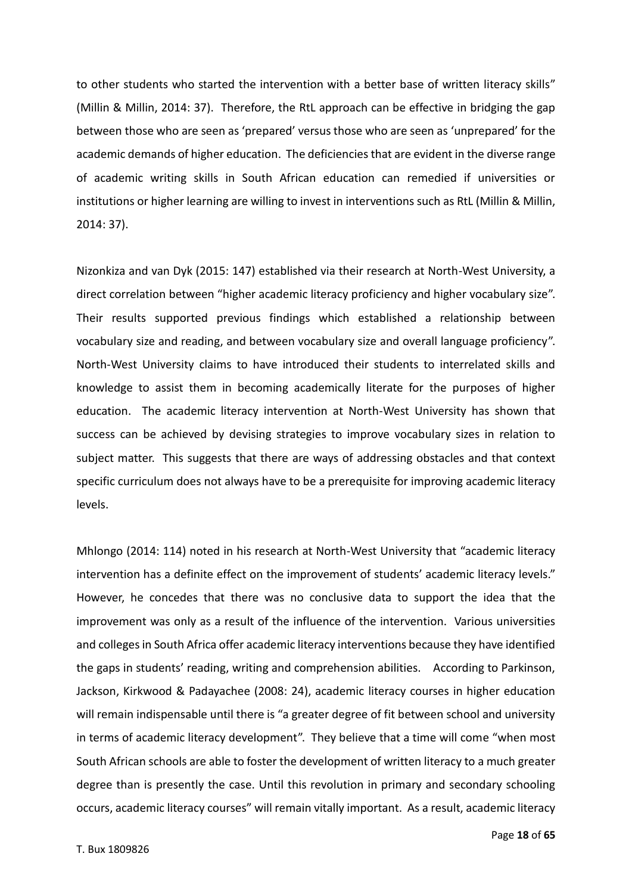to other students who started the intervention with a better base of written literacy skills" (Millin & Millin, 2014: 37). Therefore, the RtL approach can be effective in bridging the gap between those who are seen as 'prepared' versus those who are seen as 'unprepared' for the academic demands of higher education. The deficiencies that are evident in the diverse range of academic writing skills in South African education can remedied if universities or institutions or higher learning are willing to invest in interventions such as RtL (Millin & Millin, 2014: 37).

Nizonkiza and van Dyk (2015: 147) established via their research at North-West University, a direct correlation between "higher academic literacy proficiency and higher vocabulary size". Their results supported previous findings which established a relationship between vocabulary size and reading, and between vocabulary size and overall language proficiency". North-West University claims to have introduced their students to interrelated skills and knowledge to assist them in becoming academically literate for the purposes of higher education. The academic literacy intervention at North-West University has shown that success can be achieved by devising strategies to improve vocabulary sizes in relation to subject matter. This suggests that there are ways of addressing obstacles and that context specific curriculum does not always have to be a prerequisite for improving academic literacy levels.

Mhlongo (2014: 114) noted in his research at North-West University that "academic literacy intervention has a definite effect on the improvement of students' academic literacy levels." However, he concedes that there was no conclusive data to support the idea that the improvement was only as a result of the influence of the intervention. Various universities and colleges in South Africa offer academic literacy interventions because they have identified the gaps in students' reading, writing and comprehension abilities. According to Parkinson, Jackson, Kirkwood & Padayachee (2008: 24), academic literacy courses in higher education will remain indispensable until there is "a greater degree of fit between school and university in terms of academic literacy development". They believe that a time will come "when most South African schools are able to foster the development of written literacy to a much greater degree than is presently the case. Until this revolution in primary and secondary schooling occurs, academic literacy courses" will remain vitally important. As a result, academic literacy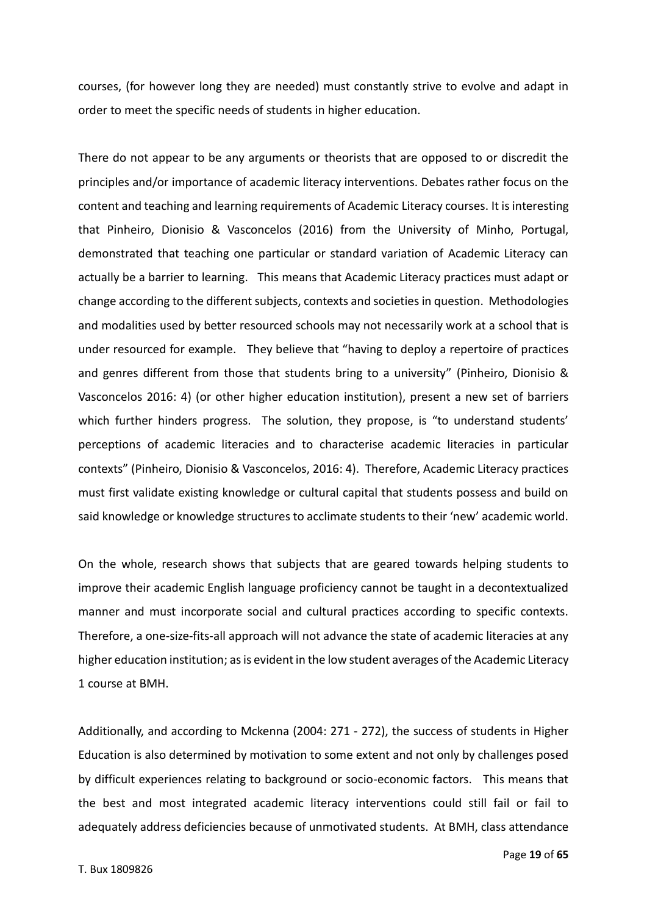courses, (for however long they are needed) must constantly strive to evolve and adapt in order to meet the specific needs of students in higher education.

There do not appear to be any arguments or theorists that are opposed to or discredit the principles and/or importance of academic literacy interventions. Debates rather focus on the content and teaching and learning requirements of Academic Literacy courses. It is interesting that Pinheiro, Dionisio & Vasconcelos (2016) from the University of Minho, Portugal, demonstrated that teaching one particular or standard variation of Academic Literacy can actually be a barrier to learning. This means that Academic Literacy practices must adapt or change according to the different subjects, contexts and societies in question. Methodologies and modalities used by better resourced schools may not necessarily work at a school that is under resourced for example. They believe that "having to deploy a repertoire of practices and genres different from those that students bring to a university" (Pinheiro, Dionisio & Vasconcelos 2016: 4) (or other higher education institution), present a new set of barriers which further hinders progress. The solution, they propose, is "to understand students' perceptions of academic literacies and to characterise academic literacies in particular contexts" (Pinheiro, Dionisio & Vasconcelos, 2016: 4). Therefore, Academic Literacy practices must first validate existing knowledge or cultural capital that students possess and build on said knowledge or knowledge structures to acclimate students to their 'new' academic world.

On the whole, research shows that subjects that are geared towards helping students to improve their academic English language proficiency cannot be taught in a decontextualized manner and must incorporate social and cultural practices according to specific contexts. Therefore, a one-size-fits-all approach will not advance the state of academic literacies at any higher education institution; as is evident in the low student averages of the Academic Literacy 1 course at BMH.

Additionally, and according to Mckenna (2004: 271 - 272), the success of students in Higher Education is also determined by motivation to some extent and not only by challenges posed by difficult experiences relating to background or socio-economic factors. This means that the best and most integrated academic literacy interventions could still fail or fail to adequately address deficiencies because of unmotivated students. At BMH, class attendance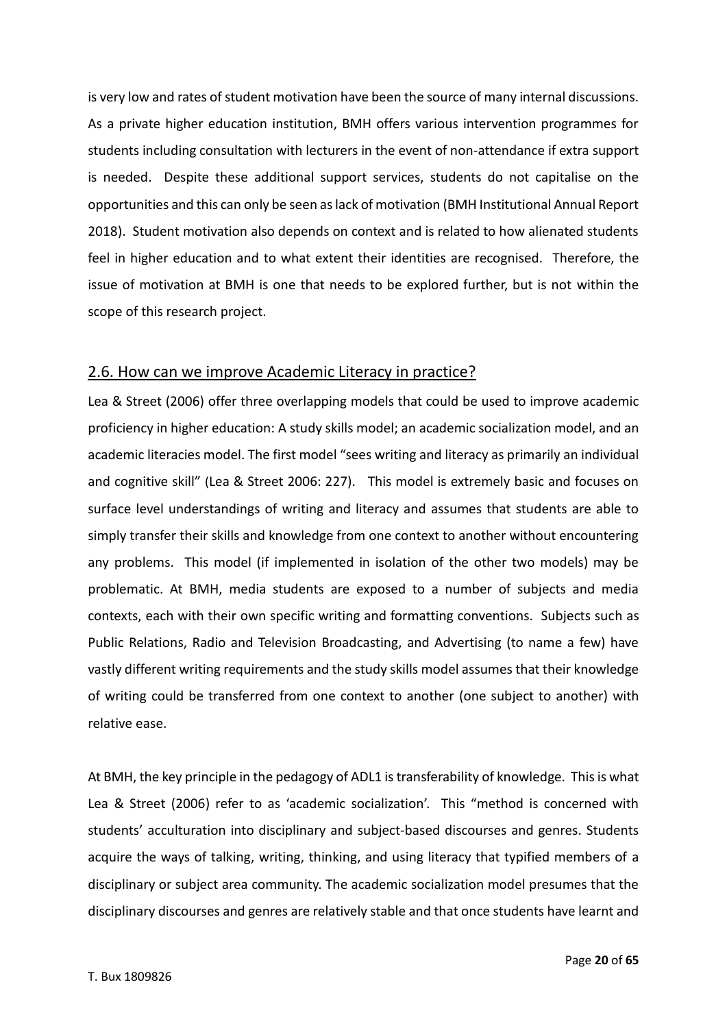is very low and rates of student motivation have been the source of many internal discussions. As a private higher education institution, BMH offers various intervention programmes for students including consultation with lecturers in the event of non-attendance if extra support is needed. Despite these additional support services, students do not capitalise on the opportunities and this can only be seen as lack of motivation (BMH Institutional Annual Report 2018). Student motivation also depends on context and is related to how alienated students feel in higher education and to what extent their identities are recognised. Therefore, the issue of motivation at BMH is one that needs to be explored further, but is not within the scope of this research project.

## 2.6. How can we improve Academic Literacy in practice?

Lea & Street (2006) offer three overlapping models that could be used to improve academic proficiency in higher education: A study skills model; an academic socialization model, and an academic literacies model. The first model "sees writing and literacy as primarily an individual and cognitive skill" (Lea & Street 2006: 227). This model is extremely basic and focuses on surface level understandings of writing and literacy and assumes that students are able to simply transfer their skills and knowledge from one context to another without encountering any problems. This model (if implemented in isolation of the other two models) may be problematic. At BMH, media students are exposed to a number of subjects and media contexts, each with their own specific writing and formatting conventions. Subjects such as Public Relations, Radio and Television Broadcasting, and Advertising (to name a few) have vastly different writing requirements and the study skills model assumes that their knowledge of writing could be transferred from one context to another (one subject to another) with relative ease.

At BMH, the key principle in the pedagogy of ADL1 is transferability of knowledge. This is what Lea & Street (2006) refer to as 'academic socialization'. This "method is concerned with students' acculturation into disciplinary and subject-based discourses and genres. Students acquire the ways of talking, writing, thinking, and using literacy that typified members of a disciplinary or subject area community. The academic socialization model presumes that the disciplinary discourses and genres are relatively stable and that once students have learnt and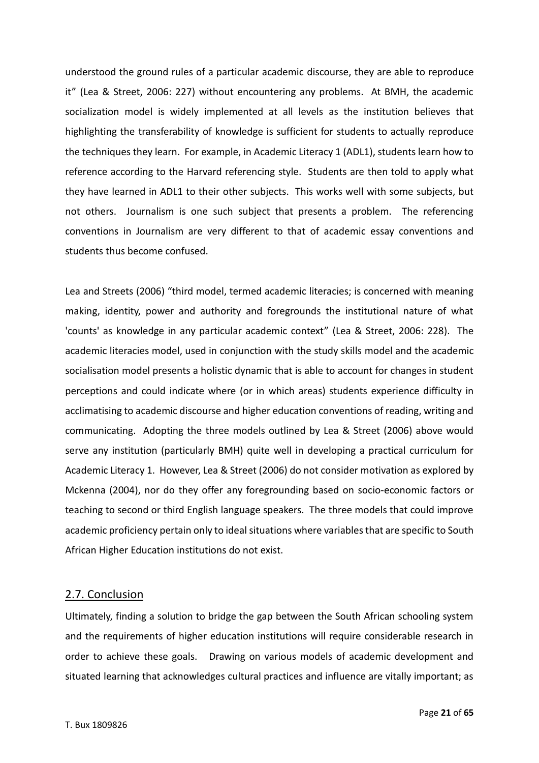understood the ground rules of a particular academic discourse, they are able to reproduce it" (Lea & Street, 2006: 227) without encountering any problems. At BMH, the academic socialization model is widely implemented at all levels as the institution believes that highlighting the transferability of knowledge is sufficient for students to actually reproduce the techniques they learn. For example, in Academic Literacy 1 (ADL1), students learn how to reference according to the Harvard referencing style. Students are then told to apply what they have learned in ADL1 to their other subjects. This works well with some subjects, but not others. Journalism is one such subject that presents a problem. The referencing conventions in Journalism are very different to that of academic essay conventions and students thus become confused.

Lea and Streets (2006) "third model, termed academic literacies; is concerned with meaning making, identity, power and authority and foregrounds the institutional nature of what 'counts' as knowledge in any particular academic context" (Lea & Street, 2006: 228). The academic literacies model, used in conjunction with the study skills model and the academic socialisation model presents a holistic dynamic that is able to account for changes in student perceptions and could indicate where (or in which areas) students experience difficulty in acclimatising to academic discourse and higher education conventions of reading, writing and communicating. Adopting the three models outlined by Lea & Street (2006) above would serve any institution (particularly BMH) quite well in developing a practical curriculum for Academic Literacy 1. However, Lea & Street (2006) do not consider motivation as explored by Mckenna (2004), nor do they offer any foregrounding based on socio-economic factors or teaching to second or third English language speakers. The three models that could improve academic proficiency pertain only to ideal situations where variables that are specific to South African Higher Education institutions do not exist.

## 2.7. Conclusion

Ultimately, finding a solution to bridge the gap between the South African schooling system and the requirements of higher education institutions will require considerable research in order to achieve these goals. Drawing on various models of academic development and situated learning that acknowledges cultural practices and influence are vitally important; as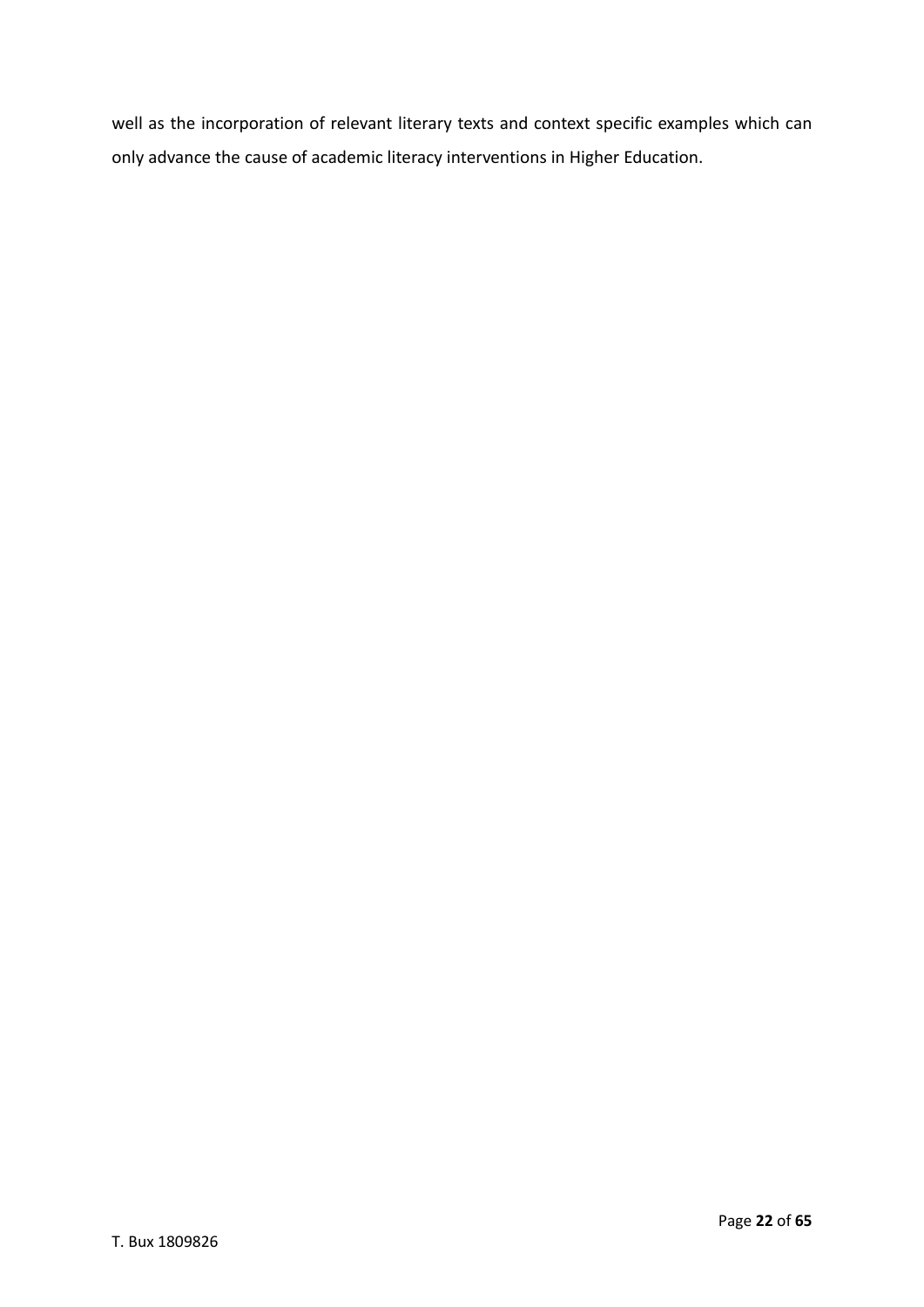well as the incorporation of relevant literary texts and context specific examples which can only advance the cause of academic literacy interventions in Higher Education.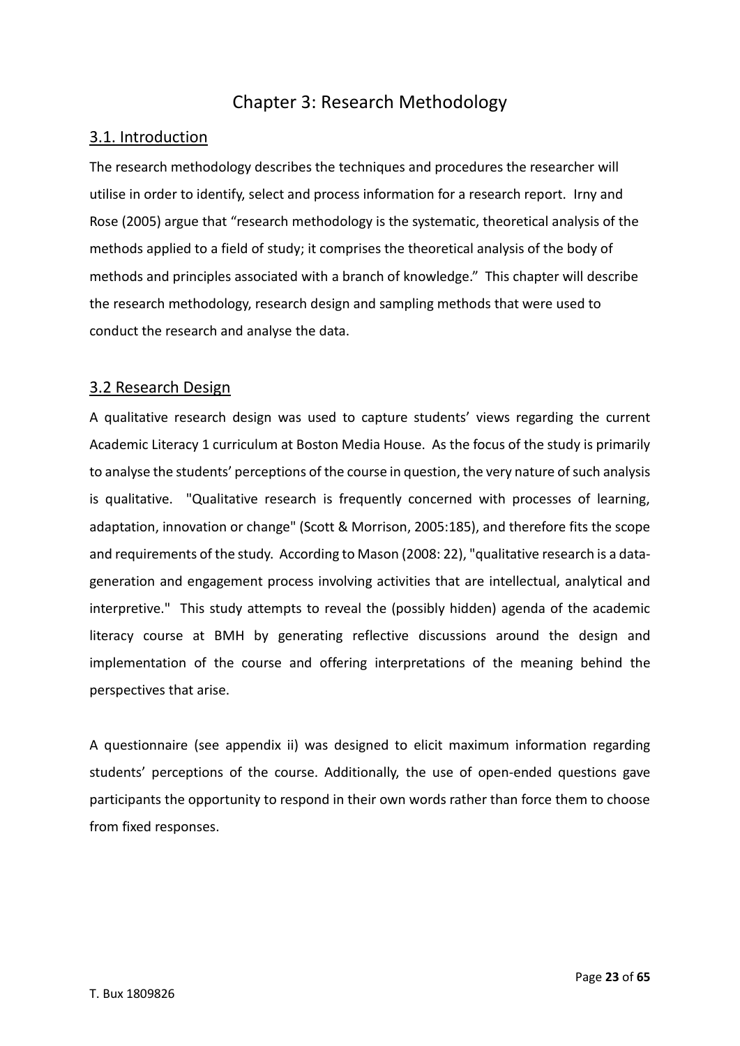# Chapter 3: Research Methodology

## 3.1. Introduction

The research methodology describes the techniques and procedures the researcher will utilise in order to identify, select and process information for a research report. Irny and Rose (2005) argue that "research methodology is the systematic, theoretical analysis of the methods applied to a field of study; it comprises the theoretical analysis of the body of methods and principles associated with a branch of knowledge." This chapter will describe the research methodology, research design and sampling methods that were used to conduct the research and analyse the data.

## 3.2 Research Design

A qualitative research design was used to capture students' views regarding the current Academic Literacy 1 curriculum at Boston Media House. As the focus of the study is primarily to analyse the students' perceptions of the course in question, the very nature of such analysis is qualitative. "Qualitative research is frequently concerned with processes of learning, adaptation, innovation or change" (Scott & Morrison, 2005:185), and therefore fits the scope and requirements of the study. According to Mason (2008: 22), "qualitative research is a data-generation and engagement process involving activities that are intellectual, analytical and interpretive." This study attempts to reveal the (possibly hidden) agenda of the academic literacy course at BMH by generating reflective discussions around the design and implementation of the course and offering interpretations of the meaning behind the perspectives that arise.

A questionnaire (see appendix ii) was designed to elicit maximum information regarding students' perceptions of the course. Additionally, the use of open-ended questions gave participants the opportunity to respond in their own words rather than force them to choose from fixed responses.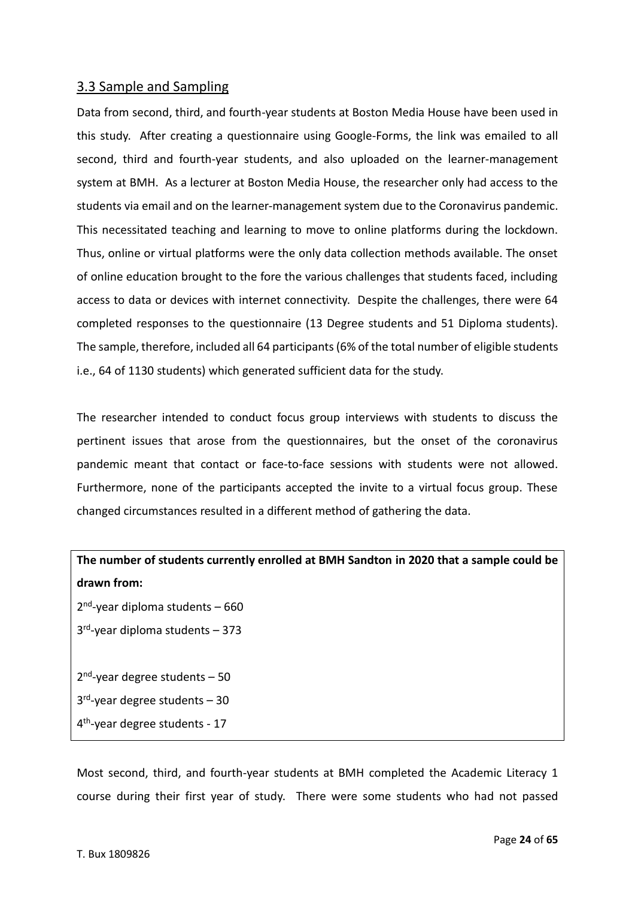## 3.3 Sample and Sampling

Data from second, third, and fourth-year students at Boston Media House have been used in this study. After creating a questionnaire using Google-Forms, the link was emailed to all second, third and fourth-year students, and also uploaded on the learner-management system at BMH. As a lecturer at Boston Media House, the researcher only had access to the students via email and on the learner-management system due to the Coronavirus pandemic. This necessitated teaching and learning to move to online platforms during the lockdown. Thus, online or virtual platforms were the only data collection methods available. The onset of online education brought to the fore the various challenges that students faced, including access to data or devices with internet connectivity. Despite the challenges, there were 64 completed responses to the questionnaire (13 Degree students and 51 Diploma students). The sample, therefore, included all 64 participants (6% of the total number of eligible students i.e., 64 of 1130 students) which generated sufficient data for the study.

The researcher intended to conduct focus group interviews with students to discuss the pertinent issues that arose from the questionnaires, but the onset of the coronavirus pandemic meant that contact or face-to-face sessions with students were not allowed. Furthermore, none of the participants accepted the invite to a virtual focus group. These changed circumstances resulted in a different method of gathering the data.

**The number of students currently enrolled at BMH Sandton in 2020 that a sample could be drawn from:**

2nd-year diploma students – 660

3rd-year diploma students – 373

2nd-year degree students – 50

3rd-year degree students – 30

4th-year degree students - 17

Most second, third, and fourth-year students at BMH completed the Academic Literacy 1 course during their first year of study. There were some students who had not passed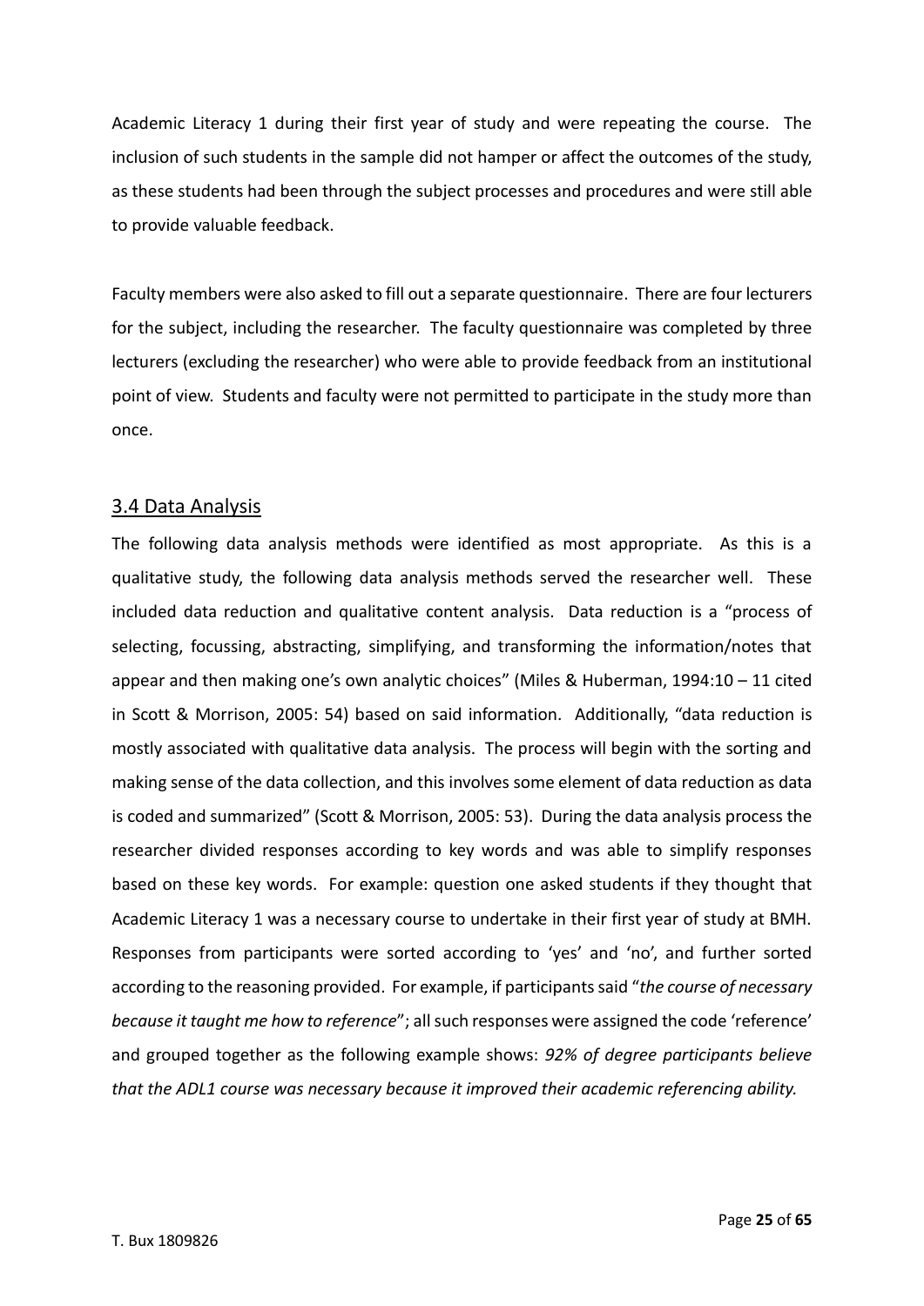Academic Literacy 1 during their first year of study and were repeating the course. The inclusion of such students in the sample did not hamper or affect the outcomes of the study, as these students had been through the subject processes and procedures and were still able to provide valuable feedback.

Faculty members were also asked to fill out a separate questionnaire. There are four lecturers for the subject, including the researcher. The faculty questionnaire was completed by three lecturers (excluding the researcher) who were able to provide feedback from an institutional point of view. Students and faculty were not permitted to participate in the study more than once.

## 3.4 Data Analysis

The following data analysis methods were identified as most appropriate. As this is a qualitative study, the following data analysis methods served the researcher well. These included data reduction and qualitative content analysis. Data reduction is a "process of selecting, focussing, abstracting, simplifying, and transforming the information/notes that appear and then making one's own analytic choices" (Miles & Huberman, 1994:10 – 11 cited in Scott & Morrison, 2005: 54) based on said information. Additionally, "data reduction is mostly associated with qualitative data analysis. The process will begin with the sorting and making sense of the data collection, and this involves some element of data reduction as data is coded and summarized" (Scott & Morrison, 2005: 53). During the data analysis process the researcher divided responses according to key words and was able to simplify responses based on these key words. For example: question one asked students if they thought that Academic Literacy 1 was a necessary course to undertake in their first year of study at BMH. Responses from participants were sorted according to 'yes' and 'no', and further sorted according to the reasoning provided. For example, if participants said "*the course of necessary because it taught me how to reference*"; all such responses were assigned the code 'reference' and grouped together as the following example shows: *92% of degree participants believe that the ADL1 course was necessary because it improved their academic referencing ability.*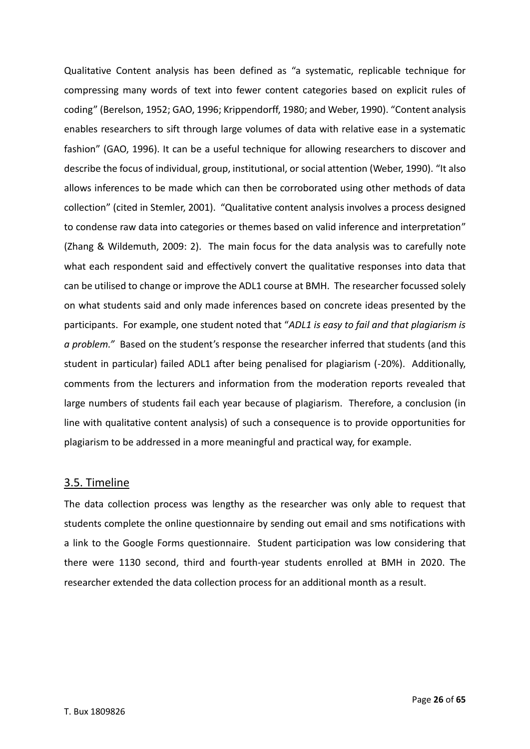Qualitative Content analysis has been defined as “a systematic, replicable technique for compressing many words of text into fewer content categories based on explicit rules of coding” (Berelson, 1952; GAO, 1996; Krippendorff, 1980; and Weber, 1990). “Content analysis enables researchers to sift through large volumes of data with relative ease in a systematic fashion” (GAO, 1996). It can be a useful technique for allowing researchers to discover and describe the focus of individual, group, institutional, or social attention (Weber, 1990). “It also allows inferences to be made which can then be corroborated using other methods of data collection” (cited in Stemler, 2001). “Qualitative content analysis involves a process designed to condense raw data into categories or themes based on valid inference and interpretation” (Zhang & Wildemuth, 2009: 2). The main focus for the data analysis was to carefully note what each respondent said and effectively convert the qualitative responses into data that can be utilised to change or improve the ADL1 course at BMH. The researcher focussed solely on what students said and only made inferences based on concrete ideas presented by the participants. For example, one student noted that “*ADL1 is easy to fail and that plagiarism is a problem.*” Based on the student’s response the researcher inferred that students (and this student in particular) failed ADL1 after being penalised for plagiarism (-20%). Additionally, comments from the lecturers and information from the moderation reports revealed that large numbers of students fail each year because of plagiarism. Therefore, a conclusion (in line with qualitative content analysis) of such a consequence is to provide opportunities for plagiarism to be addressed in a more meaningful and practical way, for example.

## 3.5. Timeline

The data collection process was lengthy as the researcher was only able to request that students complete the online questionnaire by sending out email and sms notifications with a link to the Google Forms questionnaire. Student participation was low considering that there were 1130 second, third and fourth-year students enrolled at BMH in 2020. The researcher extended the data collection process for an additional month as a result.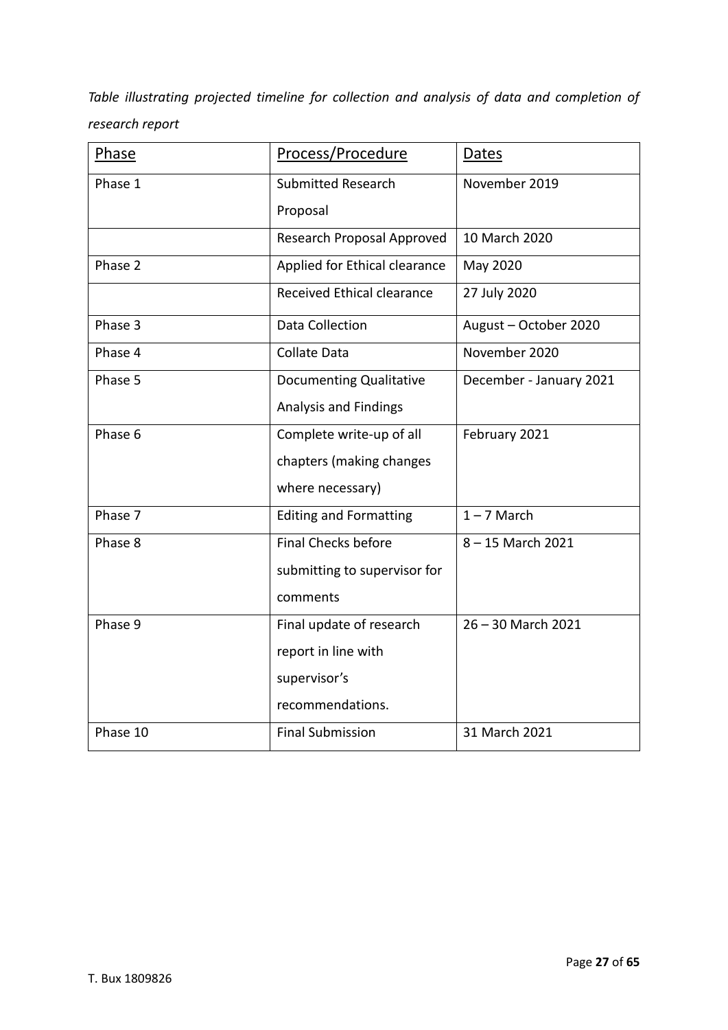*Table illustrating projected timeline for collection and analysis of data and completion of research report*

| Phase | Process/Procedure | Dates |
|---|---|---|
| Phase 1 | Submitted Research Proposal | November 2019 |
| | Research Proposal Approved | 10 March 2020 |
| Phase 2 | Applied for Ethical clearance | May 2020 |
| | Received Ethical clearance | 27 July 2020 |
| Phase 3 | Data Collection | August – October 2020 |
| Phase 4 | Collate Data | November 2020 |
| Phase 5 | Documenting Qualitative Analysis and Findings | December - January 2021 |
| Phase 6 | Complete write-up of all chapters (making changes where necessary) | February 2021 |
| Phase 7 | Editing and Formatting | 1 – 7 March |
| Phase 8 | Final Checks before submitting to supervisor for comments | 8 – 15 March 2021 |
| Phase 9 | Final update of research report in line with supervisor's recommendations. | 26 – 30 March 2021 |
| Phase 10 | Final Submission | 31 March 2021 |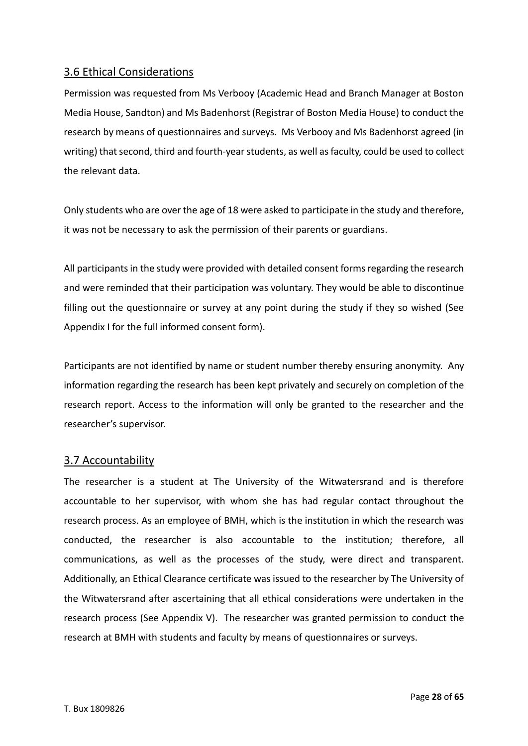## 3.6 Ethical Considerations

Permission was requested from Ms Verbooy (Academic Head and Branch Manager at Boston Media House, Sandton) and Ms Badenhorst (Registrar of Boston Media House) to conduct the research by means of questionnaires and surveys. Ms Verbooy and Ms Badenhorst agreed (in writing) that second, third and fourth-year students, as well as faculty, could be used to collect the relevant data.

Only students who are over the age of 18 were asked to participate in the study and therefore, it was not be necessary to ask the permission of their parents or guardians.

All participants in the study were provided with detailed consent forms regarding the research and were reminded that their participation was voluntary. They would be able to discontinue filling out the questionnaire or survey at any point during the study if they so wished (See Appendix I for the full informed consent form).

Participants are not identified by name or student number thereby ensuring anonymity. Any information regarding the research has been kept privately and securely on completion of the research report. Access to the information will only be granted to the researcher and the researcher's supervisor.

## 3.7 Accountability

The researcher is a student at The University of the Witwatersrand and is therefore accountable to her supervisor, with whom she has had regular contact throughout the research process. As an employee of BMH, which is the institution in which the research was conducted, the researcher is also accountable to the institution; therefore, all communications, as well as the processes of the study, were direct and transparent. Additionally, an Ethical Clearance certificate was issued to the researcher by The University of the Witwatersrand after ascertaining that all ethical considerations were undertaken in the research process (See Appendix V). The researcher was granted permission to conduct the research at BMH with students and faculty by means of questionnaires or surveys.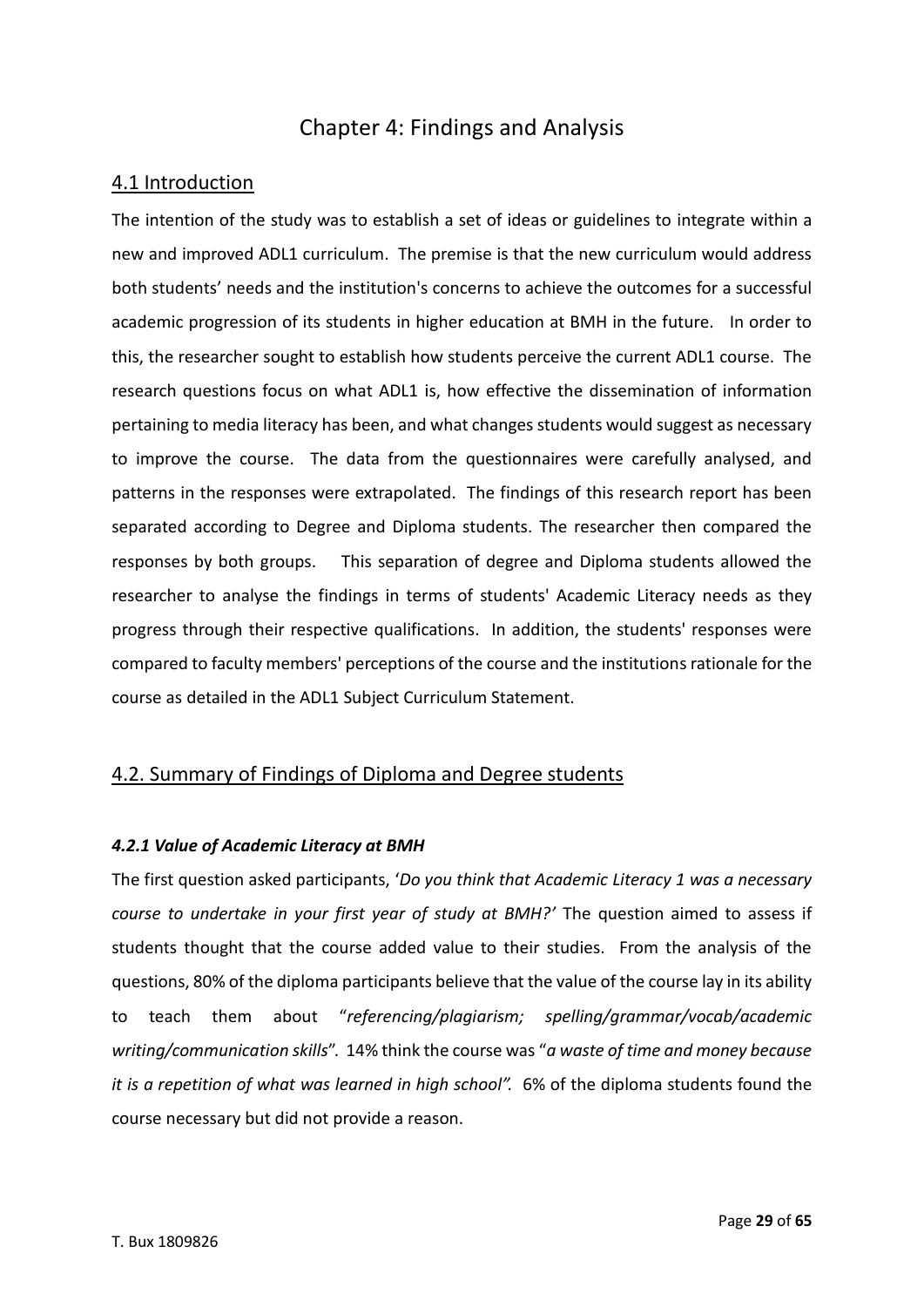# Chapter 4: Findings and Analysis

## 4.1 Introduction

The intention of the study was to establish a set of ideas or guidelines to integrate within a new and improved ADL1 curriculum. The premise is that the new curriculum would address both students' needs and the institution's concerns to achieve the outcomes for a successful academic progression of its students in higher education at BMH in the future. In order to this, the researcher sought to establish how students perceive the current ADL1 course. The research questions focus on what ADL1 is, how effective the dissemination of information pertaining to media literacy has been, and what changes students would suggest as necessary to improve the course. The data from the questionnaires were carefully analysed, and patterns in the responses were extrapolated. The findings of this research report has been separated according to Degree and Diploma students. The researcher then compared the responses by both groups. This separation of degree and Diploma students allowed the researcher to analyse the findings in terms of students' Academic Literacy needs as they progress through their respective qualifications. In addition, the students' responses were compared to faculty members' perceptions of the course and the institutions rationale for the course as detailed in the ADL1 Subject Curriculum Statement.

## 4.2. Summary of Findings of Diploma and Degree students

#### *4.2.1 Value of Academic Literacy at BMH*

The first question asked participants, '*Do you think that Academic Literacy 1 was a necessary course to undertake in your first year of study at BMH?'* The question aimed to assess if students thought that the course added value to their studies. From the analysis of the questions, 80% of the diploma participants believe that the value of the course lay in its ability to teach them about "*referencing/plagiarism; spelling/grammar/vocab/academic writing/communication skills*". 14% think the course was "*a waste of time and money because it is a repetition of what was learned in high school".* 6% of the diploma students found the course necessary but did not provide a reason.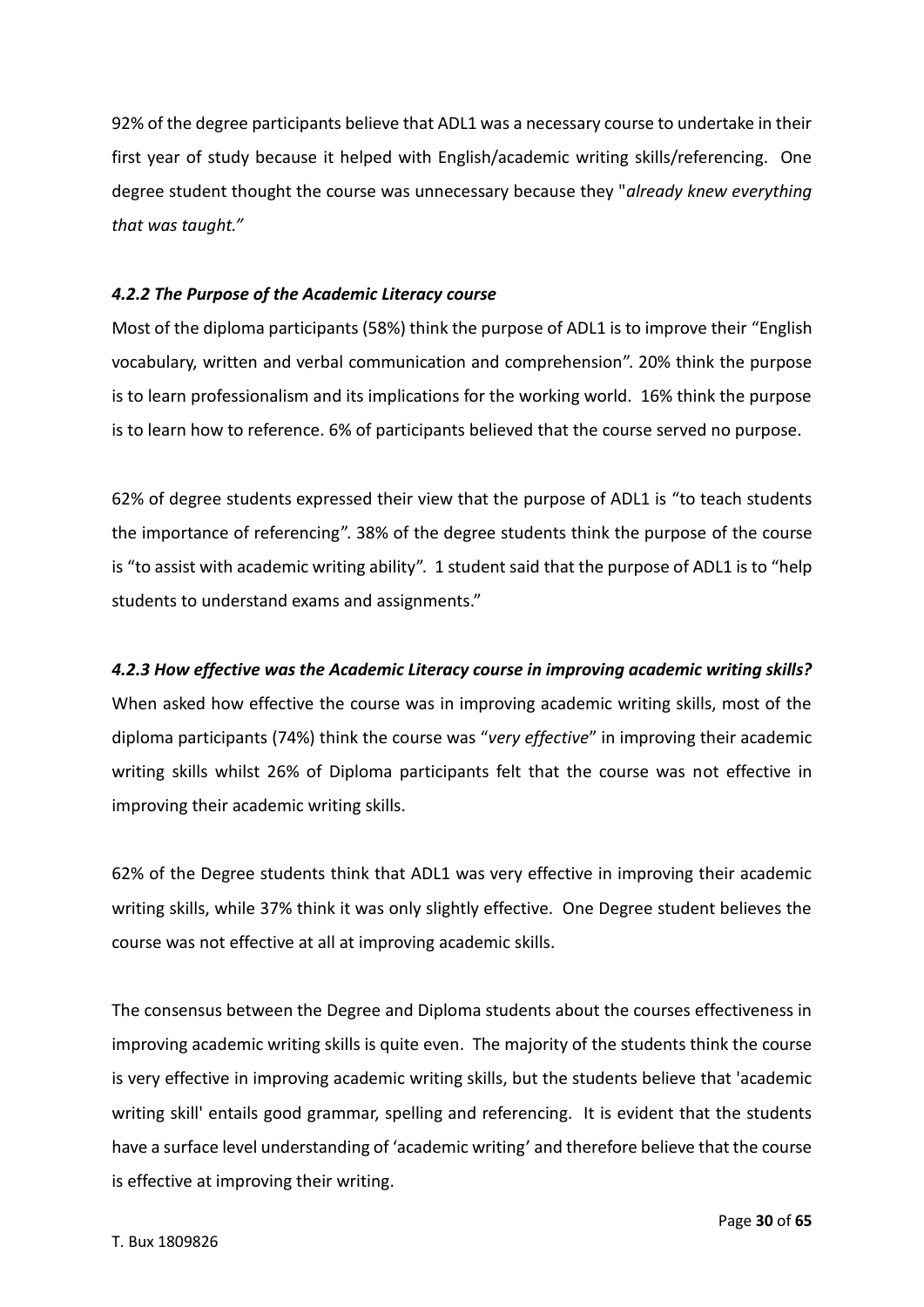92% of the degree participants believe that ADL1 was a necessary course to undertake in their first year of study because it helped with English/academic writing skills/referencing. One degree student thought the course was unnecessary because they "*already knew everything that was taught.”*

#### *4.2.2 The Purpose of the Academic Literacy course*

Most of the diploma participants (58%) think the purpose of ADL1 is to improve their “English vocabulary, written and verbal communication and comprehension”. 20% think the purpose is to learn professionalism and its implications for the working world. 16% think the purpose is to learn how to reference. 6% of participants believed that the course served no purpose.

62% of degree students expressed their view that the purpose of ADL1 is “to teach students the importance of referencing”. 38% of the degree students think the purpose of the course is “to assist with academic writing ability”. 1 student said that the purpose of ADL1 is to “help students to understand exams and assignments.”

#### *4.2.3 How effective was the Academic Literacy course in improving academic writing skills?*

When asked how effective the course was in improving academic writing skills, most of the diploma participants (74%) think the course was “*very effective*” in improving their academic writing skills whilst 26% of Diploma participants felt that the course was not effective in improving their academic writing skills.

62% of the Degree students think that ADL1 was very effective in improving their academic writing skills, while 37% think it was only slightly effective. One Degree student believes the course was not effective at all at improving academic skills.

The consensus between the Degree and Diploma students about the courses effectiveness in improving academic writing skills is quite even. The majority of the students think the course is very effective in improving academic writing skills, but the students believe that 'academic writing skill' entails good grammar, spelling and referencing. It is evident that the students have a surface level understanding of ‘academic writing’ and therefore believe that the course is effective at improving their writing.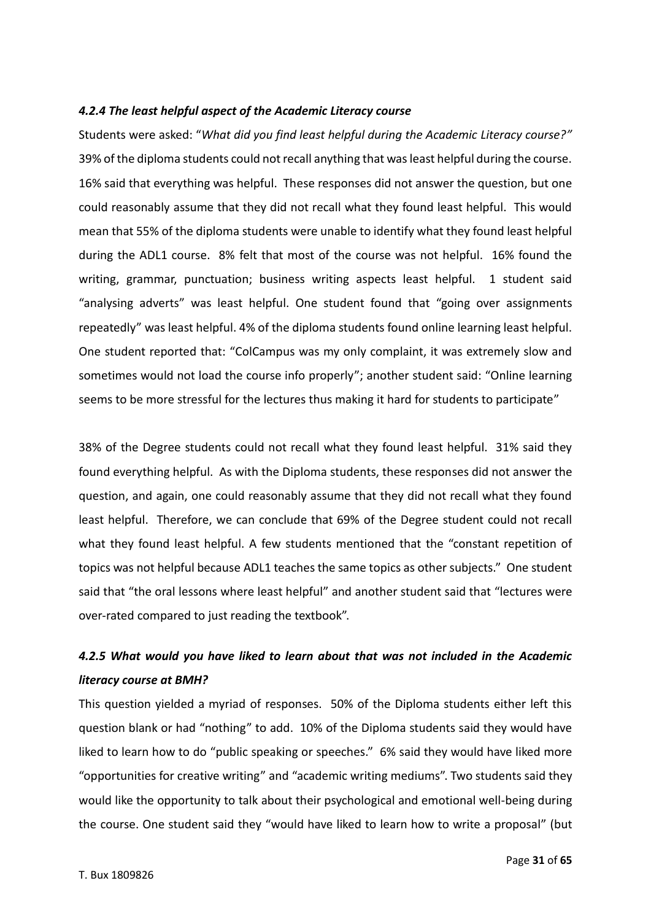### *4.2.4 The least helpful aspect of the Academic Literacy course*

Students were asked: "*What did you find least helpful during the Academic Literacy course?"* 39% of the diploma students could not recall anything that was least helpful during the course. 16% said that everything was helpful. These responses did not answer the question, but one could reasonably assume that they did not recall what they found least helpful. This would mean that 55% of the diploma students were unable to identify what they found least helpful during the ADL1 course. 8% felt that most of the course was not helpful. 16% found the writing, grammar, punctuation; business writing aspects least helpful. 1 student said "analysing adverts" was least helpful. One student found that "going over assignments repeatedly" was least helpful. 4% of the diploma students found online learning least helpful. One student reported that: "ColCampus was my only complaint, it was extremely slow and sometimes would not load the course info properly"; another student said: "Online learning seems to be more stressful for the lectures thus making it hard for students to participate"

38% of the Degree students could not recall what they found least helpful. 31% said they found everything helpful. As with the Diploma students, these responses did not answer the question, and again, one could reasonably assume that they did not recall what they found least helpful. Therefore, we can conclude that 69% of the Degree student could not recall what they found least helpful. A few students mentioned that the "constant repetition of topics was not helpful because ADL1 teaches the same topics as other subjects." One student said that "the oral lessons where least helpful" and another student said that "lectures were over-rated compared to just reading the textbook".

### *4.2.5 What would you have liked to learn about that was not included in the Academic literacy course at BMH?*

This question yielded a myriad of responses. 50% of the Diploma students either left this question blank or had "nothing" to add. 10% of the Diploma students said they would have liked to learn how to do "public speaking or speeches." 6% said they would have liked more "opportunities for creative writing" and "academic writing mediums". Two students said they would like the opportunity to talk about their psychological and emotional well-being during the course. One student said they "would have liked to learn how to write a proposal" (but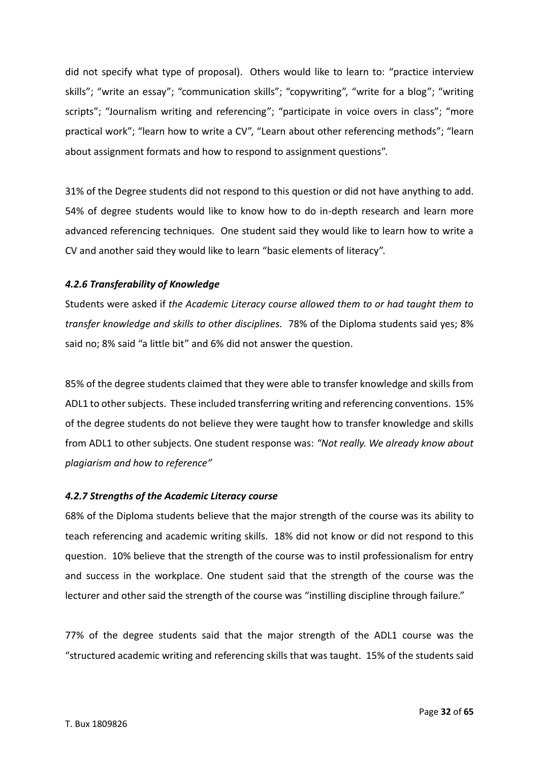did not specify what type of proposal). Others would like to learn to: "practice interview skills"; "write an essay"; "communication skills"; "copywriting", "write for a blog"; "writing scripts"; "Journalism writing and referencing"; "participate in voice overs in class"; "more practical work"; "learn how to write a CV", "Learn about other referencing methods"; "learn about assignment formats and how to respond to assignment questions".

31% of the Degree students did not respond to this question or did not have anything to add. 54% of degree students would like to know how to do in-depth research and learn more advanced referencing techniques. One student said they would like to learn how to write a CV and another said they would like to learn "basic elements of literacy".

#### *4.2.6 Transferability of Knowledge*

Students were asked if *the Academic Literacy course allowed them to or had taught them to transfer knowledge and skills to other disciplines.* 78% of the Diploma students said yes; 8% said no; 8% said "a little bit" and 6% did not answer the question.

85% of the degree students claimed that they were able to transfer knowledge and skills from ADL1 to other subjects. These included transferring writing and referencing conventions. 15% of the degree students do not believe they were taught how to transfer knowledge and skills from ADL1 to other subjects. One student response was: *"Not really. We already know about plagiarism and how to reference"*

#### *4.2.7 Strengths of the Academic Literacy course*

68% of the Diploma students believe that the major strength of the course was its ability to teach referencing and academic writing skills. 18% did not know or did not respond to this question. 10% believe that the strength of the course was to instil professionalism for entry and success in the workplace. One student said that the strength of the course was the lecturer and other said the strength of the course was "instilling discipline through failure."

77% of the degree students said that the major strength of the ADL1 course was the "structured academic writing and referencing skills that was taught. 15% of the students said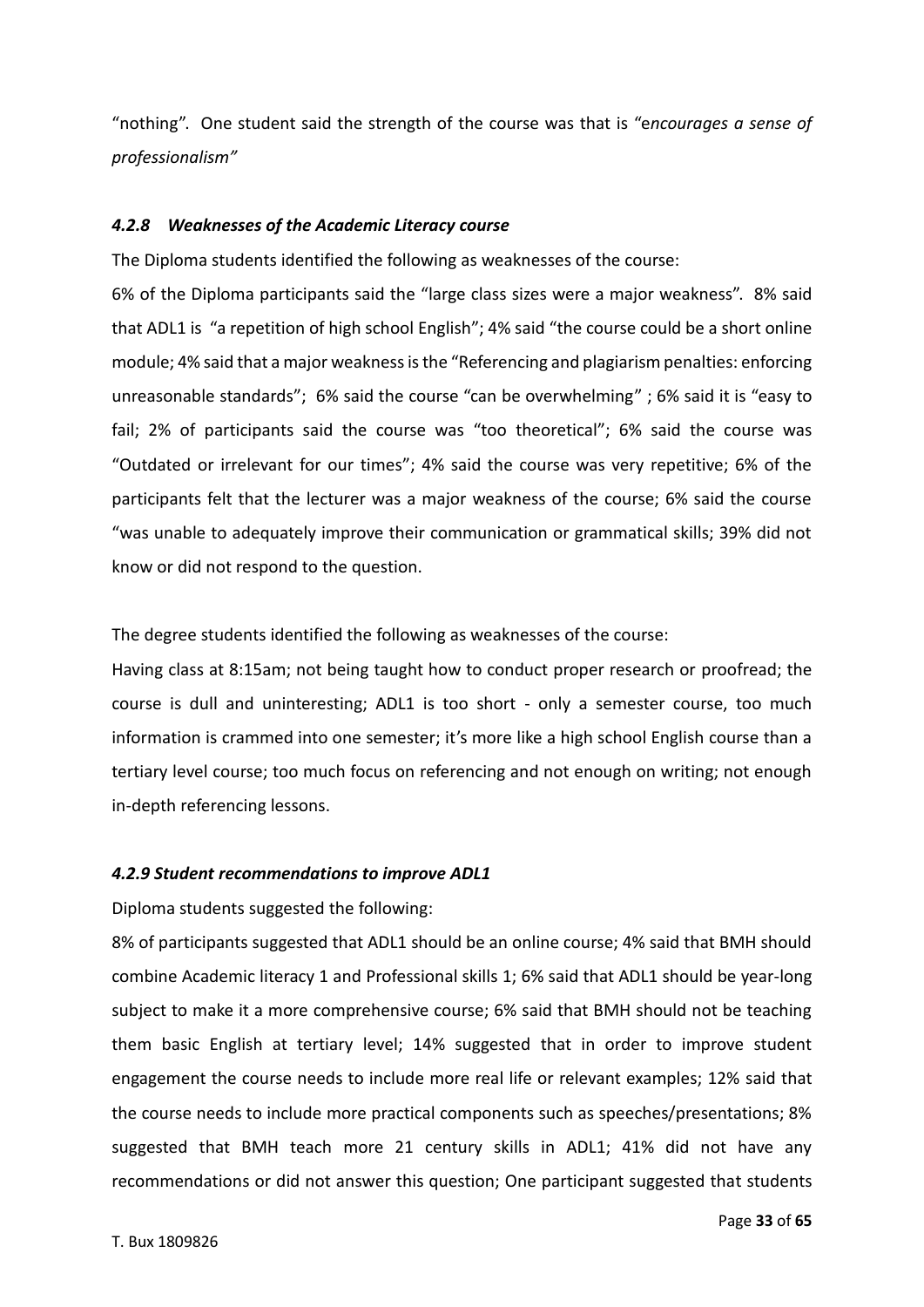"nothing". One student said the strength of the course was that is "e*ncourages a sense of professionalism"*

#### *4.2.8 Weaknesses of the Academic Literacy course*

The Diploma students identified the following as weaknesses of the course:

6% of the Diploma participants said the "large class sizes were a major weakness". 8% said that ADL1 is "a repetition of high school English"; 4% said "the course could be a short online module; 4% said that a major weakness is the "Referencing and plagiarism penalties: enforcing unreasonable standards"; 6% said the course "can be overwhelming" ; 6% said it is "easy to fail; 2% of participants said the course was "too theoretical"; 6% said the course was "Outdated or irrelevant for our times"; 4% said the course was very repetitive; 6% of the participants felt that the lecturer was a major weakness of the course; 6% said the course "was unable to adequately improve their communication or grammatical skills; 39% did not know or did not respond to the question.

The degree students identified the following as weaknesses of the course:

Having class at 8:15am; not being taught how to conduct proper research or proofread; the course is dull and uninteresting; ADL1 is too short - only a semester course, too much information is crammed into one semester; it's more like a high school English course than a tertiary level course; too much focus on referencing and not enough on writing; not enough in-depth referencing lessons.

#### *4.2.9 Student recommendations to improve ADL1*

Diploma students suggested the following:

8% of participants suggested that ADL1 should be an online course; 4% said that BMH should combine Academic literacy 1 and Professional skills 1; 6% said that ADL1 should be year-long subject to make it a more comprehensive course; 6% said that BMH should not be teaching them basic English at tertiary level; 14% suggested that in order to improve student engagement the course needs to include more real life or relevant examples; 12% said that the course needs to include more practical components such as speeches/presentations; 8% suggested that BMH teach more 21 century skills in ADL1; 41% did not have any recommendations or did not answer this question; One participant suggested that students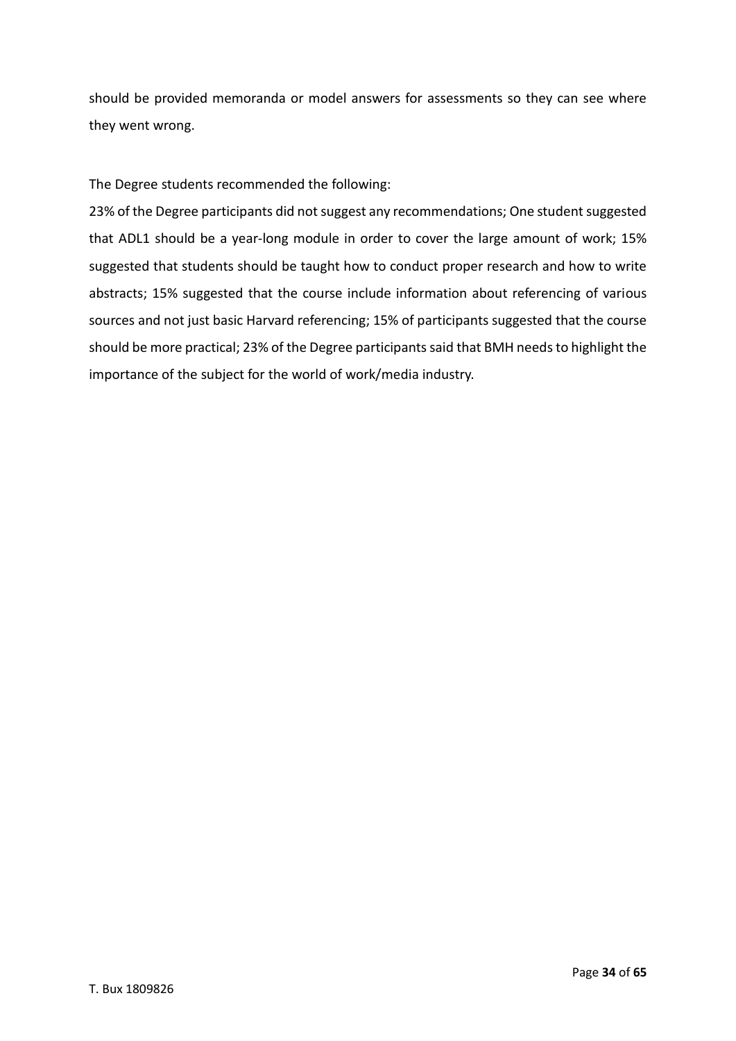should be provided memoranda or model answers for assessments so they can see where they went wrong.

The Degree students recommended the following:

23% of the Degree participants did not suggest any recommendations; One student suggested that ADL1 should be a year-long module in order to cover the large amount of work; 15% suggested that students should be taught how to conduct proper research and how to write abstracts; 15% suggested that the course include information about referencing of various sources and not just basic Harvard referencing; 15% of participants suggested that the course should be more practical; 23% of the Degree participants said that BMH needs to highlight the importance of the subject for the world of work/media industry.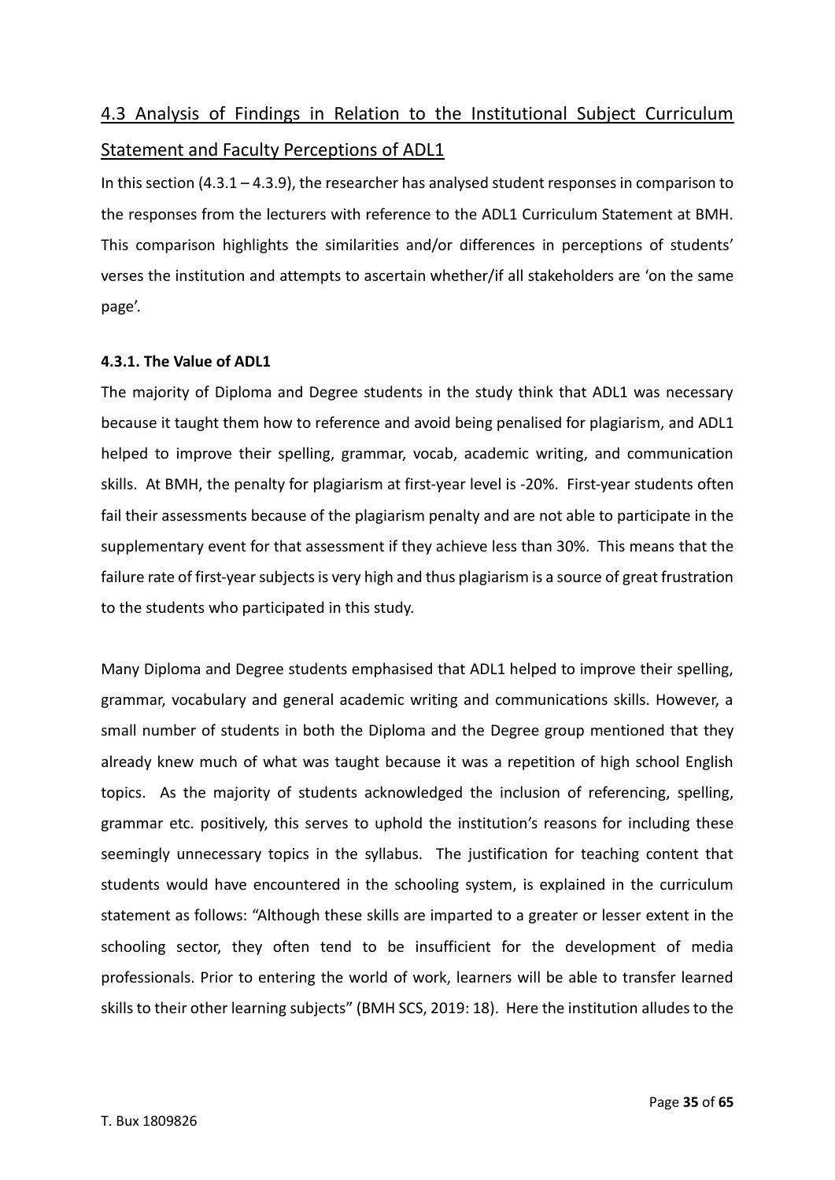## 4.3 Analysis of Findings in Relation to the Institutional Subject Curriculum Statement and Faculty Perceptions of ADL1

In this section (4.3.1 – 4.3.9), the researcher has analysed student responses in comparison to the responses from the lecturers with reference to the ADL1 Curriculum Statement at BMH. This comparison highlights the similarities and/or differences in perceptions of students' verses the institution and attempts to ascertain whether/if all stakeholders are 'on the same page'.

### 4.3.1. The Value of ADL1

The majority of Diploma and Degree students in the study think that ADL1 was necessary because it taught them how to reference and avoid being penalised for plagiarism, and ADL1 helped to improve their spelling, grammar, vocab, academic writing, and communication skills. At BMH, the penalty for plagiarism at first-year level is -20%. First-year students often fail their assessments because of the plagiarism penalty and are not able to participate in the supplementary event for that assessment if they achieve less than 30%. This means that the failure rate of first-year subjects is very high and thus plagiarism is a source of great frustration to the students who participated in this study.

Many Diploma and Degree students emphasised that ADL1 helped to improve their spelling, grammar, vocabulary and general academic writing and communications skills. However, a small number of students in both the Diploma and the Degree group mentioned that they already knew much of what was taught because it was a repetition of high school English topics. As the majority of students acknowledged the inclusion of referencing, spelling, grammar etc. positively, this serves to uphold the institution's reasons for including these seemingly unnecessary topics in the syllabus. The justification for teaching content that students would have encountered in the schooling system, is explained in the curriculum statement as follows: "Although these skills are imparted to a greater or lesser extent in the schooling sector, they often tend to be insufficient for the development of media professionals. Prior to entering the world of work, learners will be able to transfer learned skills to their other learning subjects" (BMH SCS, 2019: 18). Here the institution alludes to the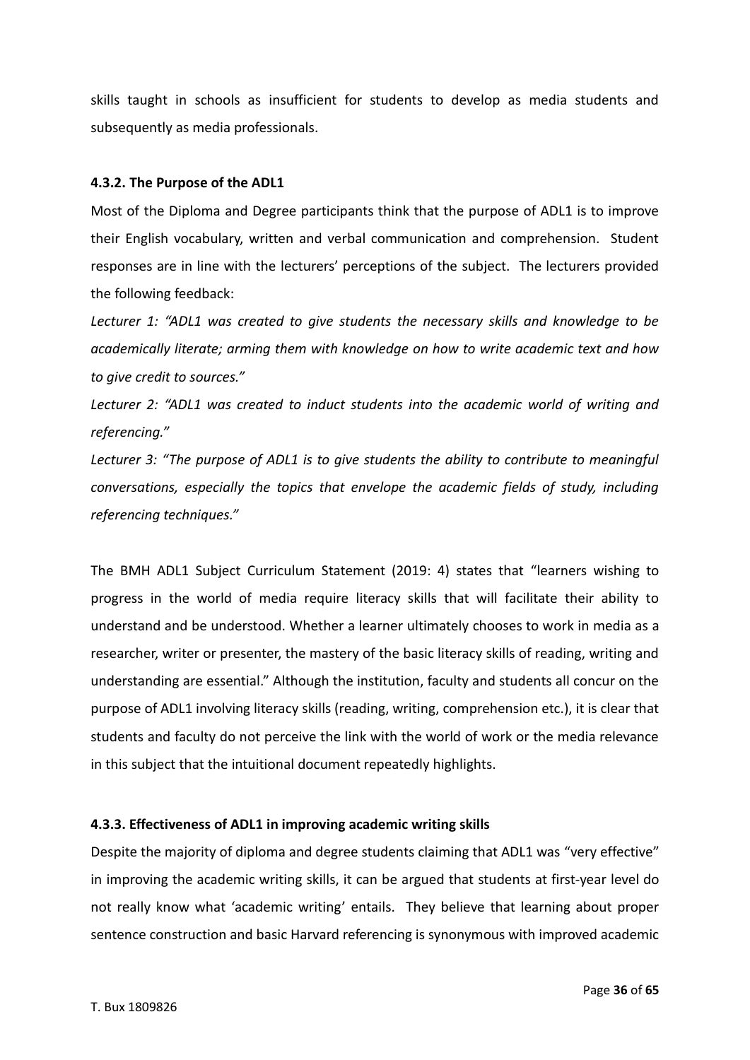skills taught in schools as insufficient for students to develop as media students and subsequently as media professionals.

#### 4.3.2. The Purpose of the ADL1

Most of the Diploma and Degree participants think that the purpose of ADL1 is to improve their English vocabulary, written and verbal communication and comprehension. Student responses are in line with the lecturers' perceptions of the subject. The lecturers provided the following feedback:

*Lecturer 1: "ADL1 was created to give students the necessary skills and knowledge to be academically literate; arming them with knowledge on how to write academic text and how to give credit to sources."*

*Lecturer 2: "ADL1 was created to induct students into the academic world of writing and referencing."*

*Lecturer 3: "The purpose of ADL1 is to give students the ability to contribute to meaningful conversations, especially the topics that envelope the academic fields of study, including referencing techniques."*

The BMH ADL1 Subject Curriculum Statement (2019: 4) states that "learners wishing to progress in the world of media require literacy skills that will facilitate their ability to understand and be understood. Whether a learner ultimately chooses to work in media as a researcher, writer or presenter, the mastery of the basic literacy skills of reading, writing and understanding are essential." Although the institution, faculty and students all concur on the purpose of ADL1 involving literacy skills (reading, writing, comprehension etc.), it is clear that students and faculty do not perceive the link with the world of work or the media relevance in this subject that the intuitional document repeatedly highlights.

#### 4.3.3. Effectiveness of ADL1 in improving academic writing skills

Despite the majority of diploma and degree students claiming that ADL1 was "very effective" in improving the academic writing skills, it can be argued that students at first-year level do not really know what 'academic writing' entails. They believe that learning about proper sentence construction and basic Harvard referencing is synonymous with improved academic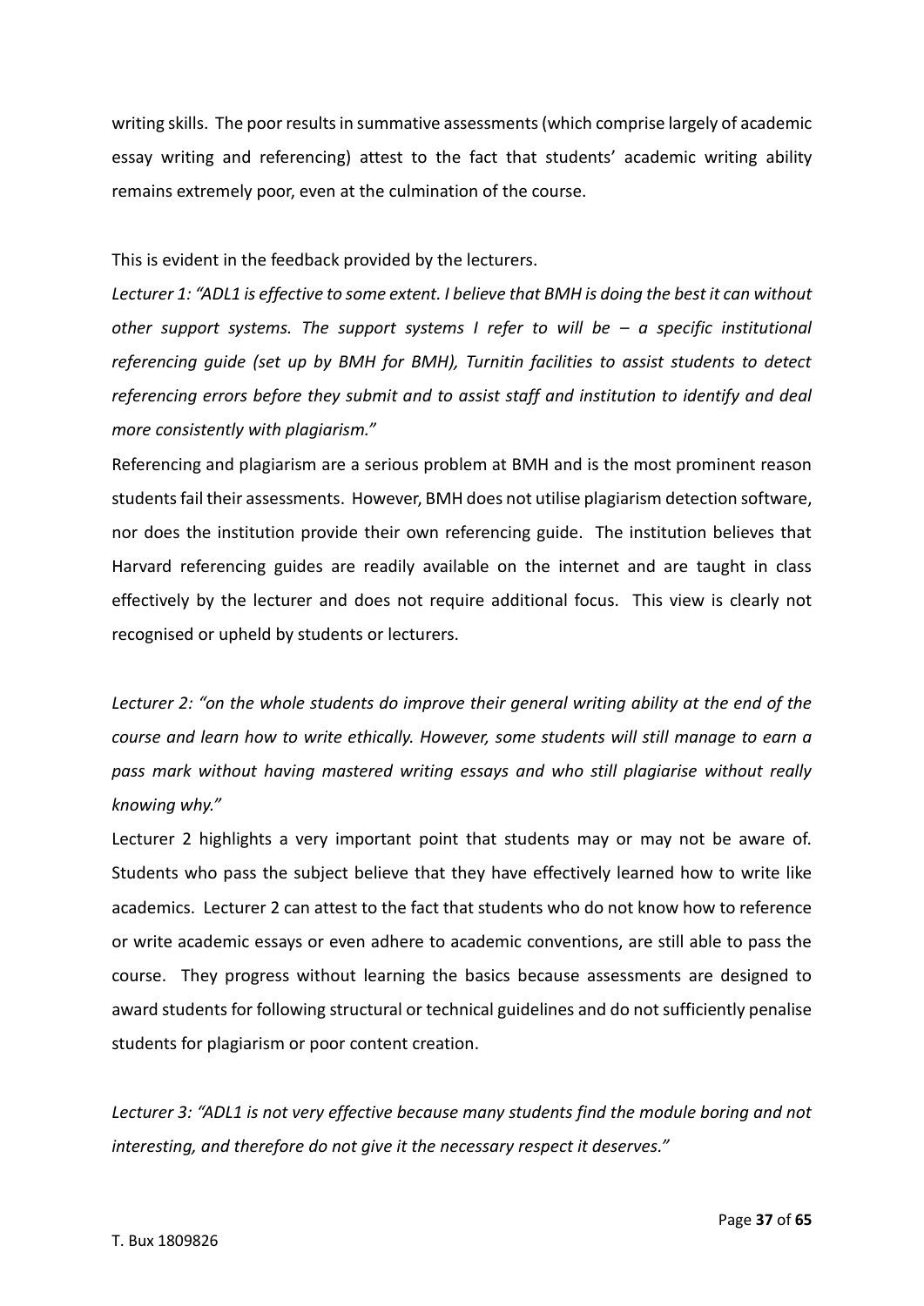writing skills. The poor results in summative assessments (which comprise largely of academic essay writing and referencing) attest to the fact that students' academic writing ability remains extremely poor, even at the culmination of the course.

This is evident in the feedback provided by the lecturers.

*Lecturer 1: "ADL1 is effective to some extent. I believe that BMH is doing the best it can without other support systems. The support systems I refer to will be – a specific institutional referencing guide (set up by BMH for BMH), Turnitin facilities to assist students to detect referencing errors before they submit and to assist staff and institution to identify and deal more consistently with plagiarism."*

Referencing and plagiarism are a serious problem at BMH and is the most prominent reason students fail their assessments. However, BMH does not utilise plagiarism detection software, nor does the institution provide their own referencing guide. The institution believes that Harvard referencing guides are readily available on the internet and are taught in class effectively by the lecturer and does not require additional focus. This view is clearly not recognised or upheld by students or lecturers.

*Lecturer 2: "on the whole students do improve their general writing ability at the end of the course and learn how to write ethically. However, some students will still manage to earn a pass mark without having mastered writing essays and who still plagiarise without really knowing why."*

Lecturer 2 highlights a very important point that students may or may not be aware of. Students who pass the subject believe that they have effectively learned how to write like academics. Lecturer 2 can attest to the fact that students who do not know how to reference or write academic essays or even adhere to academic conventions, are still able to pass the course. They progress without learning the basics because assessments are designed to award students for following structural or technical guidelines and do not sufficiently penalise students for plagiarism or poor content creation.

*Lecturer 3: "ADL1 is not very effective because many students find the module boring and not interesting, and therefore do not give it the necessary respect it deserves."*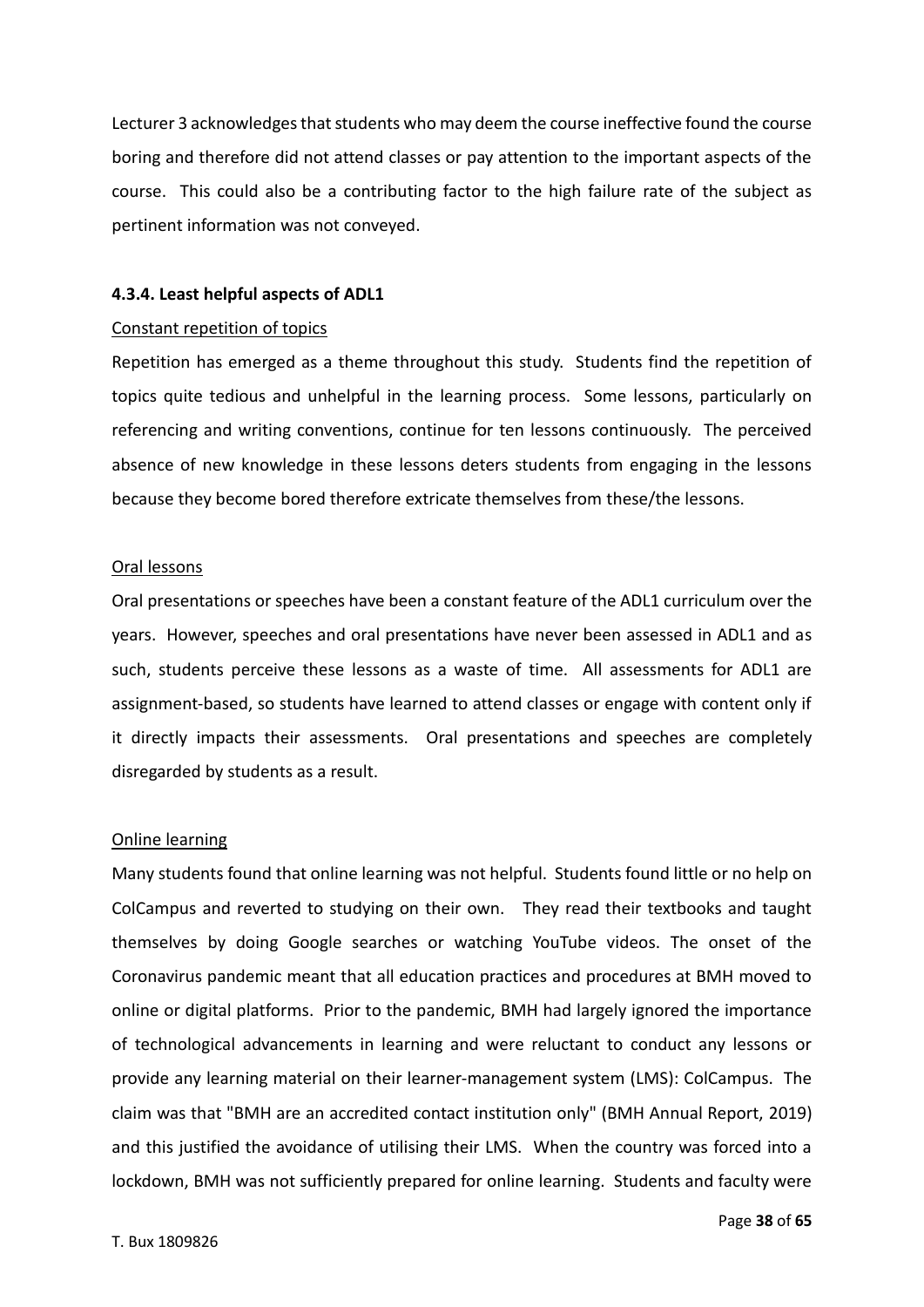Lecturer 3 acknowledges that students who may deem the course ineffective found the course boring and therefore did not attend classes or pay attention to the important aspects of the course. This could also be a contributing factor to the high failure rate of the subject as pertinent information was not conveyed.

#### 4.3.4. Least helpful aspects of ADL1

<u>Constant repetition of topics</u>

Repetition has emerged as a theme throughout this study. Students find the repetition of topics quite tedious and unhelpful in the learning process. Some lessons, particularly on referencing and writing conventions, continue for ten lessons continuously. The perceived absence of new knowledge in these lessons deters students from engaging in the lessons because they become bored therefore extricate themselves from these/the lessons.

<u>Oral lessons</u>

Oral presentations or speeches have been a constant feature of the ADL1 curriculum over the years. However, speeches and oral presentations have never been assessed in ADL1 and as such, students perceive these lessons as a waste of time. All assessments for ADL1 are assignment-based, so students have learned to attend classes or engage with content only if it directly impacts their assessments. Oral presentations and speeches are completely disregarded by students as a result.

<u>Online learning</u>

Many students found that online learning was not helpful. Students found little or no help on ColCampus and reverted to studying on their own. They read their textbooks and taught themselves by doing Google searches or watching YouTube videos. The onset of the Coronavirus pandemic meant that all education practices and procedures at BMH moved to online or digital platforms. Prior to the pandemic, BMH had largely ignored the importance of technological advancements in learning and were reluctant to conduct any lessons or provide any learning material on their learner-management system (LMS): ColCampus. The claim was that "BMH are an accredited contact institution only" (BMH Annual Report, 2019) and this justified the avoidance of utilising their LMS. When the country was forced into a lockdown, BMH was not sufficiently prepared for online learning. Students and faculty were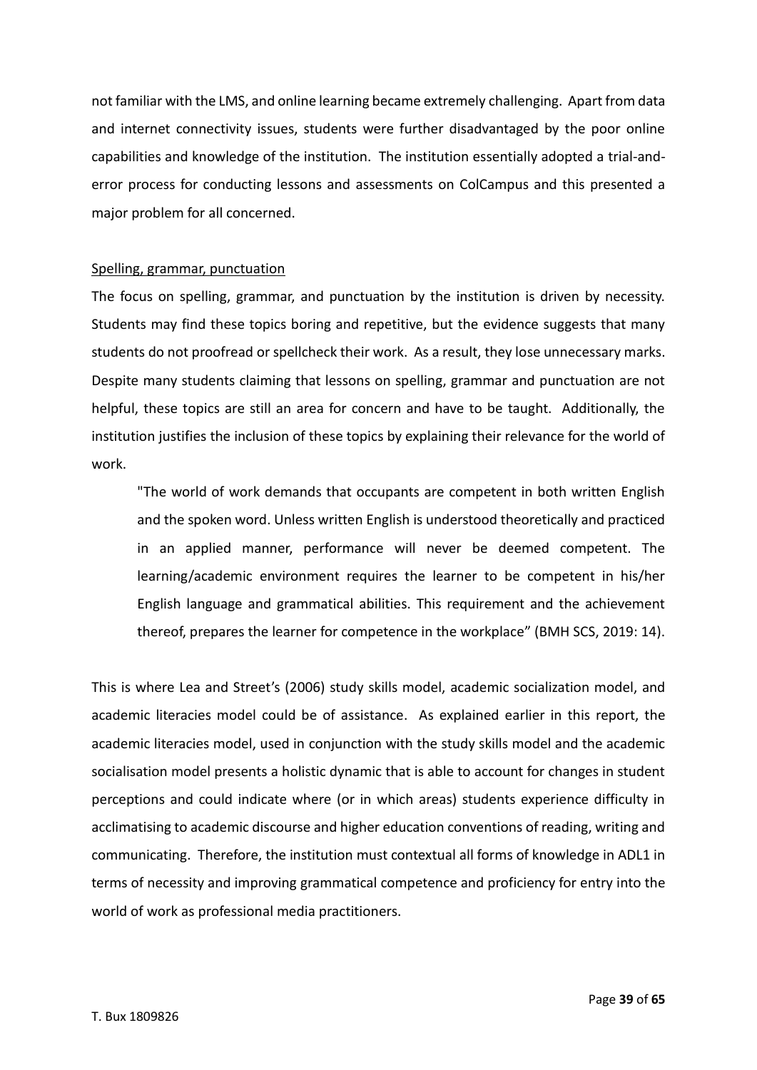not familiar with the LMS, and online learning became extremely challenging. Apart from data and internet connectivity issues, students were further disadvantaged by the poor online capabilities and knowledge of the institution. The institution essentially adopted a trial-and-error process for conducting lessons and assessments on ColCampus and this presented a major problem for all concerned.

<u>Spelling, grammar, punctuation</u>

The focus on spelling, grammar, and punctuation by the institution is driven by necessity. Students may find these topics boring and repetitive, but the evidence suggests that many students do not proofread or spellcheck their work. As a result, they lose unnecessary marks. Despite many students claiming that lessons on spelling, grammar and punctuation are not helpful, these topics are still an area for concern and have to be taught. Additionally, the institution justifies the inclusion of these topics by explaining their relevance for the world of work.

> "The world of work demands that occupants are competent in both written English and the spoken word. Unless written English is understood theoretically and practiced in an applied manner, performance will never be deemed competent. The learning/academic environment requires the learner to be competent in his/her English language and grammatical abilities. This requirement and the achievement thereof, prepares the learner for competence in the workplace" (BMH SCS, 2019: 14).

This is where Lea and Street's (2006) study skills model, academic socialization model, and academic literacies model could be of assistance. As explained earlier in this report, the academic literacies model, used in conjunction with the study skills model and the academic socialisation model presents a holistic dynamic that is able to account for changes in student perceptions and could indicate where (or in which areas) students experience difficulty in acclimatising to academic discourse and higher education conventions of reading, writing and communicating. Therefore, the institution must contextual all forms of knowledge in ADL1 in terms of necessity and improving grammatical competence and proficiency for entry into the world of work as professional media practitioners.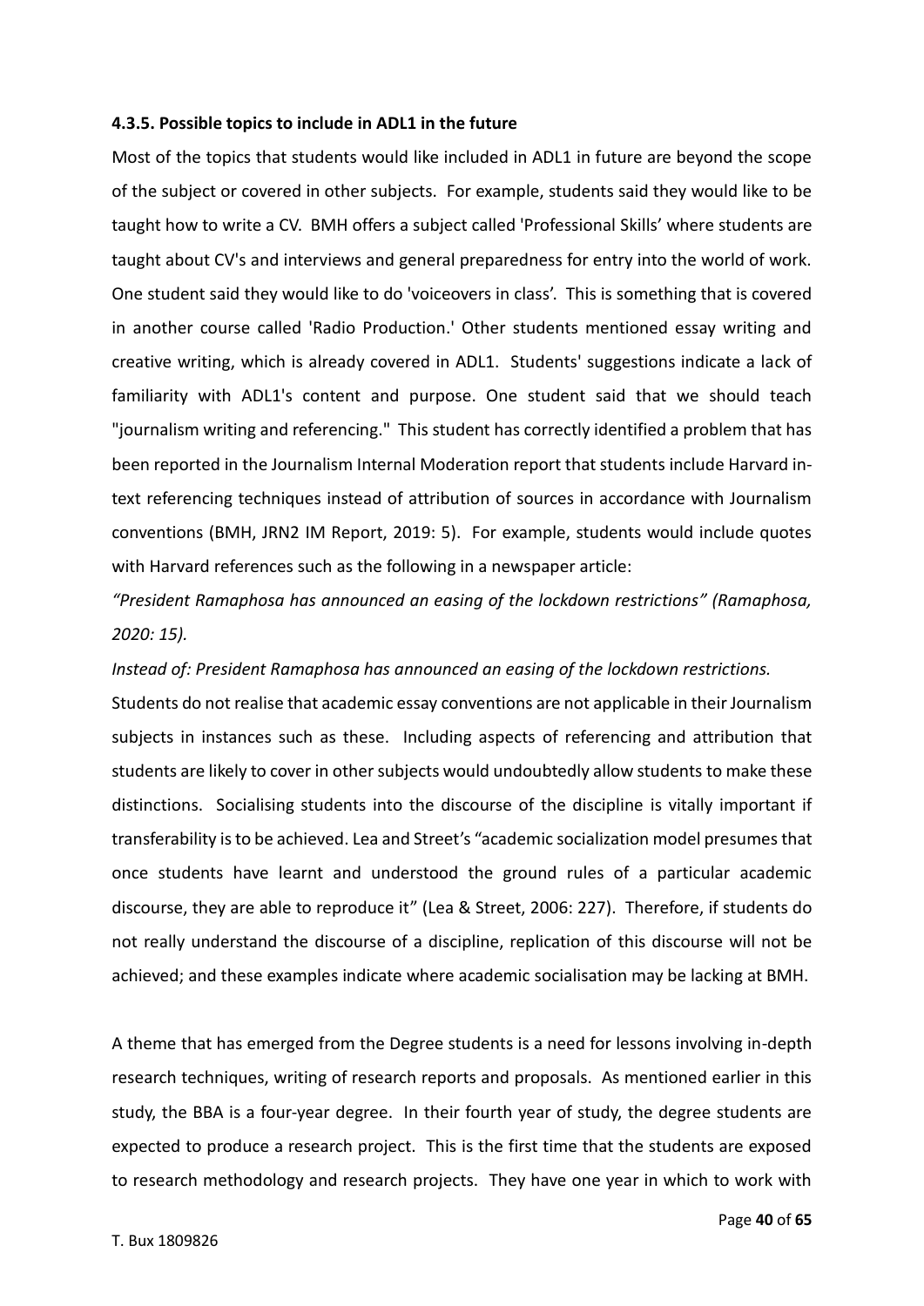#### 4.3.5. Possible topics to include in ADL1 in the future

Most of the topics that students would like included in ADL1 in future are beyond the scope of the subject or covered in other subjects. For example, students said they would like to be taught how to write a CV. BMH offers a subject called 'Professional Skills' where students are taught about CV's and interviews and general preparedness for entry into the world of work. One student said they would like to do 'voiceovers in class'. This is something that is covered in another course called 'Radio Production.' Other students mentioned essay writing and creative writing, which is already covered in ADL1. Students' suggestions indicate a lack of familiarity with ADL1's content and purpose. One student said that we should teach "journalism writing and referencing." This student has correctly identified a problem that has been reported in the Journalism Internal Moderation report that students include Harvard in-text referencing techniques instead of attribution of sources in accordance with Journalism conventions (BMH, JRN2 IM Report, 2019: 5). For example, students would include quotes with Harvard references such as the following in a newspaper article:

*"President Ramaphosa has announced an easing of the lockdown restrictions" (Ramaphosa, 2020: 15).*

*Instead of: President Ramaphosa has announced an easing of the lockdown restrictions.*

Students do not realise that academic essay conventions are not applicable in their Journalism subjects in instances such as these. Including aspects of referencing and attribution that students are likely to cover in other subjects would undoubtedly allow students to make these distinctions. Socialising students into the discourse of the discipline is vitally important if transferability is to be achieved. Lea and Street's "academic socialization model presumes that once students have learnt and understood the ground rules of a particular academic discourse, they are able to reproduce it" (Lea & Street, 2006: 227). Therefore, if students do not really understand the discourse of a discipline, replication of this discourse will not be achieved; and these examples indicate where academic socialisation may be lacking at BMH.

A theme that has emerged from the Degree students is a need for lessons involving in-depth research techniques, writing of research reports and proposals. As mentioned earlier in this study, the BBA is a four-year degree. In their fourth year of study, the degree students are expected to produce a research project. This is the first time that the students are exposed to research methodology and research projects. They have one year in which to work with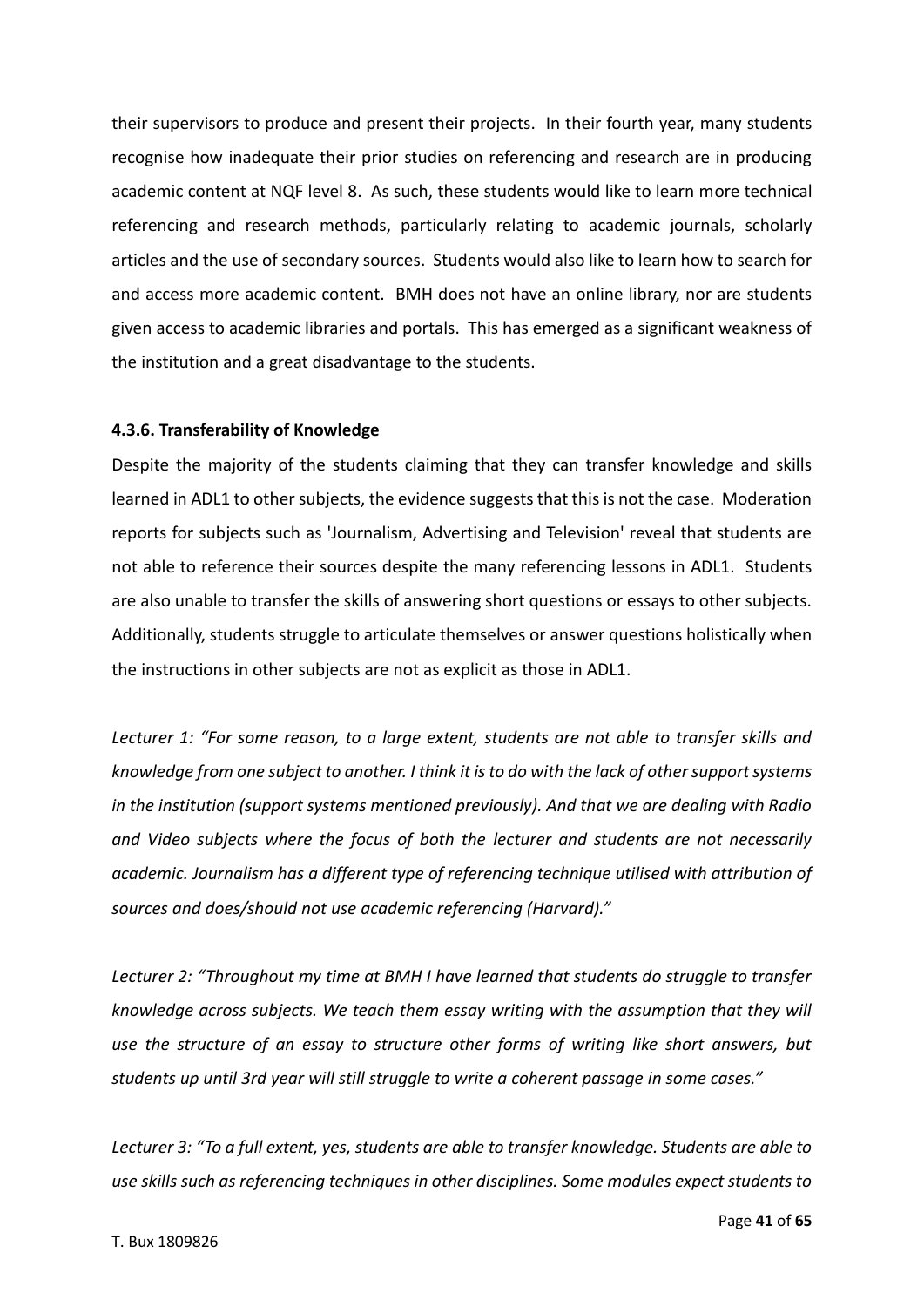their supervisors to produce and present their projects. In their fourth year, many students recognise how inadequate their prior studies on referencing and research are in producing academic content at NQF level 8. As such, these students would like to learn more technical referencing and research methods, particularly relating to academic journals, scholarly articles and the use of secondary sources. Students would also like to learn how to search for and access more academic content. BMH does not have an online library, nor are students given access to academic libraries and portals. This has emerged as a significant weakness of the institution and a great disadvantage to the students.

#### 4.3.6. Transferability of Knowledge

Despite the majority of the students claiming that they can transfer knowledge and skills learned in ADL1 to other subjects, the evidence suggests that this is not the case. Moderation reports for subjects such as 'Journalism, Advertising and Television' reveal that students are not able to reference their sources despite the many referencing lessons in ADL1. Students are also unable to transfer the skills of answering short questions or essays to other subjects. Additionally, students struggle to articulate themselves or answer questions holistically when the instructions in other subjects are not as explicit as those in ADL1.

*Lecturer 1: "For some reason, to a large extent, students are not able to transfer skills and knowledge from one subject to another. I think it is to do with the lack of other support systems in the institution (support systems mentioned previously). And that we are dealing with Radio and Video subjects where the focus of both the lecturer and students are not necessarily academic. Journalism has a different type of referencing technique utilised with attribution of sources and does/should not use academic referencing (Harvard)."*

*Lecturer 2: "Throughout my time at BMH I have learned that students do struggle to transfer knowledge across subjects. We teach them essay writing with the assumption that they will use the structure of an essay to structure other forms of writing like short answers, but students up until 3rd year will still struggle to write a coherent passage in some cases."*

*Lecturer 3: "To a full extent, yes, students are able to transfer knowledge. Students are able to use skills such as referencing techniques in other disciplines. Some modules expect students to*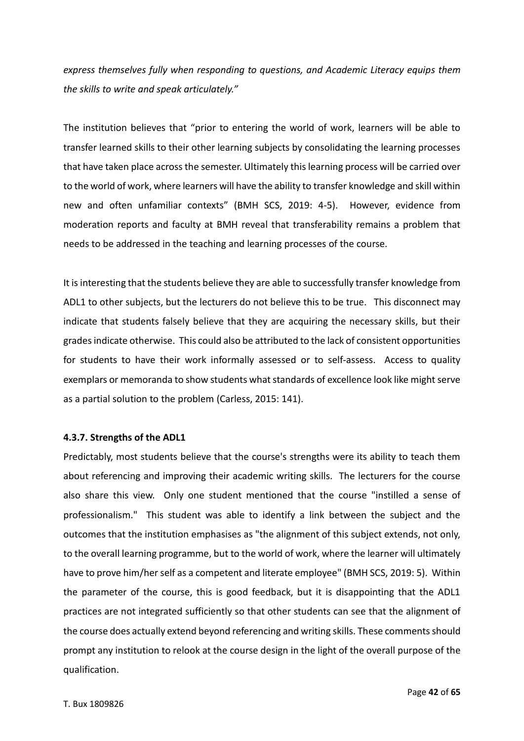*express themselves fully when responding to questions, and Academic Literacy equips them the skills to write and speak articulately."*

The institution believes that "prior to entering the world of work, learners will be able to transfer learned skills to their other learning subjects by consolidating the learning processes that have taken place across the semester. Ultimately this learning process will be carried over to the world of work, where learners will have the ability to transfer knowledge and skill within new and often unfamiliar contexts" (BMH SCS, 2019: 4-5). However, evidence from moderation reports and faculty at BMH reveal that transferability remains a problem that needs to be addressed in the teaching and learning processes of the course.

It is interesting that the students believe they are able to successfully transfer knowledge from ADL1 to other subjects, but the lecturers do not believe this to be true. This disconnect may indicate that students falsely believe that they are acquiring the necessary skills, but their grades indicate otherwise. This could also be attributed to the lack of consistent opportunities for students to have their work informally assessed or to self-assess. Access to quality exemplars or memoranda to show students what standards of excellence look like might serve as a partial solution to the problem (Carless, 2015: 141).

#### 4.3.7. Strengths of the ADL1

Predictably, most students believe that the course's strengths were its ability to teach them about referencing and improving their academic writing skills. The lecturers for the course also share this view. Only one student mentioned that the course "instilled a sense of professionalism." This student was able to identify a link between the subject and the outcomes that the institution emphasises as "the alignment of this subject extends, not only, to the overall learning programme, but to the world of work, where the learner will ultimately have to prove him/her self as a competent and literate employee" (BMH SCS, 2019: 5). Within the parameter of the course, this is good feedback, but it is disappointing that the ADL1 practices are not integrated sufficiently so that other students can see that the alignment of the course does actually extend beyond referencing and writing skills. These comments should prompt any institution to relook at the course design in the light of the overall purpose of the qualification.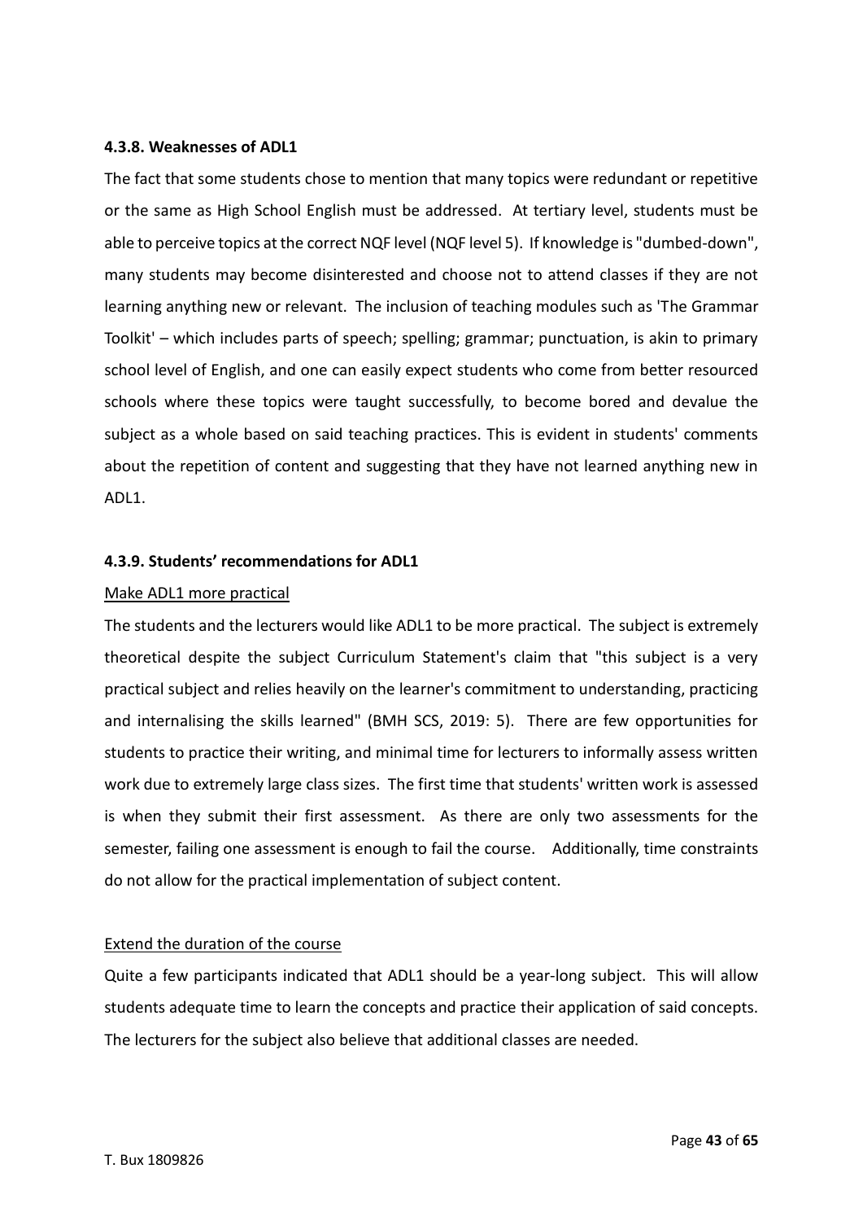#### 4.3.8. Weaknesses of ADL1

The fact that some students chose to mention that many topics were redundant or repetitive or the same as High School English must be addressed. At tertiary level, students must be able to perceive topics at the correct NQF level (NQF level 5). If knowledge is "dumbed-down", many students may become disinterested and choose not to attend classes if they are not learning anything new or relevant. The inclusion of teaching modules such as 'The Grammar Toolkit' – which includes parts of speech; spelling; grammar; punctuation, is akin to primary school level of English, and one can easily expect students who come from better resourced schools where these topics were taught successfully, to become bored and devalue the subject as a whole based on said teaching practices. This is evident in students' comments about the repetition of content and suggesting that they have not learned anything new in ADL1.

#### 4.3.9. Students' recommendations for ADL1

<u>Make ADL1 more practical</u>

The students and the lecturers would like ADL1 to be more practical. The subject is extremely theoretical despite the subject Curriculum Statement's claim that "this subject is a very practical subject and relies heavily on the learner's commitment to understanding, practicing and internalising the skills learned" (BMH SCS, 2019: 5). There are few opportunities for students to practice their writing, and minimal time for lecturers to informally assess written work due to extremely large class sizes. The first time that students' written work is assessed is when they submit their first assessment. As there are only two assessments for the semester, failing one assessment is enough to fail the course. Additionally, time constraints do not allow for the practical implementation of subject content.

<u>Extend the duration of the course</u>

Quite a few participants indicated that ADL1 should be a year-long subject. This will allow students adequate time to learn the concepts and practice their application of said concepts. The lecturers for the subject also believe that additional classes are needed.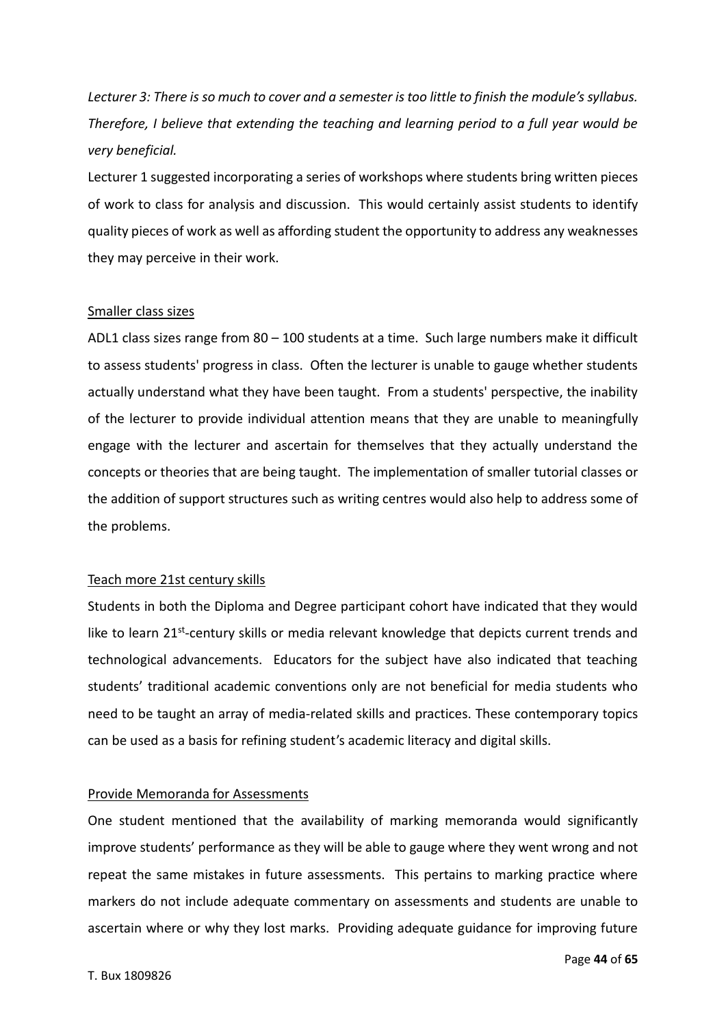*Lecturer 3: There is so much to cover and a semester is too little to finish the module's syllabus. Therefore, I believe that extending the teaching and learning period to a full year would be very beneficial.*

Lecturer 1 suggested incorporating a series of workshops where students bring written pieces of work to class for analysis and discussion. This would certainly assist students to identify quality pieces of work as well as affording student the opportunity to address any weaknesses they may perceive in their work.

Smaller class sizes

ADL1 class sizes range from 80 – 100 students at a time. Such large numbers make it difficult to assess students' progress in class. Often the lecturer is unable to gauge whether students actually understand what they have been taught. From a students' perspective, the inability of the lecturer to provide individual attention means that they are unable to meaningfully engage with the lecturer and ascertain for themselves that they actually understand the concepts or theories that are being taught. The implementation of smaller tutorial classes or the addition of support structures such as writing centres would also help to address some of the problems.

Teach more 21st century skills

Students in both the Diploma and Degree participant cohort have indicated that they would like to learn 21st-century skills or media relevant knowledge that depicts current trends and technological advancements. Educators for the subject have also indicated that teaching students' traditional academic conventions only are not beneficial for media students who need to be taught an array of media-related skills and practices. These contemporary topics can be used as a basis for refining student's academic literacy and digital skills.

Provide Memoranda for Assessments

One student mentioned that the availability of marking memoranda would significantly improve students' performance as they will be able to gauge where they went wrong and not repeat the same mistakes in future assessments. This pertains to marking practice where markers do not include adequate commentary on assessments and students are unable to ascertain where or why they lost marks. Providing adequate guidance for improving future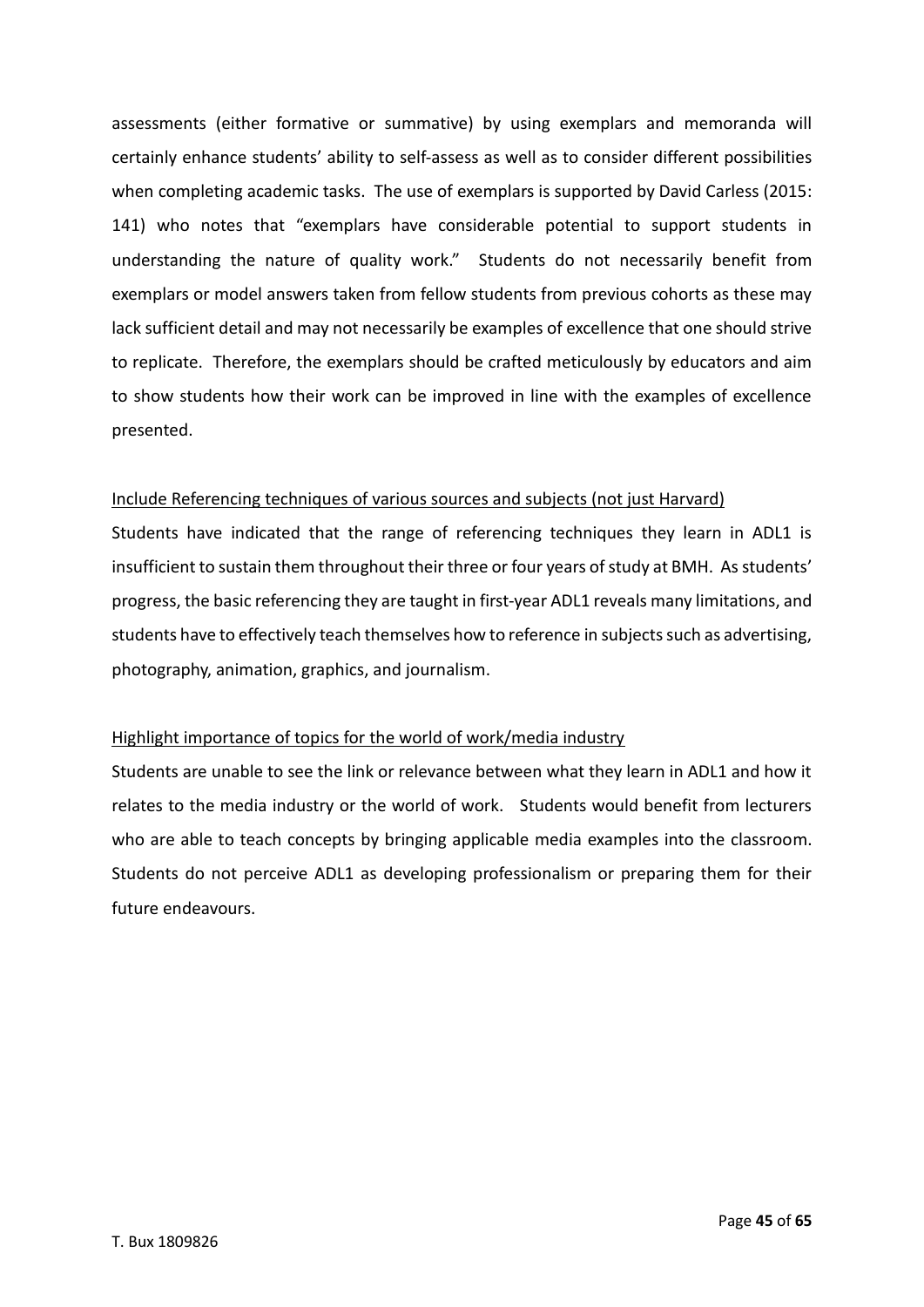assessments (either formative or summative) by using exemplars and memoranda will certainly enhance students' ability to self-assess as well as to consider different possibilities when completing academic tasks. The use of exemplars is supported by David Carless (2015: 141) who notes that "exemplars have considerable potential to support students in understanding the nature of quality work." Students do not necessarily benefit from exemplars or model answers taken from fellow students from previous cohorts as these may lack sufficient detail and may not necessarily be examples of excellence that one should strive to replicate. Therefore, the exemplars should be crafted meticulously by educators and aim to show students how their work can be improved in line with the examples of excellence presented.

<u>Include Referencing techniques of various sources and subjects (not just Harvard)</u>

Students have indicated that the range of referencing techniques they learn in ADL1 is insufficient to sustain them throughout their three or four years of study at BMH. As students' progress, the basic referencing they are taught in first-year ADL1 reveals many limitations, and students have to effectively teach themselves how to reference in subjects such as advertising, photography, animation, graphics, and journalism.

<u>Highlight importance of topics for the world of work/media industry</u>

Students are unable to see the link or relevance between what they learn in ADL1 and how it relates to the media industry or the world of work. Students would benefit from lecturers who are able to teach concepts by bringing applicable media examples into the classroom. Students do not perceive ADL1 as developing professionalism or preparing them for their future endeavours.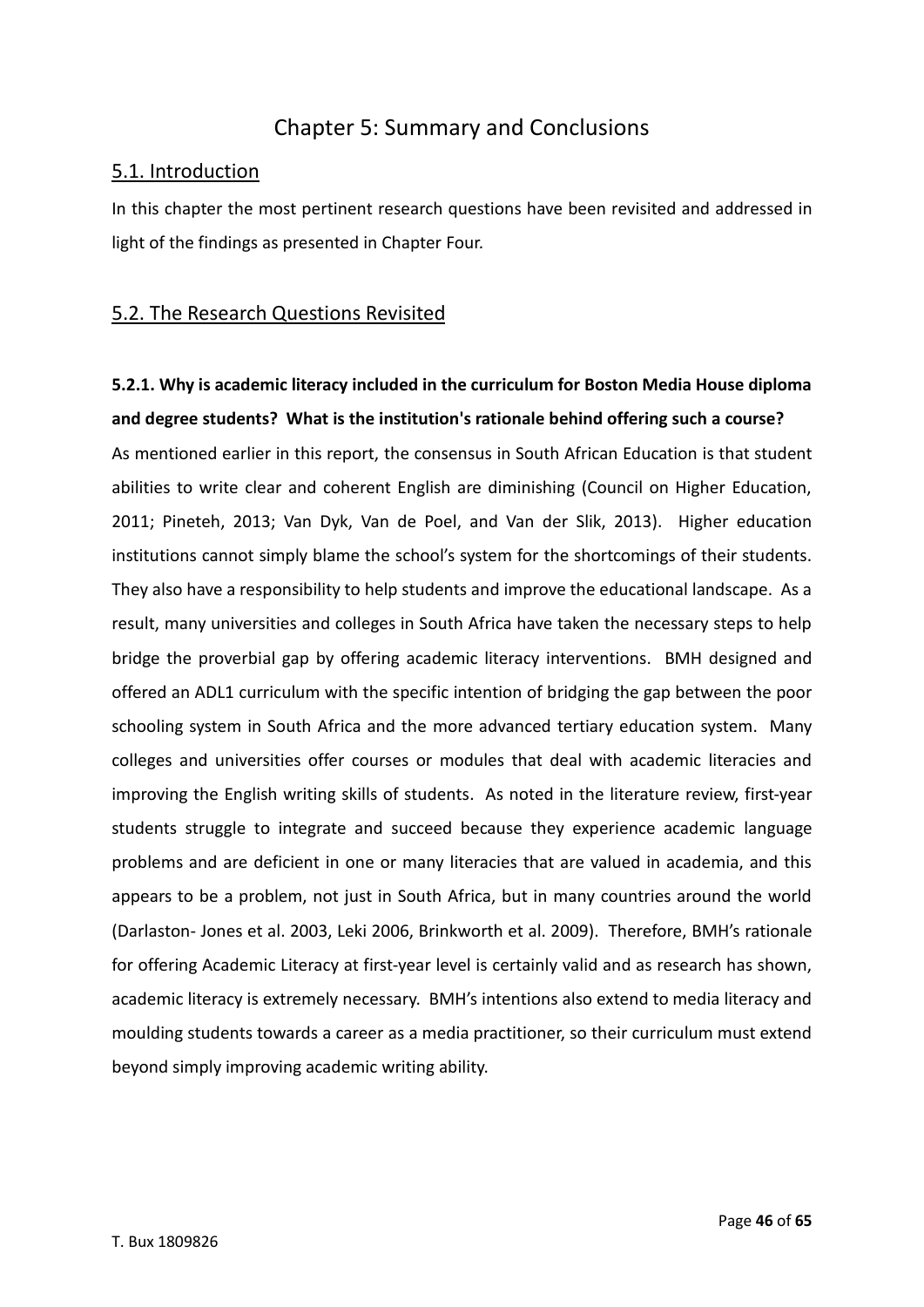# Chapter 5: Summary and Conclusions

## 5.1. Introduction

In this chapter the most pertinent research questions have been revisited and addressed in light of the findings as presented in Chapter Four.

## 5.2. The Research Questions Revisited

### 5.2.1. Why is academic literacy included in the curriculum for Boston Media House diploma and degree students? What is the institution's rationale behind offering such a course?

As mentioned earlier in this report, the consensus in South African Education is that student abilities to write clear and coherent English are diminishing (Council on Higher Education, 2011; Pineteh, 2013; Van Dyk, Van de Poel, and Van der Slik, 2013). Higher education institutions cannot simply blame the school's system for the shortcomings of their students. They also have a responsibility to help students and improve the educational landscape. As a result, many universities and colleges in South Africa have taken the necessary steps to help bridge the proverbial gap by offering academic literacy interventions. BMH designed and offered an ADL1 curriculum with the specific intention of bridging the gap between the poor schooling system in South Africa and the more advanced tertiary education system. Many colleges and universities offer courses or modules that deal with academic literacies and improving the English writing skills of students. As noted in the literature review, first-year students struggle to integrate and succeed because they experience academic language problems and are deficient in one or many literacies that are valued in academia, and this appears to be a problem, not just in South Africa, but in many countries around the world (Darlaston- Jones et al. 2003, Leki 2006, Brinkworth et al. 2009). Therefore, BMH's rationale for offering Academic Literacy at first-year level is certainly valid and as research has shown, academic literacy is extremely necessary. BMH's intentions also extend to media literacy and moulding students towards a career as a media practitioner, so their curriculum must extend beyond simply improving academic writing ability.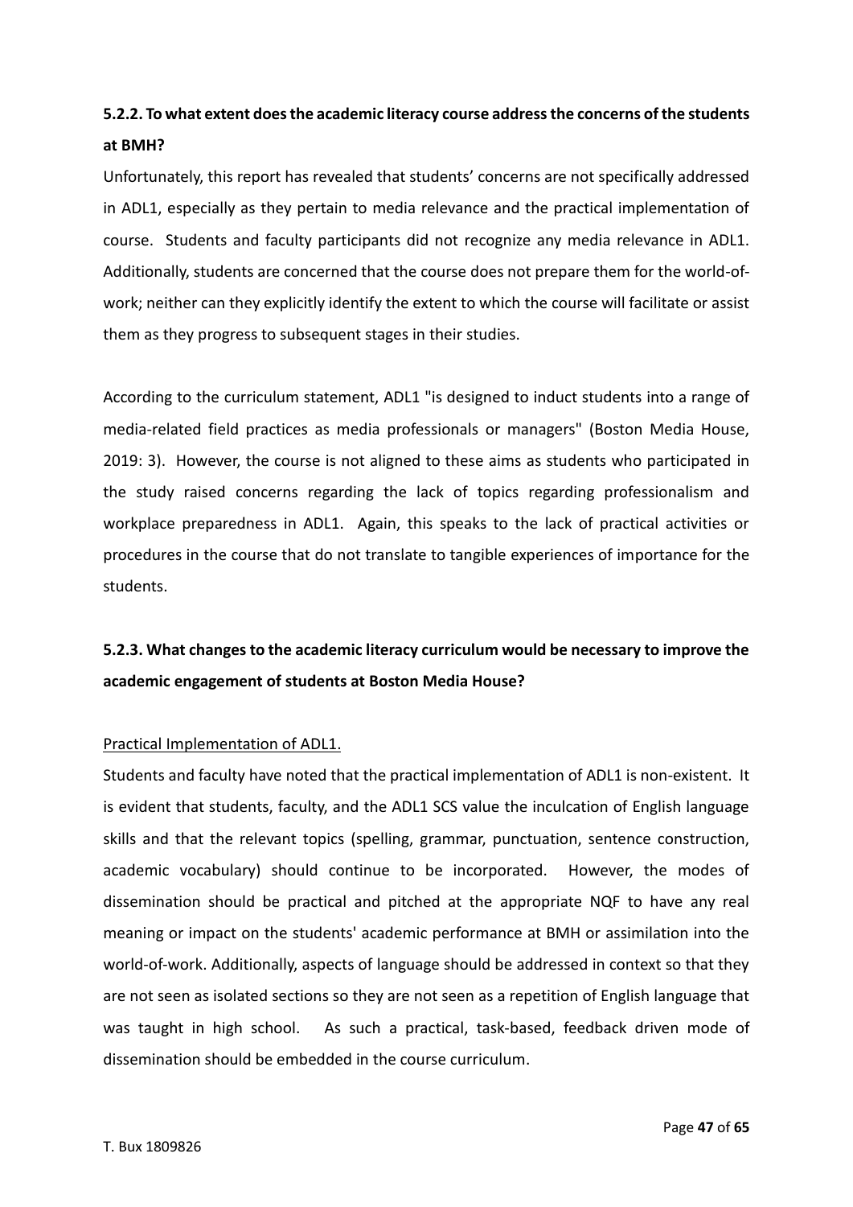### 5.2.2. To what extent does the academic literacy course address the concerns of the students at BMH?

Unfortunately, this report has revealed that students' concerns are not specifically addressed in ADL1, especially as they pertain to media relevance and the practical implementation of course. Students and faculty participants did not recognize any media relevance in ADL1. Additionally, students are concerned that the course does not prepare them for the world-of-work; neither can they explicitly identify the extent to which the course will facilitate or assist them as they progress to subsequent stages in their studies.

According to the curriculum statement, ADL1 "is designed to induct students into a range of media-related field practices as media professionals or managers" (Boston Media House, 2019: 3). However, the course is not aligned to these aims as students who participated in the study raised concerns regarding the lack of topics regarding professionalism and workplace preparedness in ADL1. Again, this speaks to the lack of practical activities or procedures in the course that do not translate to tangible experiences of importance for the students.

### 5.2.3. What changes to the academic literacy curriculum would be necessary to improve the academic engagement of students at Boston Media House?

<u>Practical Implementation of ADL1.</u>

Students and faculty have noted that the practical implementation of ADL1 is non-existent. It is evident that students, faculty, and the ADL1 SCS value the inculcation of English language skills and that the relevant topics (spelling, grammar, punctuation, sentence construction, academic vocabulary) should continue to be incorporated. However, the modes of dissemination should be practical and pitched at the appropriate NQF to have any real meaning or impact on the students' academic performance at BMH or assimilation into the world-of-work. Additionally, aspects of language should be addressed in context so that they are not seen as isolated sections so they are not seen as a repetition of English language that was taught in high school. As such a practical, task-based, feedback driven mode of dissemination should be embedded in the course curriculum.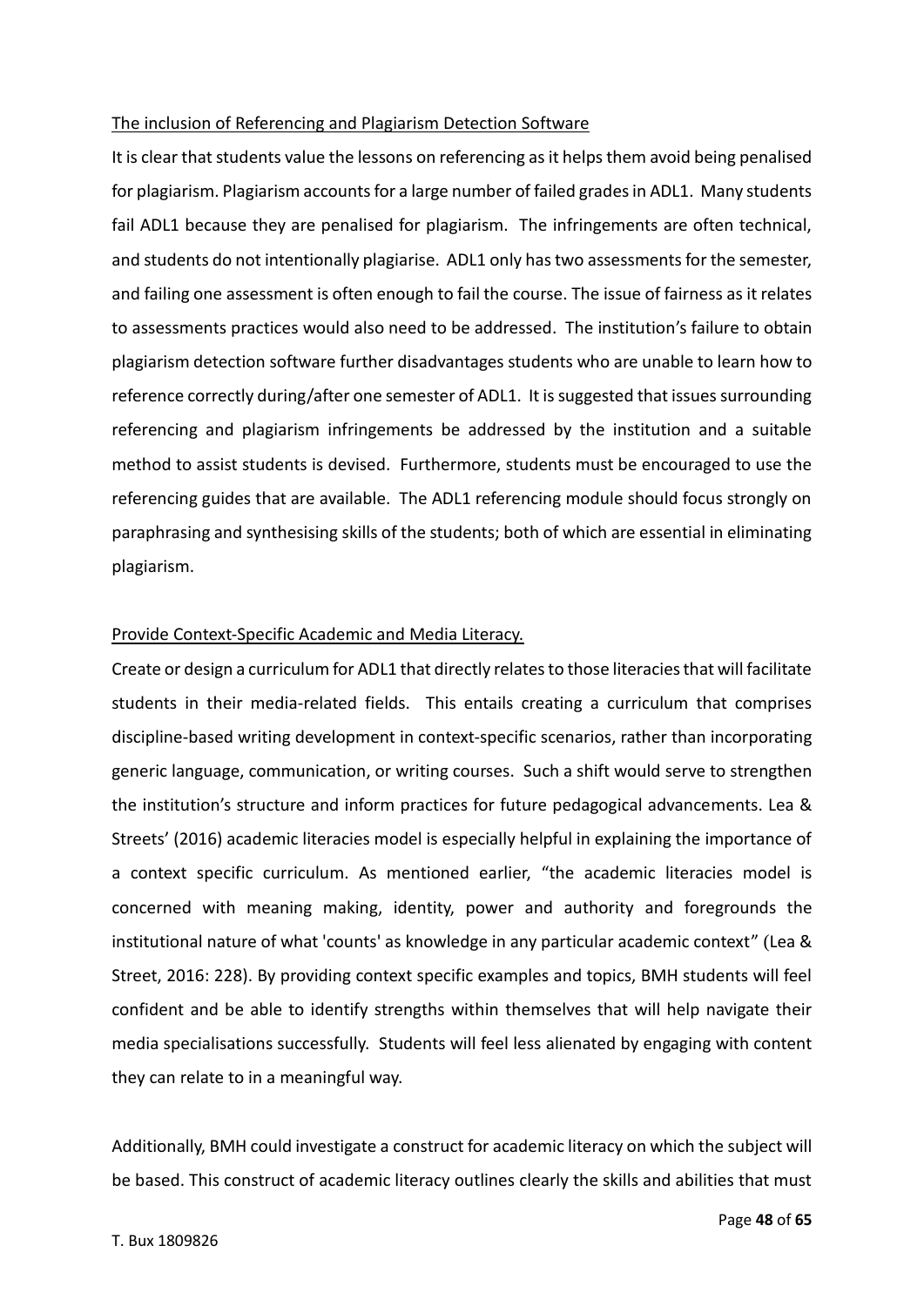<u>The inclusion of Referencing and Plagiarism Detection Software</u>

It is clear that students value the lessons on referencing as it helps them avoid being penalised for plagiarism. Plagiarism accounts for a large number of failed grades in ADL1. Many students fail ADL1 because they are penalised for plagiarism. The infringements are often technical, and students do not intentionally plagiarise. ADL1 only has two assessments for the semester, and failing one assessment is often enough to fail the course. The issue of fairness as it relates to assessments practices would also need to be addressed. The institution's failure to obtain plagiarism detection software further disadvantages students who are unable to learn how to reference correctly during/after one semester of ADL1. It is suggested that issues surrounding referencing and plagiarism infringements be addressed by the institution and a suitable method to assist students is devised. Furthermore, students must be encouraged to use the referencing guides that are available. The ADL1 referencing module should focus strongly on paraphrasing and synthesising skills of the students; both of which are essential in eliminating plagiarism.

<u>Provide Context-Specific Academic and Media Literacy.</u>

Create or design a curriculum for ADL1 that directly relates to those literacies that will facilitate students in their media-related fields. This entails creating a curriculum that comprises discipline-based writing development in context-specific scenarios, rather than incorporating generic language, communication, or writing courses. Such a shift would serve to strengthen the institution's structure and inform practices for future pedagogical advancements. Lea & Streets' (2016) academic literacies model is especially helpful in explaining the importance of a context specific curriculum. As mentioned earlier, "the academic literacies model is concerned with meaning making, identity, power and authority and foregrounds the institutional nature of what 'counts' as knowledge in any particular academic context" (Lea & Street, 2016: 228). By providing context specific examples and topics, BMH students will feel confident and be able to identify strengths within themselves that will help navigate their media specialisations successfully. Students will feel less alienated by engaging with content they can relate to in a meaningful way.

Additionally, BMH could investigate a construct for academic literacy on which the subject will be based. This construct of academic literacy outlines clearly the skills and abilities that must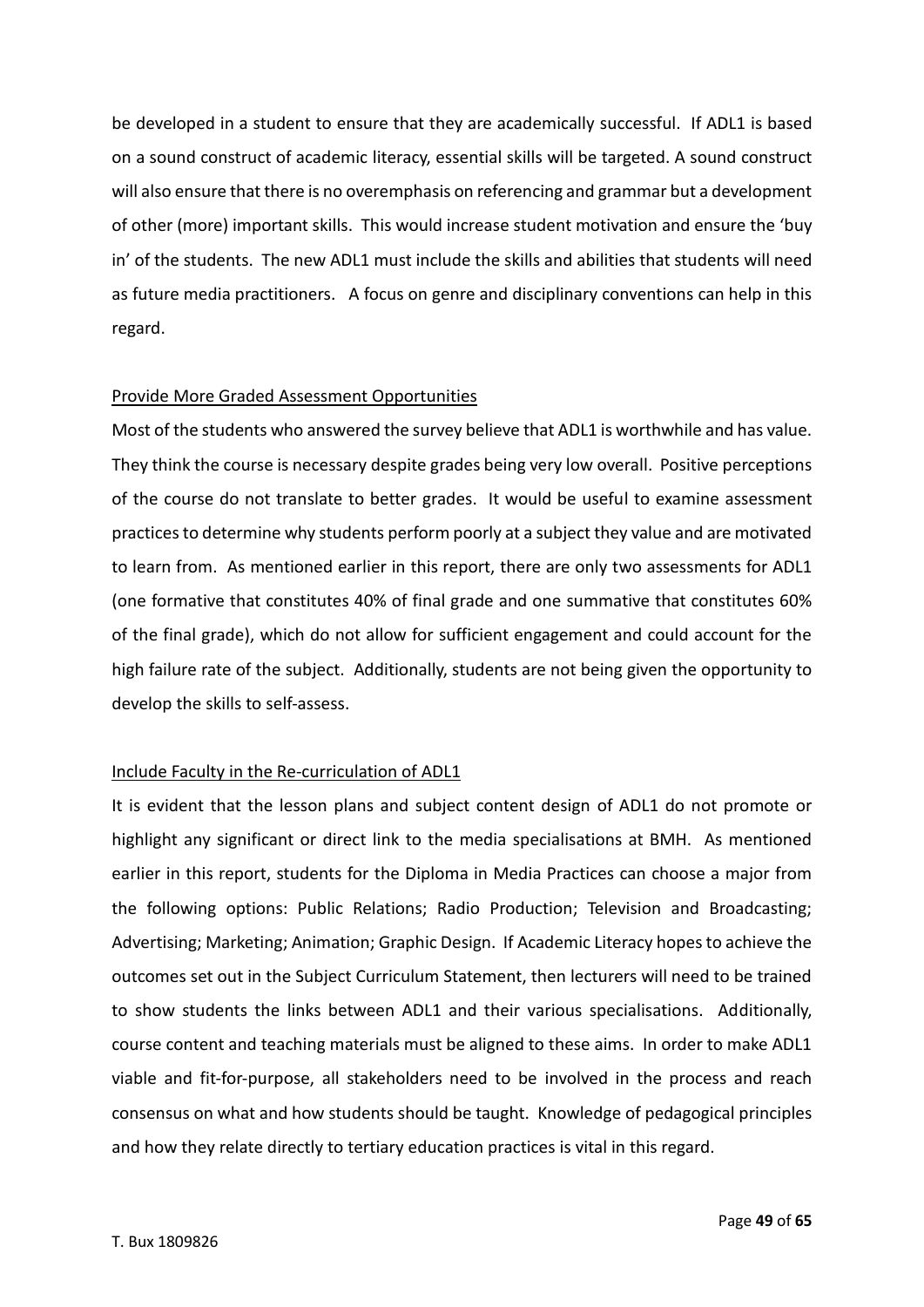be developed in a student to ensure that they are academically successful. If ADL1 is based on a sound construct of academic literacy, essential skills will be targeted. A sound construct will also ensure that there is no overemphasis on referencing and grammar but a development of other (more) important skills. This would increase student motivation and ensure the 'buy in' of the students. The new ADL1 must include the skills and abilities that students will need as future media practitioners. A focus on genre and disciplinary conventions can help in this regard.

<u>Provide More Graded Assessment Opportunities</u>

Most of the students who answered the survey believe that ADL1 is worthwhile and has value. They think the course is necessary despite grades being very low overall. Positive perceptions of the course do not translate to better grades. It would be useful to examine assessment practices to determine why students perform poorly at a subject they value and are motivated to learn from. As mentioned earlier in this report, there are only two assessments for ADL1 (one formative that constitutes 40% of final grade and one summative that constitutes 60% of the final grade), which do not allow for sufficient engagement and could account for the high failure rate of the subject. Additionally, students are not being given the opportunity to develop the skills to self-assess.

<u>Include Faculty in the Re-curriculation of ADL1</u>

It is evident that the lesson plans and subject content design of ADL1 do not promote or highlight any significant or direct link to the media specialisations at BMH. As mentioned earlier in this report, students for the Diploma in Media Practices can choose a major from the following options: Public Relations; Radio Production; Television and Broadcasting; Advertising; Marketing; Animation; Graphic Design. If Academic Literacy hopes to achieve the outcomes set out in the Subject Curriculum Statement, then lecturers will need to be trained to show students the links between ADL1 and their various specialisations. Additionally, course content and teaching materials must be aligned to these aims. In order to make ADL1 viable and fit-for-purpose, all stakeholders need to be involved in the process and reach consensus on what and how students should be taught. Knowledge of pedagogical principles and how they relate directly to tertiary education practices is vital in this regard.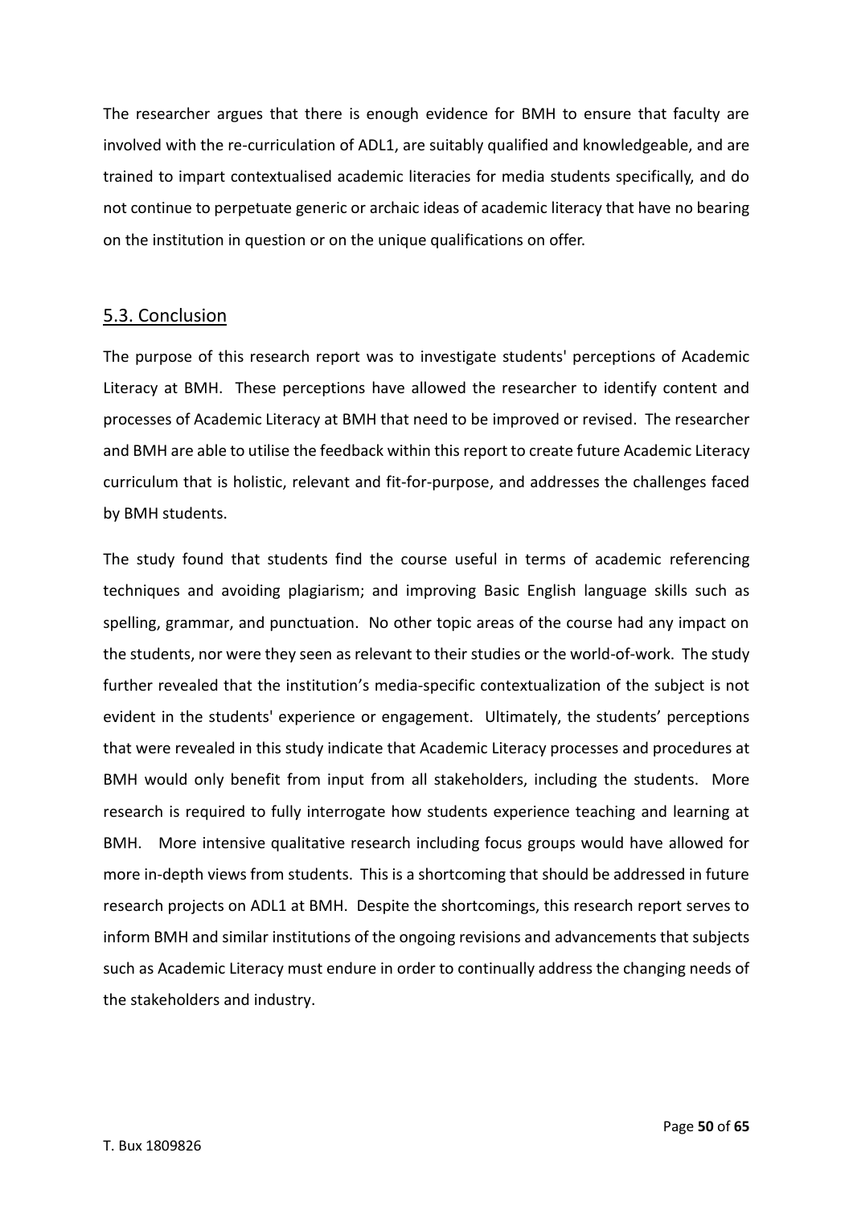The researcher argues that there is enough evidence for BMH to ensure that faculty are involved with the re-curriculation of ADL1, are suitably qualified and knowledgeable, and are trained to impart contextualised academic literacies for media students specifically, and do not continue to perpetuate generic or archaic ideas of academic literacy that have no bearing on the institution in question or on the unique qualifications on offer.

## 5.3. Conclusion

The purpose of this research report was to investigate students' perceptions of Academic Literacy at BMH. These perceptions have allowed the researcher to identify content and processes of Academic Literacy at BMH that need to be improved or revised. The researcher and BMH are able to utilise the feedback within this report to create future Academic Literacy curriculum that is holistic, relevant and fit-for-purpose, and addresses the challenges faced by BMH students.

The study found that students find the course useful in terms of academic referencing techniques and avoiding plagiarism; and improving Basic English language skills such as spelling, grammar, and punctuation. No other topic areas of the course had any impact on the students, nor were they seen as relevant to their studies or the world-of-work. The study further revealed that the institution's media-specific contextualization of the subject is not evident in the students' experience or engagement. Ultimately, the students' perceptions that were revealed in this study indicate that Academic Literacy processes and procedures at BMH would only benefit from input from all stakeholders, including the students. More research is required to fully interrogate how students experience teaching and learning at BMH. More intensive qualitative research including focus groups would have allowed for more in-depth views from students. This is a shortcoming that should be addressed in future research projects on ADL1 at BMH. Despite the shortcomings, this research report serves to inform BMH and similar institutions of the ongoing revisions and advancements that subjects such as Academic Literacy must endure in order to continually address the changing needs of the stakeholders and industry.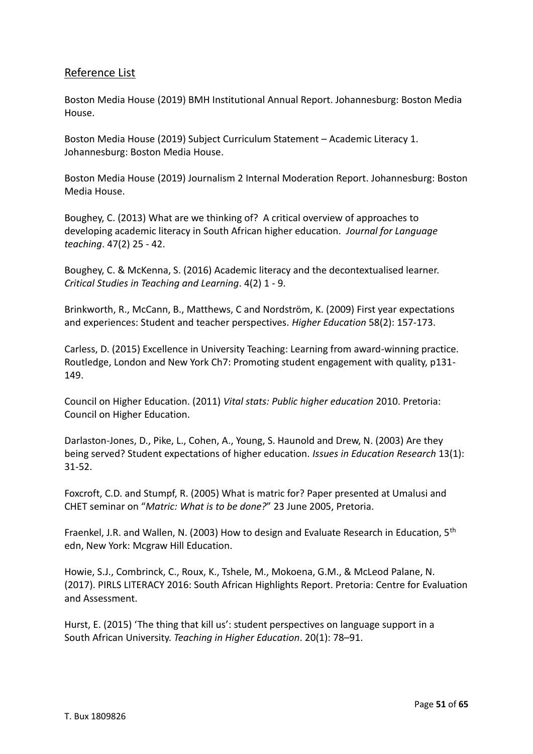## Reference List

Boston Media House (2019) BMH Institutional Annual Report. Johannesburg: Boston Media House.

Boston Media House (2019) Subject Curriculum Statement – Academic Literacy 1. Johannesburg: Boston Media House.

Boston Media House (2019) Journalism 2 Internal Moderation Report. Johannesburg: Boston Media House.

Boughey, C. (2013) What are we thinking of? A critical overview of approaches to developing academic literacy in South African higher education. *Journal for Language teaching*. 47(2) 25 - 42.

Boughey, C. & McKenna, S. (2016) Academic literacy and the decontextualised learner. *Critical Studies in Teaching and Learning*. 4(2) 1 - 9.

Brinkworth, R., McCann, B., Matthews, C and Nordström, K. (2009) First year expectations and experiences: Student and teacher perspectives. *Higher Education* 58(2): 157-173.

Carless, D. (2015) Excellence in University Teaching: Learning from award-winning practice. Routledge, London and New York Ch7: Promoting student engagement with quality, p131-149.

Council on Higher Education. (2011) *Vital stats: Public higher education* 2010. Pretoria: Council on Higher Education.

Darlaston-Jones, D., Pike, L., Cohen, A., Young, S. Haunold and Drew, N. (2003) Are they being served? Student expectations of higher education. *Issues in Education Research* 13(1): 31-52.

Foxcroft, C.D. and Stumpf, R. (2005) What is matric for? Paper presented at Umalusi and CHET seminar on "*Matric: What is to be done?*" 23 June 2005, Pretoria.

Fraenkel, J.R. and Wallen, N. (2003) How to design and Evaluate Research in Education, 5th edn, New York: Mcgraw Hill Education.

Howie, S.J., Combrinck, C., Roux, K., Tshele, M., Mokoena, G.M., & McLeod Palane, N. (2017). PIRLS LITERACY 2016: South African Highlights Report. Pretoria: Centre for Evaluation and Assessment.

Hurst, E. (2015) 'The thing that kill us': student perspectives on language support in a South African University. *Teaching in Higher Education*. 20(1): 78–91.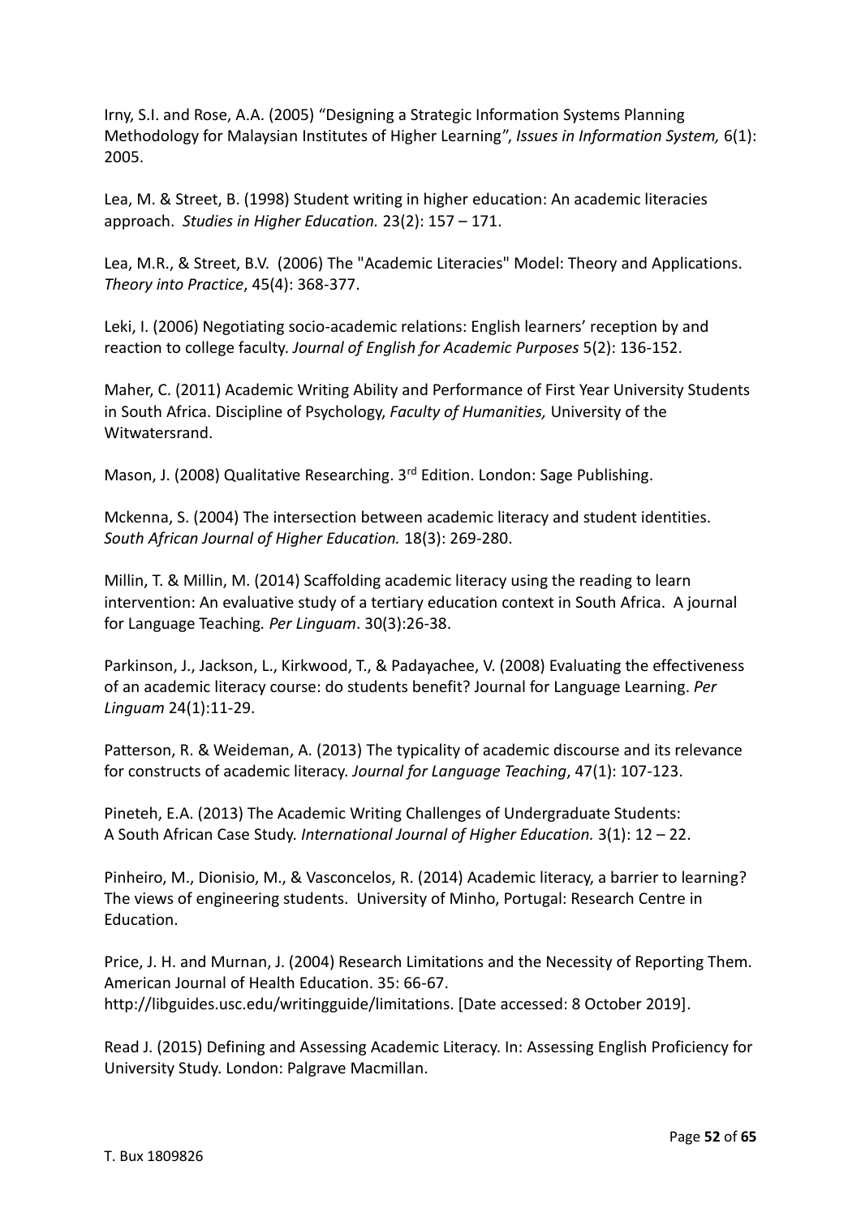Irny, S.I. and Rose, A.A. (2005) "Designing a Strategic Information Systems Planning Methodology for Malaysian Institutes of Higher Learning", *Issues in Information System,* 6(1): 2005.

Lea, M. & Street, B. (1998) Student writing in higher education: An academic literacies approach. *Studies in Higher Education.* 23(2): 157 – 171.

Lea, M.R., & Street, B.V. (2006) The "Academic Literacies" Model: Theory and Applications. *Theory into Practice*, 45(4): 368-377.

Leki, I. (2006) Negotiating socio-academic relations: English learners' reception by and reaction to college faculty. *Journal of English for Academic Purposes* 5(2): 136-152.

Maher, C. (2011) Academic Writing Ability and Performance of First Year University Students in South Africa. Discipline of Psychology, *Faculty of Humanities,* University of the Witwatersrand.

Mason, J. (2008) Qualitative Researching. 3rd Edition. London: Sage Publishing.

Mckenna, S. (2004) The intersection between academic literacy and student identities. *South African Journal of Higher Education.* 18(3): 269-280.

Millin, T. & Millin, M. (2014) Scaffolding academic literacy using the reading to learn intervention: An evaluative study of a tertiary education context in South Africa. A journal for Language Teaching. *Per Linguam*. 30(3):26-38.

Parkinson, J., Jackson, L., Kirkwood, T., & Padayachee, V. (2008) Evaluating the effectiveness of an academic literacy course: do students benefit? Journal for Language Learning. *Per Linguam* 24(1):11-29.

Patterson, R. & Weideman, A. (2013) The typicality of academic discourse and its relevance for constructs of academic literacy. *Journal for Language Teaching*, 47(1): 107-123.

Pineteh, E.A. (2013) The Academic Writing Challenges of Undergraduate Students: A South African Case Study. *International Journal of Higher Education.* 3(1): 12 – 22.

Pinheiro, M., Dionisio, M., & Vasconcelos, R. (2014) Academic literacy, a barrier to learning? The views of engineering students. University of Minho, Portugal: Research Centre in Education.

Price, J. H. and Murnan, J. (2004) Research Limitations and the Necessity of Reporting Them. American Journal of Health Education. 35: 66-67. http://libguides.usc.edu/writingguide/limitations. [Date accessed: 8 October 2019].

Read J. (2015) Defining and Assessing Academic Literacy. In: Assessing English Proficiency for University Study. London: Palgrave Macmillan.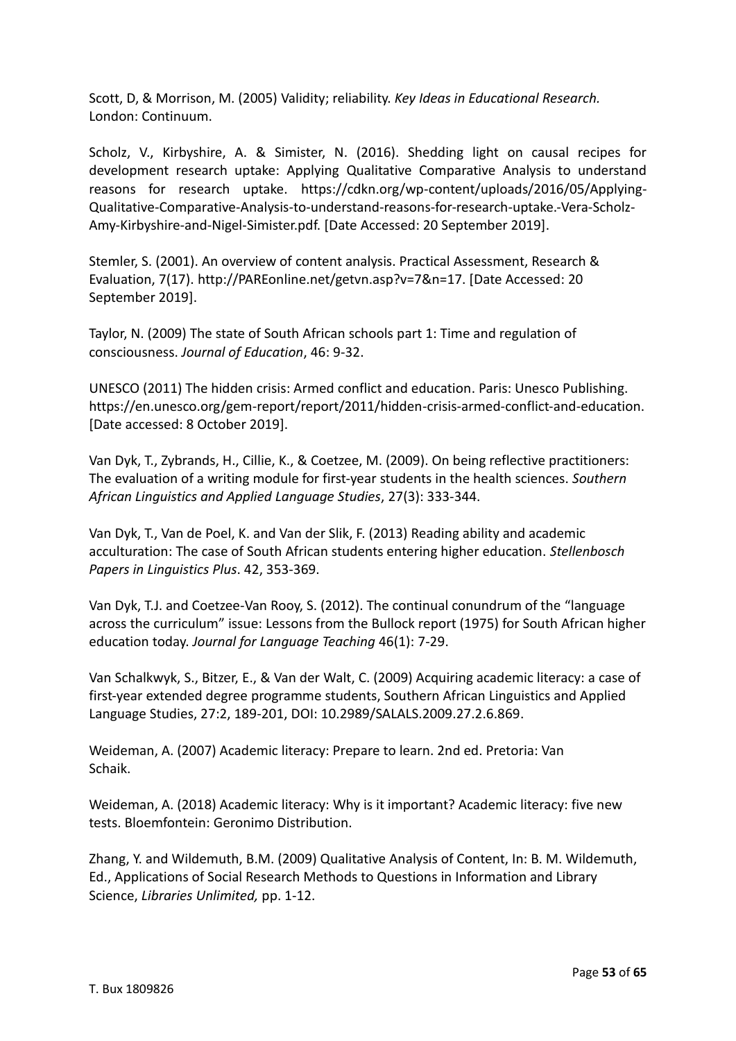Scott, D, & Morrison, M. (2005) Validity; reliability. *Key Ideas in Educational Research.* London: Continuum.

Scholz, V., Kirbyshire, A. & Simister, N. (2016). Shedding light on causal recipes for development research uptake: Applying Qualitative Comparative Analysis to understand reasons for research uptake. https://cdkn.org/wp-content/uploads/2016/05/Applying-Qualitative-Comparative-Analysis-to-understand-reasons-for-research-uptake.-Vera-Scholz-Amy-Kirbyshire-and-Nigel-Simister.pdf. [Date Accessed: 20 September 2019].

Stemler, S. (2001). An overview of content analysis. Practical Assessment, Research & Evaluation, 7(17). http://PAREonline.net/getvn.asp?v=7&n=17. [Date Accessed: 20 September 2019].

Taylor, N. (2009) The state of South African schools part 1: Time and regulation of consciousness. *Journal of Education*, 46: 9-32.

UNESCO (2011) The hidden crisis: Armed conflict and education. Paris: Unesco Publishing. https://en.unesco.org/gem-report/report/2011/hidden-crisis-armed-conflict-and-education. [Date accessed: 8 October 2019].

Van Dyk, T., Zybrands, H., Cillie, K., & Coetzee, M. (2009). On being reflective practitioners: The evaluation of a writing module for first-year students in the health sciences. *Southern African Linguistics and Applied Language Studies*, 27(3): 333-344.

Van Dyk, T., Van de Poel, K. and Van der Slik, F. (2013) Reading ability and academic acculturation: The case of South African students entering higher education. *Stellenbosch Papers in Linguistics Plus*. 42, 353-369.

Van Dyk, T.J. and Coetzee-Van Rooy, S. (2012). The continual conundrum of the "language across the curriculum" issue: Lessons from the Bullock report (1975) for South African higher education today. *Journal for Language Teaching* 46(1): 7-29.

Van Schalkwyk, S., Bitzer, E., & Van der Walt, C. (2009) Acquiring academic literacy: a case of first-year extended degree programme students, Southern African Linguistics and Applied Language Studies, 27:2, 189-201, DOI: 10.2989/SALALS.2009.27.2.6.869.

Weideman, A. (2007) Academic literacy: Prepare to learn. 2nd ed. Pretoria: Van Schaik.

Weideman, A. (2018) Academic literacy: Why is it important? Academic literacy: five new tests. Bloemfontein: Geronimo Distribution.

Zhang, Y. and Wildemuth, B.M. (2009) Qualitative Analysis of Content, In: B. M. Wildemuth, Ed., Applications of Social Research Methods to Questions in Information and Library Science, *Libraries Unlimited,* pp. 1-12.

T. Bux 1809826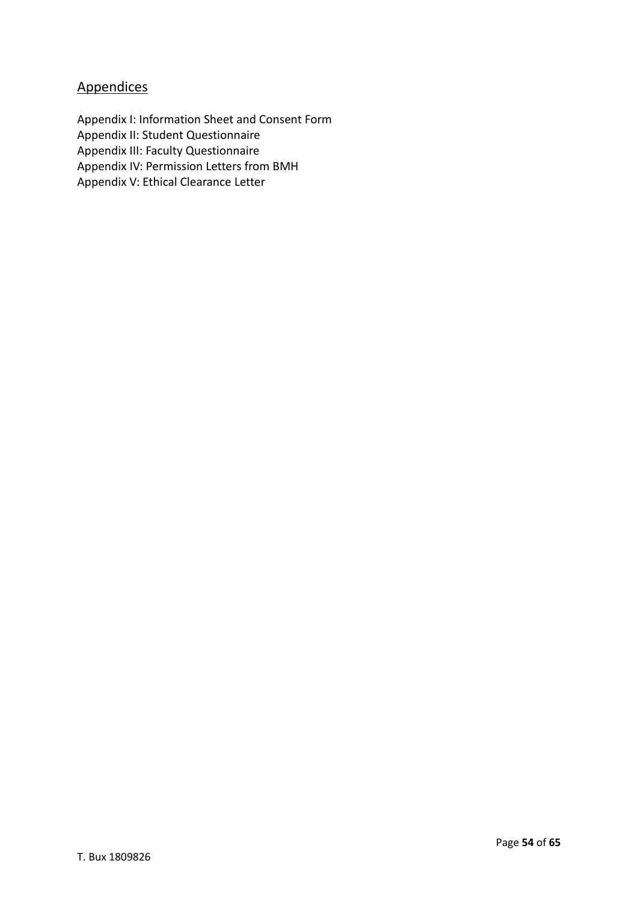## Appendices

Appendix I: Information Sheet and Consent Form
Appendix II: Student Questionnaire
Appendix III: Faculty Questionnaire
Appendix IV: Permission Letters from BMH
Appendix V: Ethical Clearance Letter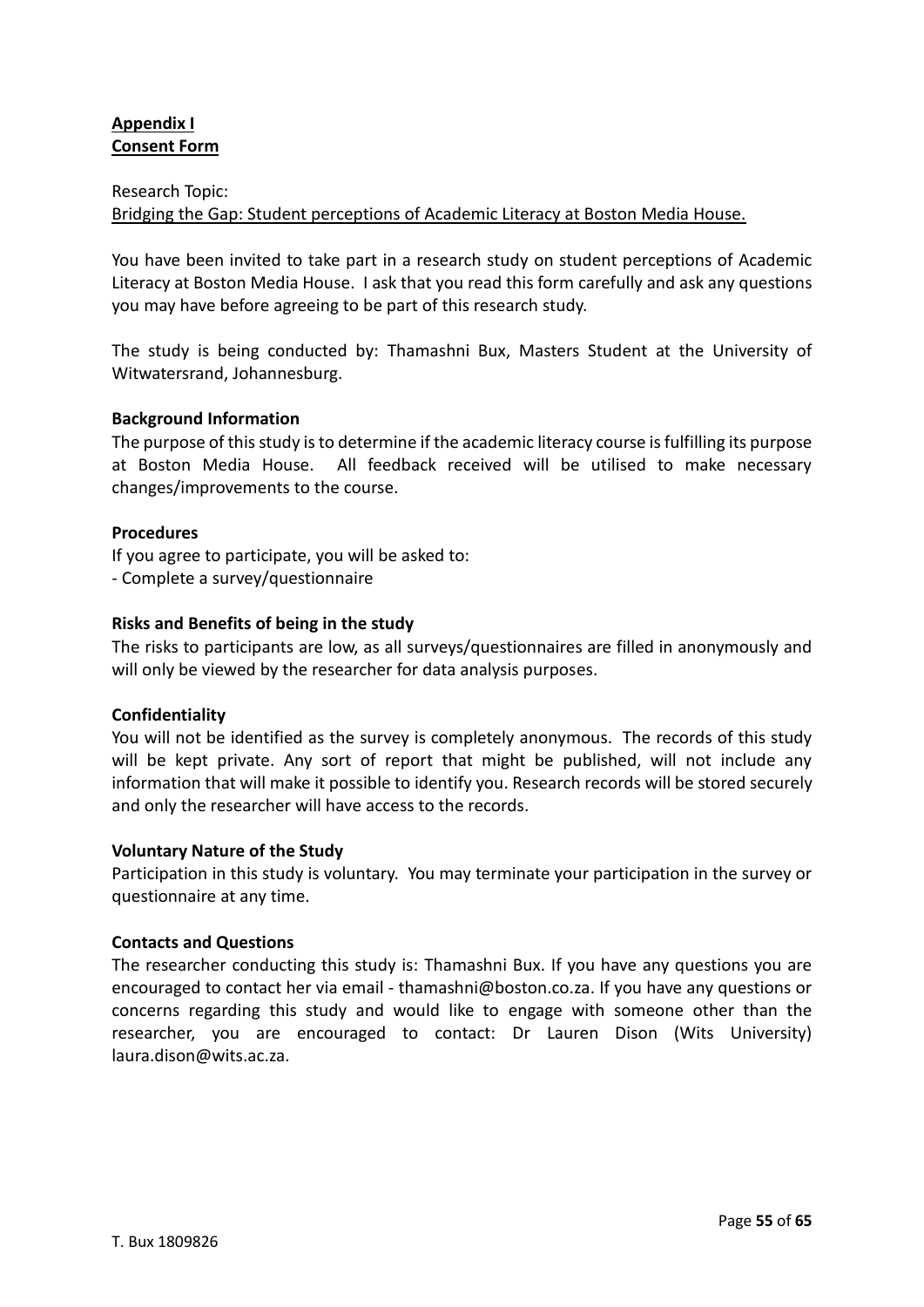**Appendix I**
**Consent Form**

Research Topic:
Bridging the Gap: Student perceptions of Academic Literacy at Boston Media House.

You have been invited to take part in a research study on student perceptions of Academic Literacy at Boston Media House. I ask that you read this form carefully and ask any questions you may have before agreeing to be part of this research study.

The study is being conducted by: Thamashni Bux, Masters Student at the University of Witwatersrand, Johannesburg.

**Background Information**

The purpose of this study is to determine if the academic literacy course is fulfilling its purpose at Boston Media House. All feedback received will be utilised to make necessary changes/improvements to the course.

**Procedures**

If you agree to participate, you will be asked to:
- Complete a survey/questionnaire

**Risks and Benefits of being in the study**

The risks to participants are low, as all surveys/questionnaires are filled in anonymously and will only be viewed by the researcher for data analysis purposes.

**Confidentiality**

You will not be identified as the survey is completely anonymous. The records of this study will be kept private. Any sort of report that might be published, will not include any information that will make it possible to identify you. Research records will be stored securely and only the researcher will have access to the records.

**Voluntary Nature of the Study**

Participation in this study is voluntary. You may terminate your participation in the survey or questionnaire at any time.

**Contacts and Questions**

The researcher conducting this study is: Thamashni Bux. If you have any questions you are encouraged to contact her via email - thamashni@boston.co.za. If you have any questions or concerns regarding this study and would like to engage with someone other than the researcher, you are encouraged to contact: Dr Lauren Dison (Wits University) laura.dison@wits.ac.za.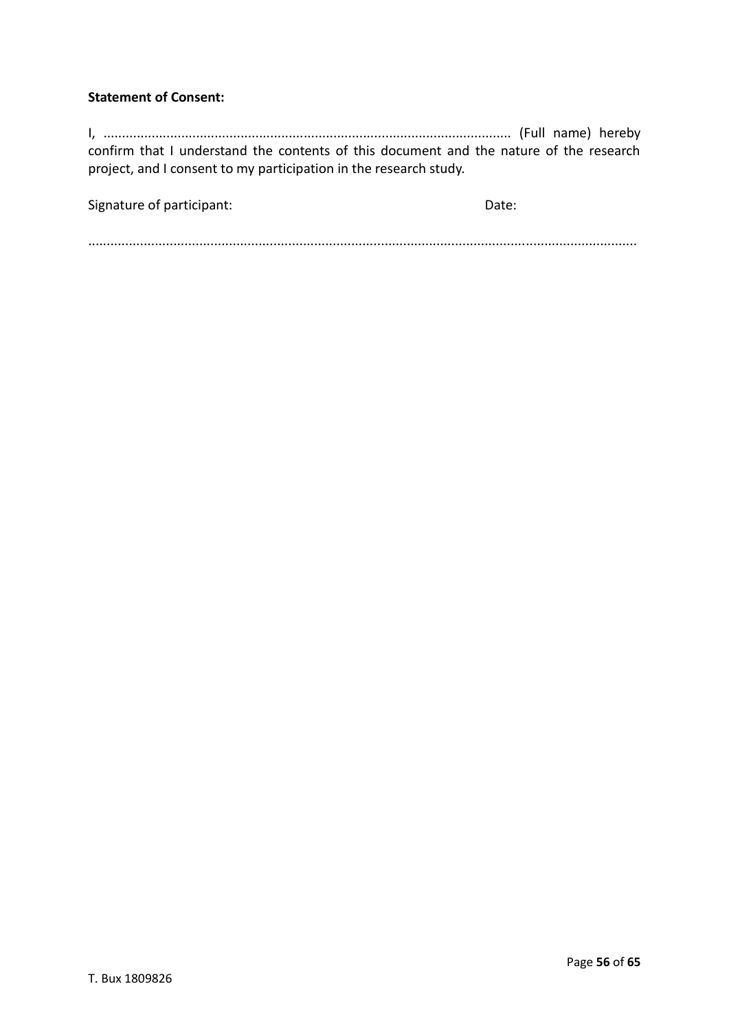**Statement of Consent:**

I, ............................................................................................................. (Full name) hereby confirm that I understand the contents of this document and the nature of the research project, and I consent to my participation in the research study.

Signature of participant: Date:

....................................................................................................................................................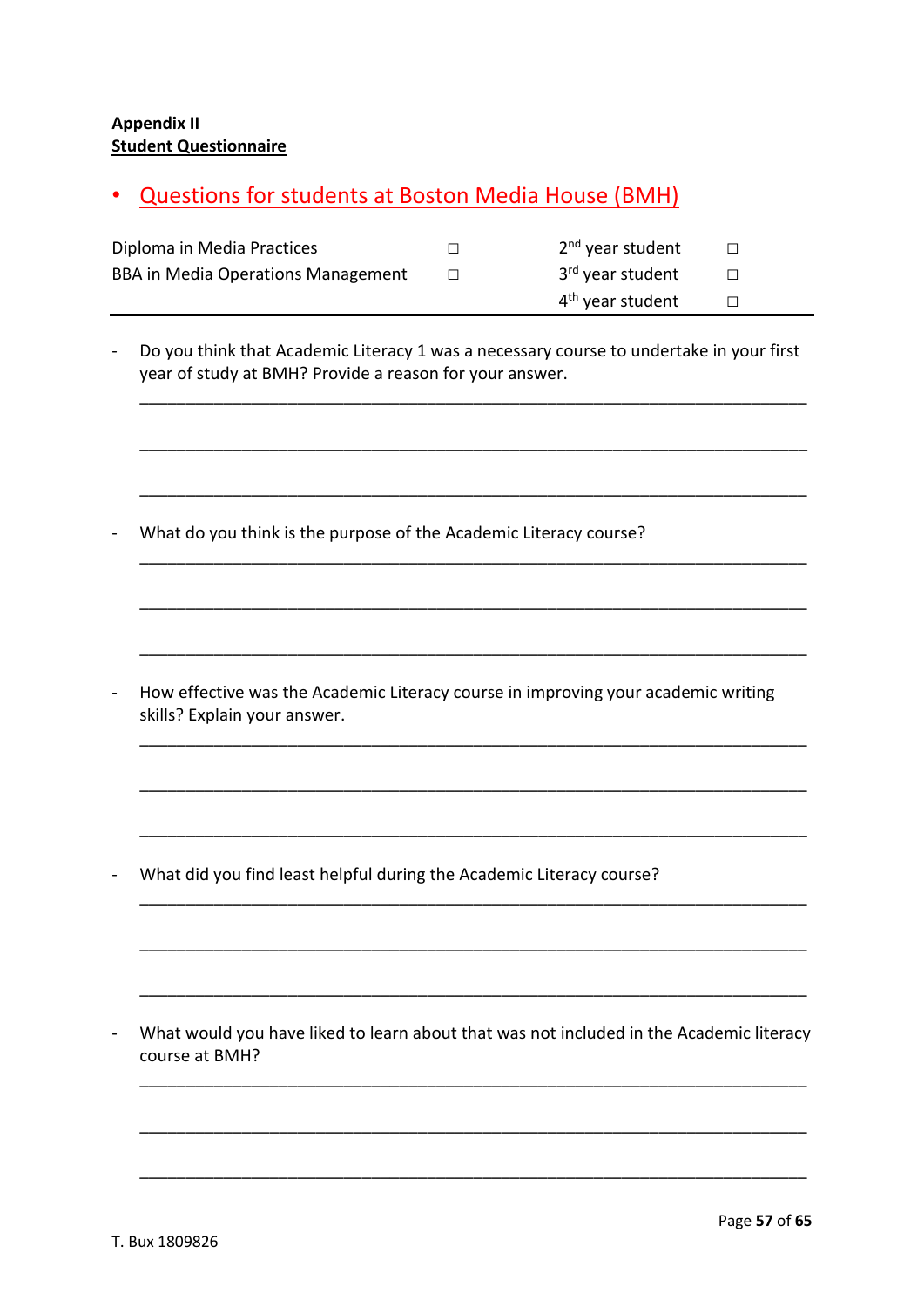**Appendix II**
**Student Questionnaire**

- Questions for students at Boston Media House (BMH)

| | | | |
|---|---|---|---|
| Diploma in Media Practices | ☐ | 2nd year student | ☐ |
| BBA in Media Operations Management | ☐ | 3rd year student | ☐ |
| | | 4th year student | ☐ |

- Do you think that Academic Literacy 1 was a necessary course to undertake in your first year of study at BMH? Provide a reason for your answer.

\_\_\_\_\_\_\_\_\_\_\_\_\_\_\_\_\_\_\_\_\_\_\_\_\_\_\_\_\_\_\_\_\_\_\_\_\_\_\_\_\_\_\_\_\_\_\_\_\_\_\_\_\_\_\_\_\_\_\_\_\_\_\_\_\_\_\_\_

\_\_\_\_\_\_\_\_\_\_\_\_\_\_\_\_\_\_\_\_\_\_\_\_\_\_\_\_\_\_\_\_\_\_\_\_\_\_\_\_\_\_\_\_\_\_\_\_\_\_\_\_\_\_\_\_\_\_\_\_\_\_\_\_\_\_\_\_

\_\_\_\_\_\_\_\_\_\_\_\_\_\_\_\_\_\_\_\_\_\_\_\_\_\_\_\_\_\_\_\_\_\_\_\_\_\_\_\_\_\_\_\_\_\_\_\_\_\_\_\_\_\_\_\_\_\_\_\_\_\_\_\_\_\_\_\_

- What do you think is the purpose of the Academic Literacy course?

\_\_\_\_\_\_\_\_\_\_\_\_\_\_\_\_\_\_\_\_\_\_\_\_\_\_\_\_\_\_\_\_\_\_\_\_\_\_\_\_\_\_\_\_\_\_\_\_\_\_\_\_\_\_\_\_\_\_\_\_\_\_\_\_\_\_\_\_

\_\_\_\_\_\_\_\_\_\_\_\_\_\_\_\_\_\_\_\_\_\_\_\_\_\_\_\_\_\_\_\_\_\_\_\_\_\_\_\_\_\_\_\_\_\_\_\_\_\_\_\_\_\_\_\_\_\_\_\_\_\_\_\_\_\_\_\_

\_\_\_\_\_\_\_\_\_\_\_\_\_\_\_\_\_\_\_\_\_\_\_\_\_\_\_\_\_\_\_\_\_\_\_\_\_\_\_\_\_\_\_\_\_\_\_\_\_\_\_\_\_\_\_\_\_\_\_\_\_\_\_\_\_\_\_\_

- How effective was the Academic Literacy course in improving your academic writing skills? Explain your answer.

\_\_\_\_\_\_\_\_\_\_\_\_\_\_\_\_\_\_\_\_\_\_\_\_\_\_\_\_\_\_\_\_\_\_\_\_\_\_\_\_\_\_\_\_\_\_\_\_\_\_\_\_\_\_\_\_\_\_\_\_\_\_\_\_\_\_\_\_

\_\_\_\_\_\_\_\_\_\_\_\_\_\_\_\_\_\_\_\_\_\_\_\_\_\_\_\_\_\_\_\_\_\_\_\_\_\_\_\_\_\_\_\_\_\_\_\_\_\_\_\_\_\_\_\_\_\_\_\_\_\_\_\_\_\_\_\_

\_\_\_\_\_\_\_\_\_\_\_\_\_\_\_\_\_\_\_\_\_\_\_\_\_\_\_\_\_\_\_\_\_\_\_\_\_\_\_\_\_\_\_\_\_\_\_\_\_\_\_\_\_\_\_\_\_\_\_\_\_\_\_\_\_\_\_\_

- What did you find least helpful during the Academic Literacy course?

\_\_\_\_\_\_\_\_\_\_\_\_\_\_\_\_\_\_\_\_\_\_\_\_\_\_\_\_\_\_\_\_\_\_\_\_\_\_\_\_\_\_\_\_\_\_\_\_\_\_\_\_\_\_\_\_\_\_\_\_\_\_\_\_\_\_\_\_

\_\_\_\_\_\_\_\_\_\_\_\_\_\_\_\_\_\_\_\_\_\_\_\_\_\_\_\_\_\_\_\_\_\_\_\_\_\_\_\_\_\_\_\_\_\_\_\_\_\_\_\_\_\_\_\_\_\_\_\_\_\_\_\_\_\_\_\_

\_\_\_\_\_\_\_\_\_\_\_\_\_\_\_\_\_\_\_\_\_\_\_\_\_\_\_\_\_\_\_\_\_\_\_\_\_\_\_\_\_\_\_\_\_\_\_\_\_\_\_\_\_\_\_\_\_\_\_\_\_\_\_\_\_\_\_\_

- What would you have liked to learn about that was not included in the Academic literacy course at BMH?

\_\_\_\_\_\_\_\_\_\_\_\_\_\_\_\_\_\_\_\_\_\_\_\_\_\_\_\_\_\_\_\_\_\_\_\_\_\_\_\_\_\_\_\_\_\_\_\_\_\_\_\_\_\_\_\_\_\_\_\_\_\_\_\_\_\_\_\_

\_\_\_\_\_\_\_\_\_\_\_\_\_\_\_\_\_\_\_\_\_\_\_\_\_\_\_\_\_\_\_\_\_\_\_\_\_\_\_\_\_\_\_\_\_\_\_\_\_\_\_\_\_\_\_\_\_\_\_\_\_\_\_\_\_\_\_\_

\_\_\_\_\_\_\_\_\_\_\_\_\_\_\_\_\_\_\_\_\_\_\_\_\_\_\_\_\_\_\_\_\_\_\_\_\_\_\_\_\_\_\_\_\_\_\_\_\_\_\_\_\_\_\_\_\_\_\_\_\_\_\_\_\_\_\_\_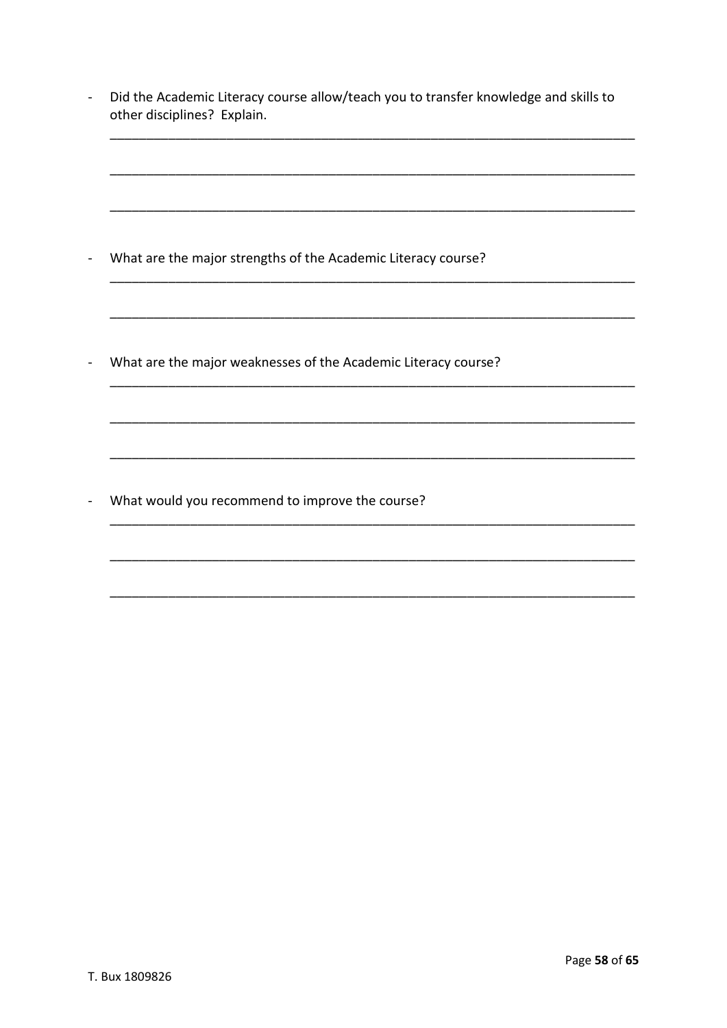- Did the Academic Literacy course allow/teach you to transfer knowledge and skills to other disciplines? Explain.

  ___________________________________________________________________________

  ___________________________________________________________________________

  ___________________________________________________________________________

- What are the major strengths of the Academic Literacy course?

  ___________________________________________________________________________

  ___________________________________________________________________________

- What are the major weaknesses of the Academic Literacy course?

  ___________________________________________________________________________

  ___________________________________________________________________________

  ___________________________________________________________________________

- What would you recommend to improve the course?

  ___________________________________________________________________________

  ___________________________________________________________________________

  ___________________________________________________________________________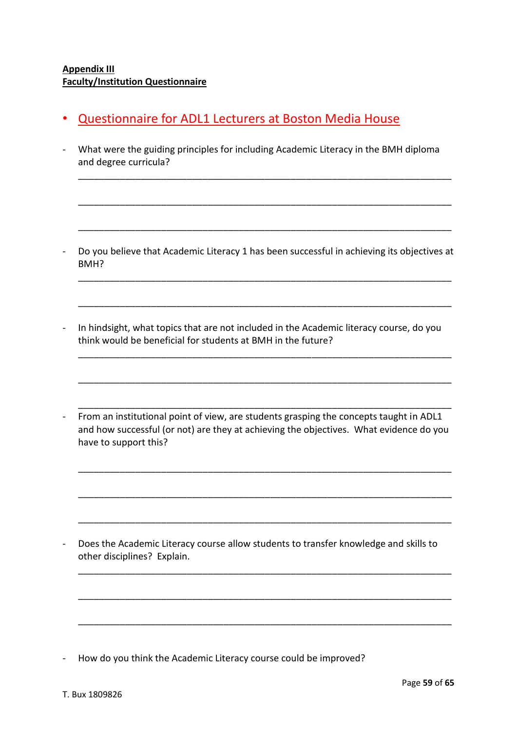**Appendix III**
**Faculty/Institution Questionnaire**

- Questionnaire for ADL1 Lecturers at Boston Media House

- What were the guiding principles for including Academic Literacy in the BMH diploma and degree curricula?

___________________________________________________________________________

___________________________________________________________________________

___________________________________________________________________________

- Do you believe that Academic Literacy 1 has been successful in achieving its objectives at BMH?

___________________________________________________________________________

___________________________________________________________________________

- In hindsight, what topics that are not included in the Academic literacy course, do you think would be beneficial for students at BMH in the future?

___________________________________________________________________________

___________________________________________________________________________

___________________________________________________________________________

- From an institutional point of view, are students grasping the concepts taught in ADL1 and how successful (or not) are they at achieving the objectives. What evidence do you have to support this?

___________________________________________________________________________

___________________________________________________________________________

___________________________________________________________________________

- Does the Academic Literacy course allow students to transfer knowledge and skills to other disciplines? Explain.

___________________________________________________________________________

___________________________________________________________________________

___________________________________________________________________________

- How do you think the Academic Literacy course could be improved?

T. Bux 1809826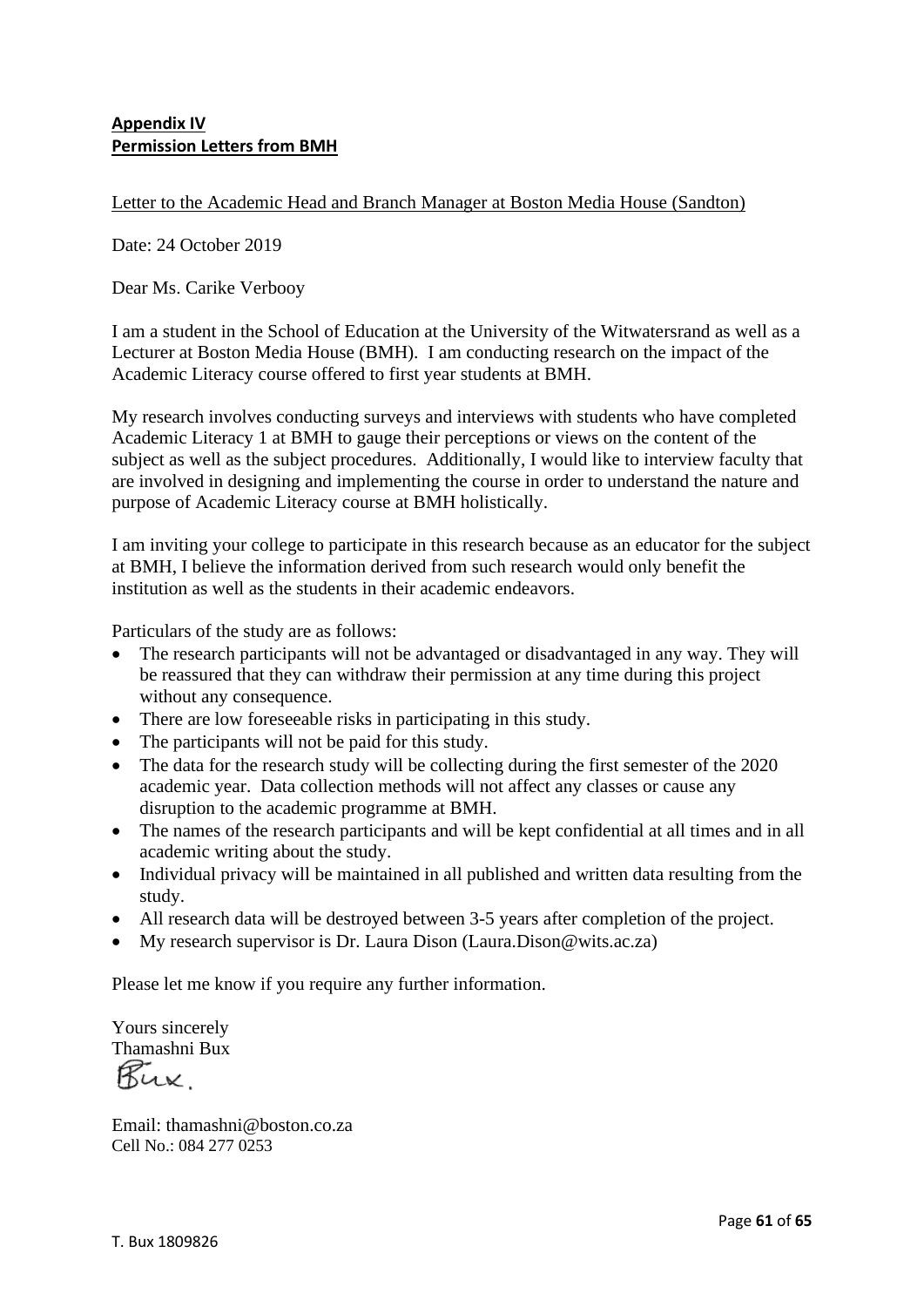**Appendix IV**
**Permission Letters from BMH**

Letter to the Academic Head and Branch Manager at Boston Media House (Sandton)

Date: 24 October 2019

Dear Ms. Carike Verbooy

I am a student in the School of Education at the University of the Witwatersrand as well as a Lecturer at Boston Media House (BMH). I am conducting research on the impact of the Academic Literacy course offered to first year students at BMH.

My research involves conducting surveys and interviews with students who have completed Academic Literacy 1 at BMH to gauge their perceptions or views on the content of the subject as well as the subject procedures. Additionally, I would like to interview faculty that are involved in designing and implementing the course in order to understand the nature and purpose of Academic Literacy course at BMH holistically.

I am inviting your college to participate in this research because as an educator for the subject at BMH, I believe the information derived from such research would only benefit the institution as well as the students in their academic endeavors.

Particulars of the study are as follows:

- The research participants will not be advantaged or disadvantaged in any way. They will be reassured that they can withdraw their permission at any time during this project without any consequence.
- There are low foreseeable risks in participating in this study.
- The participants will not be paid for this study.
- The data for the research study will be collecting during the first semester of the 2020 academic year. Data collection methods will not affect any classes or cause any disruption to the academic programme at BMH.
- The names of the research participants and will be kept confidential at all times and in all academic writing about the study.
- Individual privacy will be maintained in all published and written data resulting from the study.
- All research data will be destroyed between 3-5 years after completion of the project.
- My research supervisor is Dr. Laura Dison (Laura.Dison@wits.ac.za)

Please let me know if you require any further information.

Yours sincerely
Thamashni Bux
Bux.

Email: thamashni@boston.co.za
Cell No.: 084 277 0253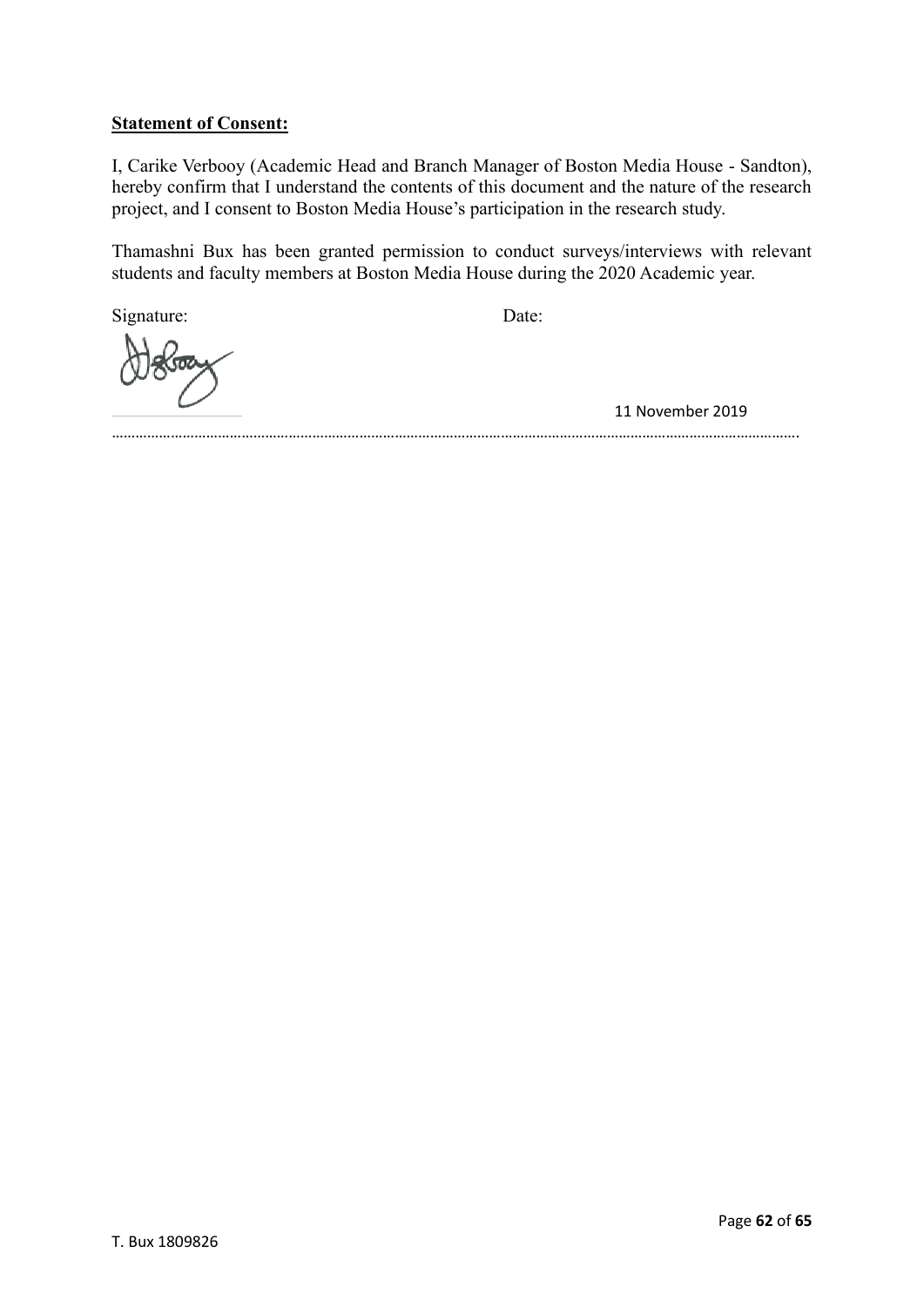**Statement of Consent:**

I, Carike Verbooy (Academic Head and Branch Manager of Boston Media House - Sandton), hereby confirm that I understand the contents of this document and the nature of the research project, and I consent to Boston Media House's participation in the research study.

Thamashni Bux has been granted permission to conduct surveys/interviews with relevant students and faculty members at Boston Media House during the 2020 Academic year.

Signature: Date:

11 November 2019

……………………………………………………………………………………………………………………………………………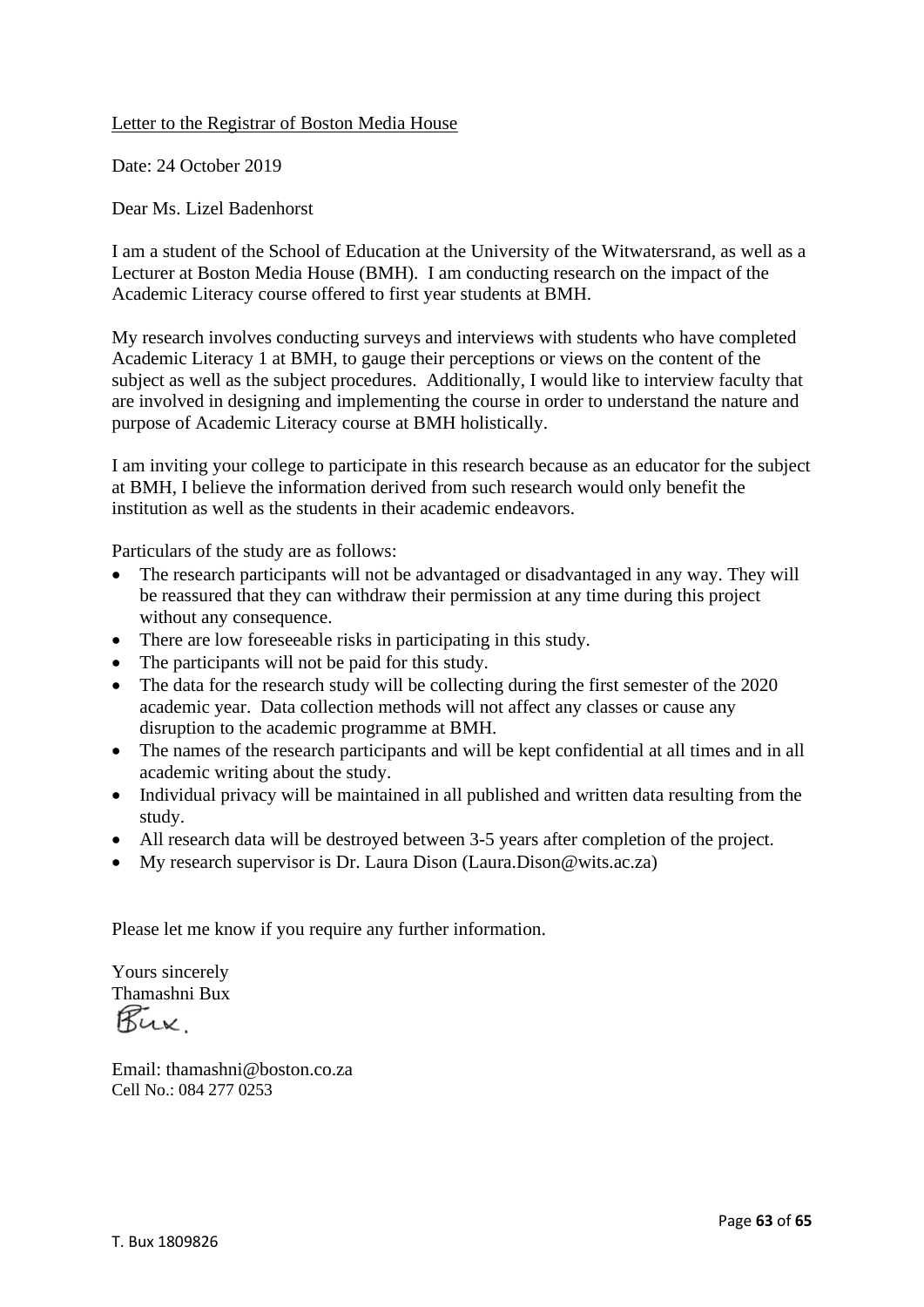<u>Letter to the Registrar of Boston Media House</u>

Date: 24 October 2019

Dear Ms. Lizel Badenhorst

I am a student of the School of Education at the University of the Witwatersrand, as well as a Lecturer at Boston Media House (BMH). I am conducting research on the impact of the Academic Literacy course offered to first year students at BMH.

My research involves conducting surveys and interviews with students who have completed Academic Literacy 1 at BMH, to gauge their perceptions or views on the content of the subject as well as the subject procedures. Additionally, I would like to interview faculty that are involved in designing and implementing the course in order to understand the nature and purpose of Academic Literacy course at BMH holistically.

I am inviting your college to participate in this research because as an educator for the subject at BMH, I believe the information derived from such research would only benefit the institution as well as the students in their academic endeavors.

Particulars of the study are as follows:

- The research participants will not be advantaged or disadvantaged in any way. They will be reassured that they can withdraw their permission at any time during this project without any consequence.
- There are low foreseeable risks in participating in this study.
- The participants will not be paid for this study.
- The data for the research study will be collecting during the first semester of the 2020 academic year. Data collection methods will not affect any classes or cause any disruption to the academic programme at BMH.
- The names of the research participants and will be kept confidential at all times and in all academic writing about the study.
- Individual privacy will be maintained in all published and written data resulting from the study.
- All research data will be destroyed between 3-5 years after completion of the project.
- My research supervisor is Dr. Laura Dison (Laura.Dison@wits.ac.za)

Please let me know if you require any further information.

Yours sincerely
Thamashni Bux

Bux.

Email: thamashni@boston.co.za
Cell No.: 084 277 0253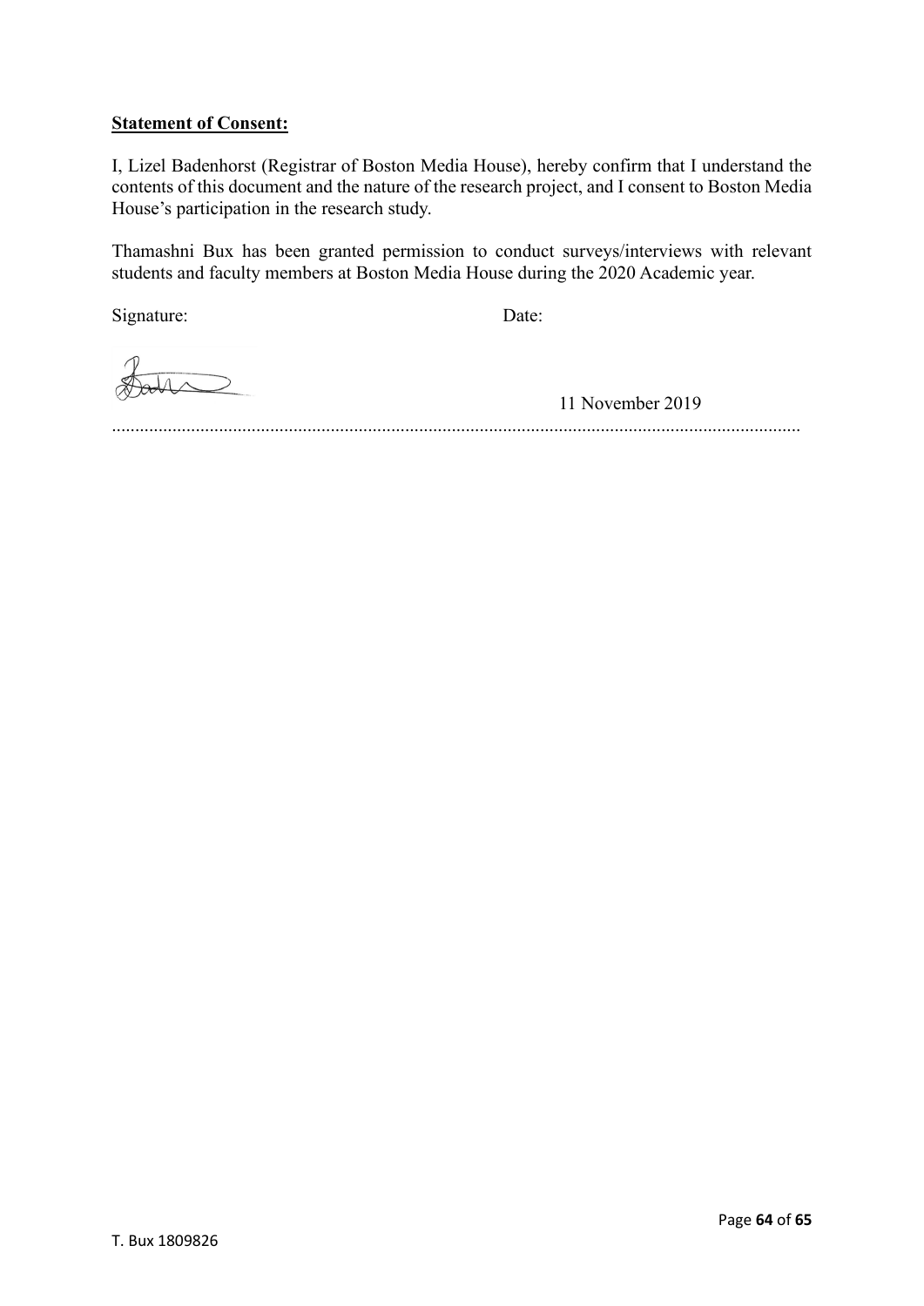**Statement of Consent:**

I, Lizel Badenhorst (Registrar of Boston Media House), hereby confirm that I understand the contents of this document and the nature of the research project, and I consent to Boston Media House's participation in the research study.

Thamashni Bux has been granted permission to conduct surveys/interviews with relevant students and faculty members at Boston Media House during the 2020 Academic year.

Signature: Date:

11 November 2019

.................................................................................................................................................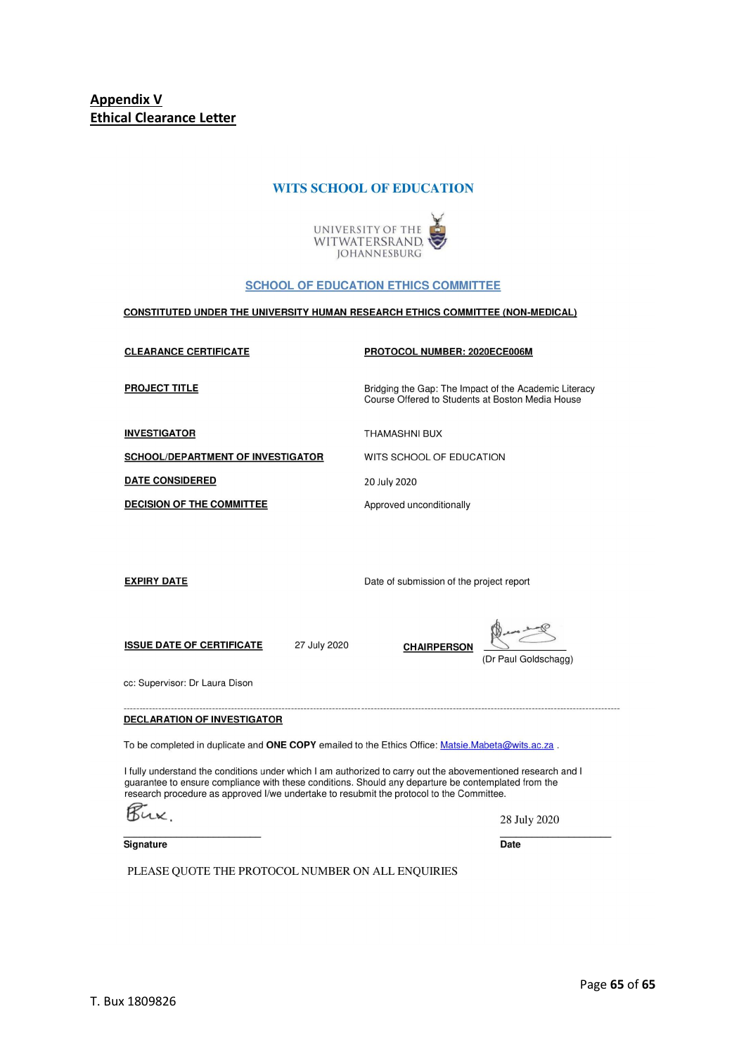## Appendix V
## Ethical Clearance Letter

**WITS SCHOOL OF EDUCATION**

UNIVERSITY OF THE WITWATERSRAND, JOHANNESBURG

**SCHOOL OF EDUCATION ETHICS COMMITTEE**

**CONSTITUTED UNDER THE UNIVERSITY HUMAN RESEARCH ETHICS COMMITTEE (NON-MEDICAL)**

| | |
|---|---|
| **CLEARANCE CERTIFICATE** | **PROTOCOL NUMBER: 2020ECE006M** |
| **PROJECT TITLE** | Bridging the Gap: The Impact of the Academic Literacy Course Offered to Students at Boston Media House |
| **INVESTIGATOR** | THAMASHNI BUX |
| **SCHOOL/DEPARTMENT OF INVESTIGATOR** | WITS SCHOOL OF EDUCATION |
| **DATE CONSIDERED** | 20 July 2020 |
| **DECISION OF THE COMMITTEE** | Approved unconditionally |
| **EXPIRY DATE** | Date of submission of the project report |

**ISSUE DATE OF CERTIFICATE** 27 July 2020

**CHAIRPERSON** (Dr Paul Goldschagg)

cc: Supervisor: Dr Laura Dison

---

**DECLARATION OF INVESTIGATOR**

To be completed in duplicate and **ONE COPY** emailed to the Ethics Office: Matsie.Mabeta@wits.ac.za .

I fully understand the conditions under which I am authorized to carry out the abovementioned research and I guarantee to ensure compliance with these conditions. Should any departure be contemplated from the research procedure as approved I/we undertake to resubmit the protocol to the Committee.

Bux.

**Signature**

28 July 2020

**Date**

PLEASE QUOTE THE PROTOCOL NUMBER ON ALL ENQUIRIES

T. Bux 1809826